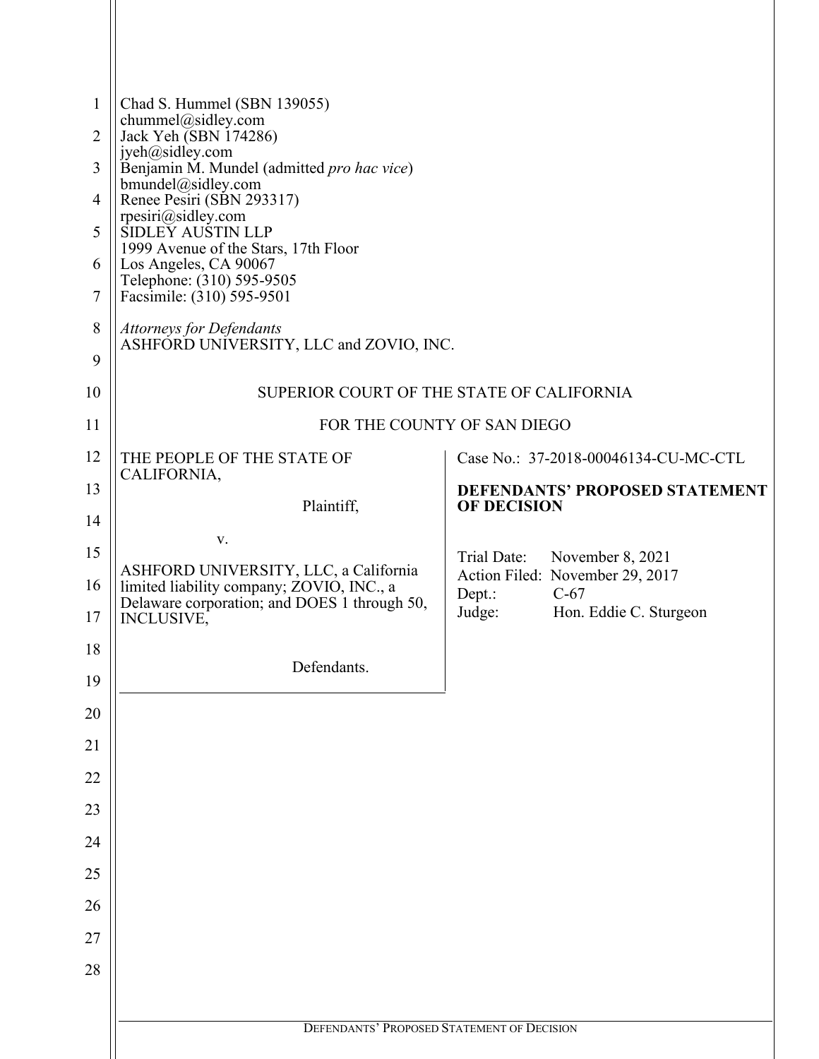Chad S. Hummel (SBN 139055)
chummel@sidley.com
Jack Yeh (SBN 174286)
jyeh@sidley.com
Benjamin M. Mundel (admitted *pro hac vice*)
bmundel@sidley.com
Renee Pesiri (SBN 293317)
rpesiri@sidley.com
SIDLEY AUSTIN LLP
1999 Avenue of the Stars, 17th Floor
Los Angeles, CA 90067
Telephone: (310) 595-9505
Facsimile: (310) 595-9501

*Attorneys for Defendants*
ASHFORD UNIVERSITY, LLC and ZOVIO, INC.

SUPERIOR COURT OF THE STATE OF CALIFORNIA

FOR THE COUNTY OF SAN DIEGO

THE PEOPLE OF THE STATE OF CALIFORNIA,

Plaintiff,

v.

ASHFORD UNIVERSITY, LLC, a California limited liability company; ZOVIO, INC., a Delaware corporation; and DOES 1 through 50, INCLUSIVE,

Defendants.

Case No.: 37-2018-00046134-CU-MC-CTL

**DEFENDANTS' PROPOSED STATEMENT OF DECISION**

Trial Date: November 8, 2021
Action Filed: November 29, 2017
Dept.: C-67
Judge: Hon. Eddie C. Sturgeon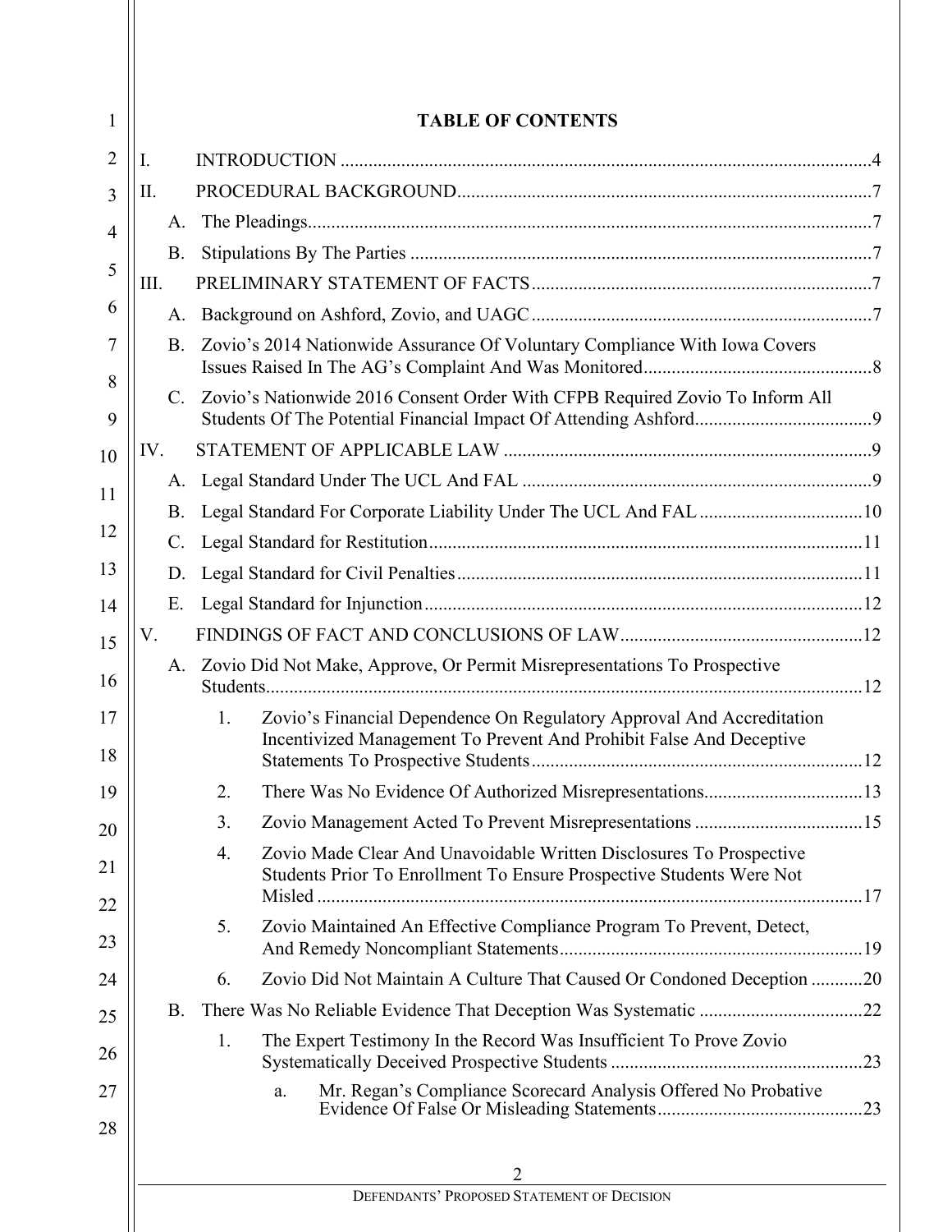# TABLE OF CONTENTS

I. INTRODUCTION .....4

II. PROCEDURAL BACKGROUND.....7

- A. The Pleadings.....7
- B. Stipulations By The Parties .....7

III. PRELIMINARY STATEMENT OF FACTS.....7

- A. Background on Ashford, Zovio, and UAGC.....7
- B. Zovio's 2014 Nationwide Assurance Of Voluntary Compliance With Iowa Covers Issues Raised In The AG's Complaint And Was Monitored.....8
- C. Zovio's Nationwide 2016 Consent Order With CFPB Required Zovio To Inform All Students Of The Potential Financial Impact Of Attending Ashford.....9

IV. STATEMENT OF APPLICABLE LAW .....9

- A. Legal Standard Under The UCL And FAL .....9
- B. Legal Standard For Corporate Liability Under The UCL And FAL .....10
- C. Legal Standard for Restitution.....11
- D. Legal Standard for Civil Penalties.....11
- E. Legal Standard for Injunction.....12

V. FINDINGS OF FACT AND CONCLUSIONS OF LAW.....12

- A. Zovio Did Not Make, Approve, Or Permit Misrepresentations To Prospective Students.....12
  1. Zovio's Financial Dependence On Regulatory Approval And Accreditation Incentivized Management To Prevent And Prohibit False And Deceptive Statements To Prospective Students.....12
  2. There Was No Evidence Of Authorized Misrepresentations.....13
  3. Zovio Management Acted To Prevent Misrepresentations .....15
  4. Zovio Made Clear And Unavoidable Written Disclosures To Prospective Students Prior To Enrollment To Ensure Prospective Students Were Not Misled .....17
  5. Zovio Maintained An Effective Compliance Program To Prevent, Detect, And Remedy Noncompliant Statements.....19
  6. Zovio Did Not Maintain A Culture That Caused Or Condoned Deception .....20
- B. There Was No Reliable Evidence That Deception Was Systematic .....22
  1. The Expert Testimony In the Record Was Insufficient To Prove Zovio Systematically Deceived Prospective Students .....23
     - a. Mr. Regan's Compliance Scorecard Analysis Offered No Probative Evidence Of False Or Misleading Statements.....23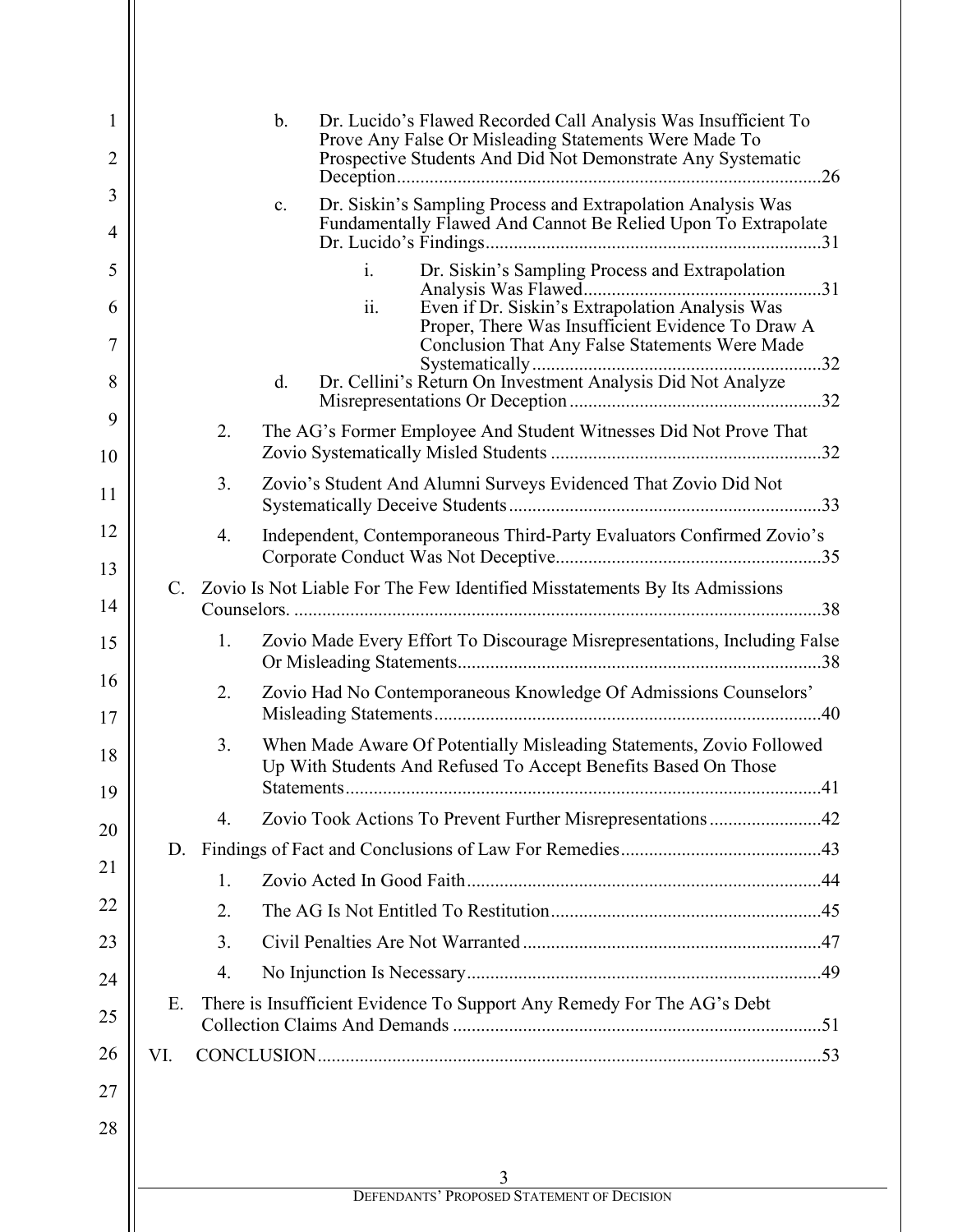b. Dr. Lucido's Flawed Recorded Call Analysis Was Insufficient To Prove Any False Or Misleading Statements Were Made To Prospective Students And Did Not Demonstrate Any Systematic Deception ........................................................................................26

c. Dr. Siskin's Sampling Process and Extrapolation Analysis Was Fundamentally Flawed And Cannot Be Relied Upon To Extrapolate Dr. Lucido's Findings.......................................................................31

i. Dr. Siskin's Sampling Process and Extrapolation Analysis Was Flawed...................................................31

ii. Even if Dr. Siskin's Extrapolation Analysis Was Proper, There Was Insufficient Evidence To Draw A Conclusion That Any False Statements Were Made Systematically..............................................................32

d. Dr. Cellini's Return On Investment Analysis Did Not Analyze Misrepresentations Or Deception......................................................32

2. The AG's Former Employee And Student Witnesses Did Not Prove That Zovio Systematically Misled Students ..........................................................32

3. Zovio's Student And Alumni Surveys Evidenced That Zovio Did Not Systematically Deceive Students...................................................................33

4. Independent, Contemporaneous Third-Party Evaluators Confirmed Zovio's Corporate Conduct Was Not Deceptive.........................................................35

C. Zovio Is Not Liable For The Few Identified Misstatements By Its Admissions Counselors. .................................................................................................................38

1. Zovio Made Every Effort To Discourage Misrepresentations, Including False Or Misleading Statements..............................................................................38

2. Zovio Had No Contemporaneous Knowledge Of Admissions Counselors' Misleading Statements..................................................................................40

3. When Made Aware Of Potentially Misleading Statements, Zovio Followed Up With Students And Refused To Accept Benefits Based On Those Statements.....................................................................................................41

4. Zovio Took Actions To Prevent Further Misrepresentations........................42

D. Findings of Fact and Conclusions of Law For Remedies...........................................43

1. Zovio Acted In Good Faith............................................................................44

2. The AG Is Not Entitled To Restitution..........................................................45

3. Civil Penalties Are Not Warranted................................................................47

4. No Injunction Is Necessary............................................................................49

E. There is Insufficient Evidence To Support Any Remedy For The AG's Debt Collection Claims And Demands ...............................................................................51

VI. CONCLUSION...........................................................................................................53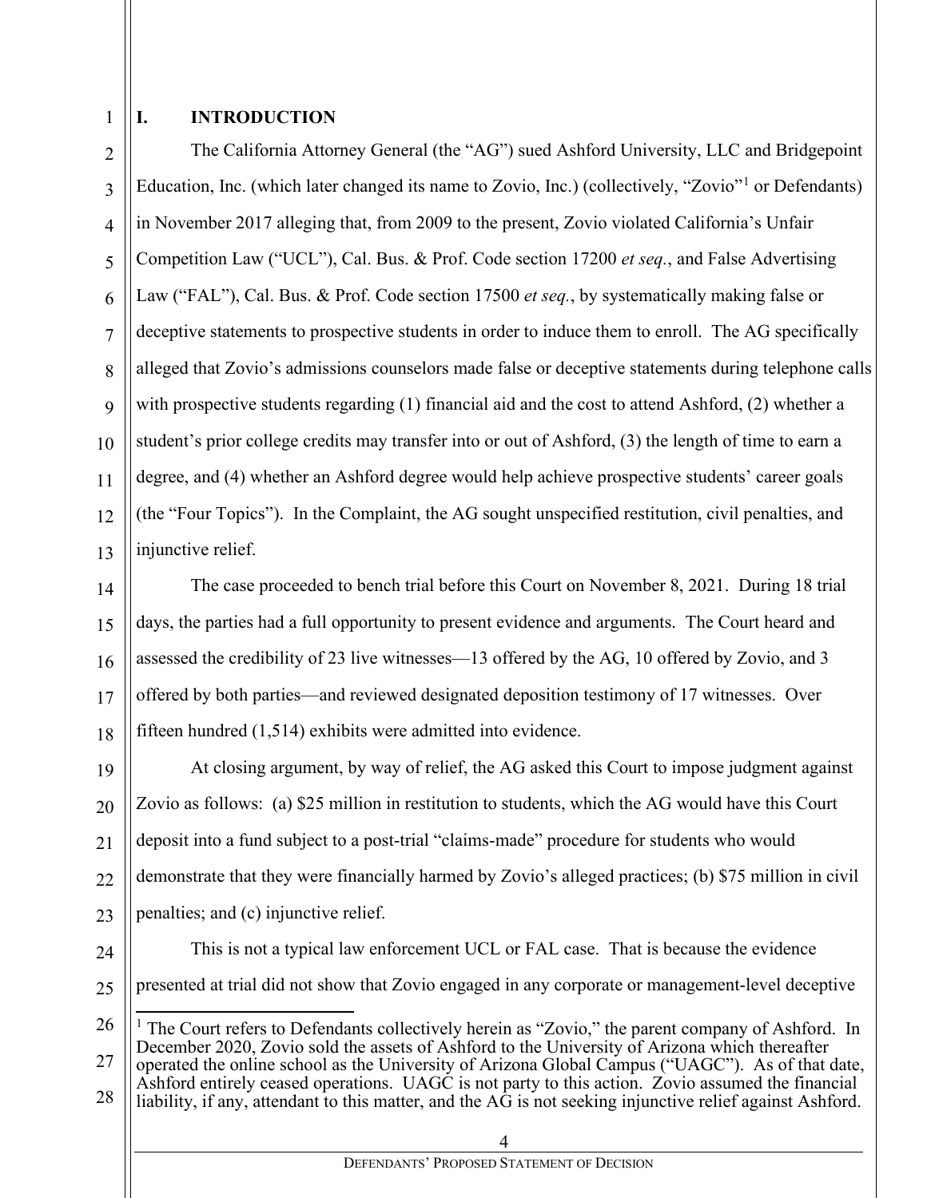# I. INTRODUCTION

The California Attorney General (the "AG") sued Ashford University, LLC and Bridgepoint Education, Inc. (which later changed its name to Zovio, Inc.) (collectively, "Zovio"[1] or Defendants) in November 2017 alleging that, from 2009 to the present, Zovio violated California's Unfair Competition Law ("UCL"), Cal. Bus. & Prof. Code section 17200 *et seq.*, and False Advertising Law ("FAL"), Cal. Bus. & Prof. Code section 17500 *et seq.*, by systematically making false or deceptive statements to prospective students in order to induce them to enroll. The AG specifically alleged that Zovio's admissions counselors made false or deceptive statements during telephone calls with prospective students regarding (1) financial aid and the cost to attend Ashford, (2) whether a student's prior college credits may transfer into or out of Ashford, (3) the length of time to earn a degree, and (4) whether an Ashford degree would help achieve prospective students' career goals (the "Four Topics"). In the Complaint, the AG sought unspecified restitution, civil penalties, and injunctive relief.

The case proceeded to bench trial before this Court on November 8, 2021. During 18 trial days, the parties had a full opportunity to present evidence and arguments. The Court heard and assessed the credibility of 23 live witnesses—13 offered by the AG, 10 offered by Zovio, and 3 offered by both parties—and reviewed designated deposition testimony of 17 witnesses. Over fifteen hundred (1,514) exhibits were admitted into evidence.

At closing argument, by way of relief, the AG asked this Court to impose judgment against Zovio as follows: (a) $25 million in restitution to students, which the AG would have this Court deposit into a fund subject to a post-trial "claims-made" procedure for students who would demonstrate that they were financially harmed by Zovio's alleged practices; (b) $75 million in civil penalties; and (c) injunctive relief.

This is not a typical law enforcement UCL or FAL case. That is because the evidence presented at trial did not show that Zovio engaged in any corporate or management-level deceptive

[1] The Court refers to Defendants collectively herein as "Zovio," the parent company of Ashford. In December 2020, Zovio sold the assets of Ashford to the University of Arizona which thereafter operated the online school as the University of Arizona Global Campus ("UAGC"). As of that date, Ashford entirely ceased operations. UAGC is not party to this action. Zovio assumed the financial liability, if any, attendant to this matter, and the AG is not seeking injunctive relief against Ashford.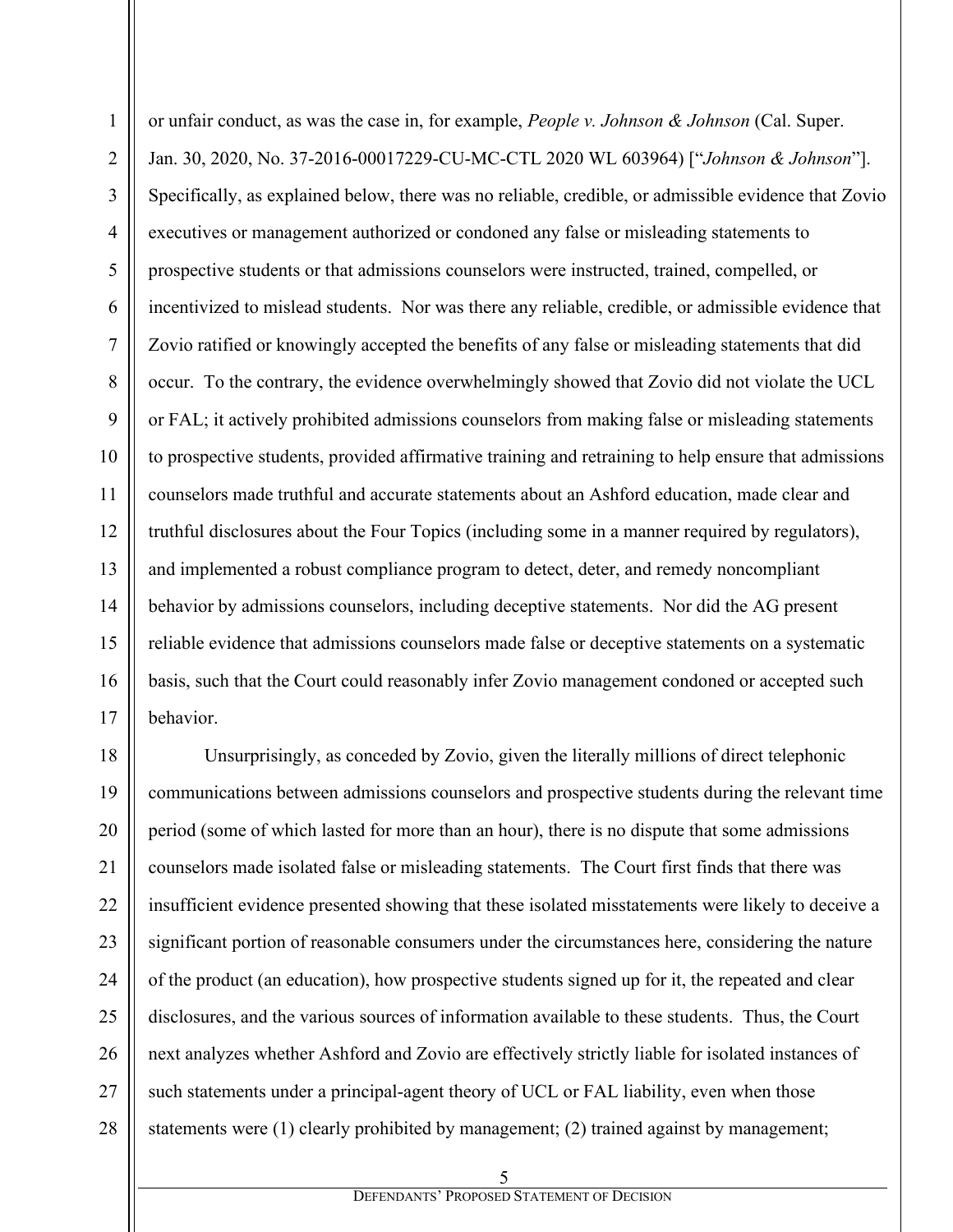or unfair conduct, as was the case in, for example, *People v. Johnson & Johnson* (Cal. Super. Jan. 30, 2020, No. 37-2016-00017229-CU-MC-CTL 2020 WL 603964) ["*Johnson & Johnson*"]. Specifically, as explained below, there was no reliable, credible, or admissible evidence that Zovio executives or management authorized or condoned any false or misleading statements to prospective students or that admissions counselors were instructed, trained, compelled, or incentivized to mislead students. Nor was there any reliable, credible, or admissible evidence that Zovio ratified or knowingly accepted the benefits of any false or misleading statements that did occur. To the contrary, the evidence overwhelmingly showed that Zovio did not violate the UCL or FAL; it actively prohibited admissions counselors from making false or misleading statements to prospective students, provided affirmative training and retraining to help ensure that admissions counselors made truthful and accurate statements about an Ashford education, made clear and truthful disclosures about the Four Topics (including some in a manner required by regulators), and implemented a robust compliance program to detect, deter, and remedy noncompliant behavior by admissions counselors, including deceptive statements. Nor did the AG present reliable evidence that admissions counselors made false or deceptive statements on a systematic basis, such that the Court could reasonably infer Zovio management condoned or accepted such behavior.

Unsurprisingly, as conceded by Zovio, given the literally millions of direct telephonic communications between admissions counselors and prospective students during the relevant time period (some of which lasted for more than an hour), there is no dispute that some admissions counselors made isolated false or misleading statements. The Court first finds that there was insufficient evidence presented showing that these isolated misstatements were likely to deceive a significant portion of reasonable consumers under the circumstances here, considering the nature of the product (an education), how prospective students signed up for it, the repeated and clear disclosures, and the various sources of information available to these students. Thus, the Court next analyzes whether Ashford and Zovio are effectively strictly liable for isolated instances of such statements under a principal-agent theory of UCL or FAL liability, even when those statements were (1) clearly prohibited by management; (2) trained against by management;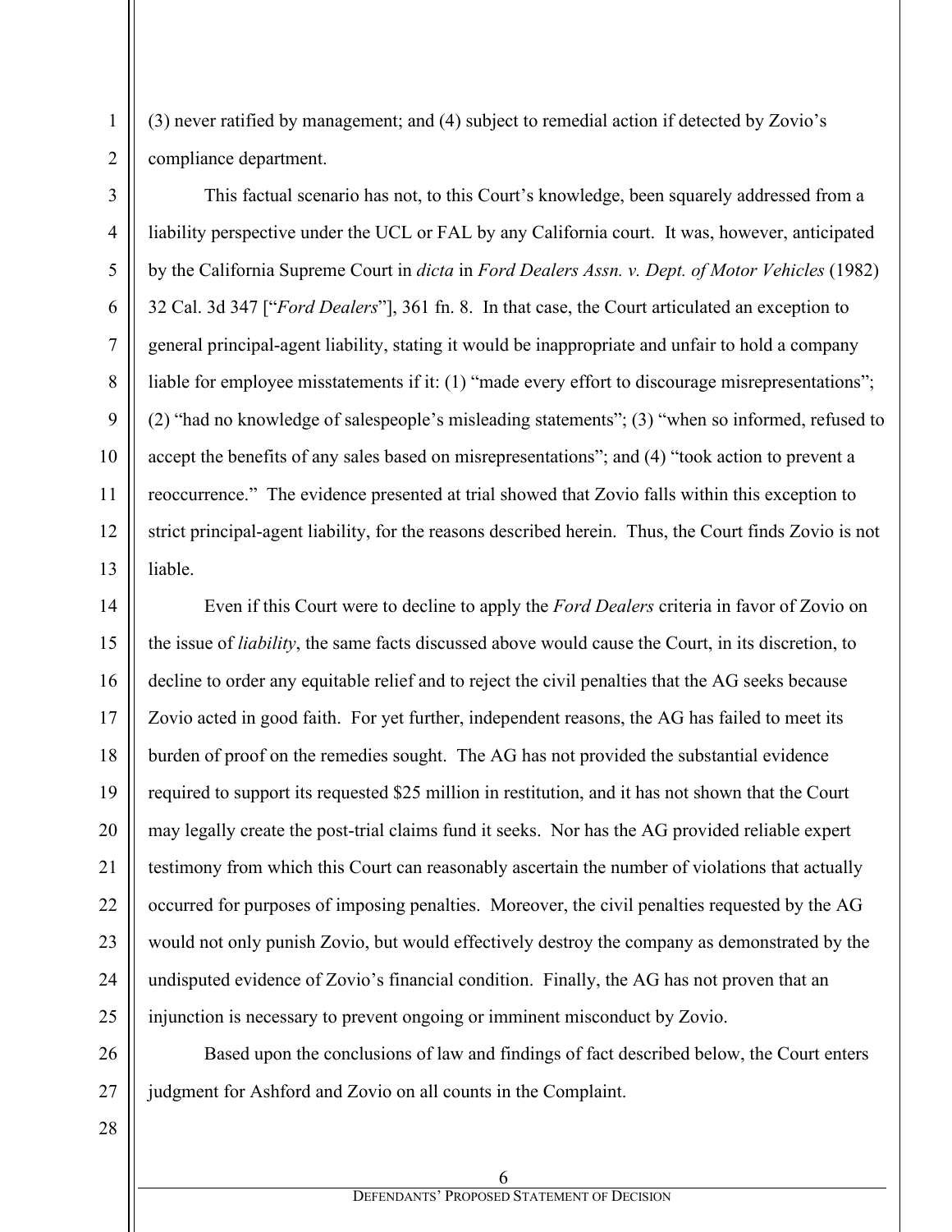(3) never ratified by management; and (4) subject to remedial action if detected by Zovio's compliance department.

This factual scenario has not, to this Court's knowledge, been squarely addressed from a liability perspective under the UCL or FAL by any California court. It was, however, anticipated by the California Supreme Court in *dicta* in *Ford Dealers Assn. v. Dept. of Motor Vehicles* (1982) 32 Cal. 3d 347 ["*Ford Dealers*"], 361 fn. 8. In that case, the Court articulated an exception to general principal-agent liability, stating it would be inappropriate and unfair to hold a company liable for employee misstatements if it: (1) "made every effort to discourage misrepresentations"; (2) "had no knowledge of salespeople's misleading statements"; (3) "when so informed, refused to accept the benefits of any sales based on misrepresentations"; and (4) "took action to prevent a reoccurrence." The evidence presented at trial showed that Zovio falls within this exception to strict principal-agent liability, for the reasons described herein. Thus, the Court finds Zovio is not liable.

Even if this Court were to decline to apply the *Ford Dealers* criteria in favor of Zovio on the issue of *liability*, the same facts discussed above would cause the Court, in its discretion, to decline to order any equitable relief and to reject the civil penalties that the AG seeks because Zovio acted in good faith. For yet further, independent reasons, the AG has failed to meet its burden of proof on the remedies sought. The AG has not provided the substantial evidence required to support its requested $25 million in restitution, and it has not shown that the Court may legally create the post-trial claims fund it seeks. Nor has the AG provided reliable expert testimony from which this Court can reasonably ascertain the number of violations that actually occurred for purposes of imposing penalties. Moreover, the civil penalties requested by the AG would not only punish Zovio, but would effectively destroy the company as demonstrated by the undisputed evidence of Zovio's financial condition. Finally, the AG has not proven that an injunction is necessary to prevent ongoing or imminent misconduct by Zovio.

Based upon the conclusions of law and findings of fact described below, the Court enters judgment for Ashford and Zovio on all counts in the Complaint.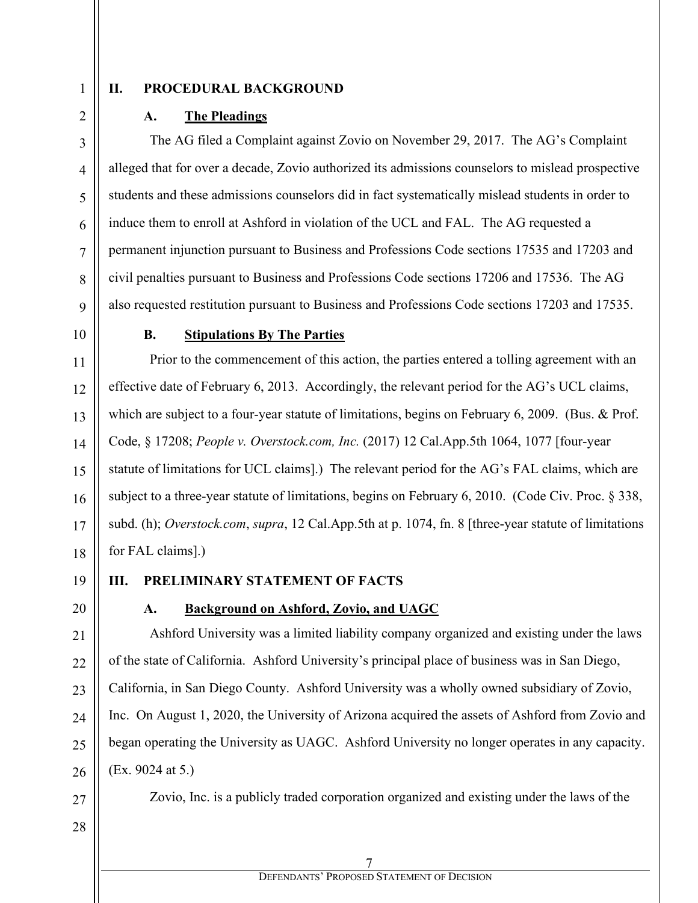## II. PROCEDURAL BACKGROUND

### A. The Pleadings

The AG filed a Complaint against Zovio on November 29, 2017. The AG's Complaint alleged that for over a decade, Zovio authorized its admissions counselors to mislead prospective students and these admissions counselors did in fact systematically mislead students in order to induce them to enroll at Ashford in violation of the UCL and FAL. The AG requested a permanent injunction pursuant to Business and Professions Code sections 17535 and 17203 and civil penalties pursuant to Business and Professions Code sections 17206 and 17536. The AG also requested restitution pursuant to Business and Professions Code sections 17203 and 17535.

### B. Stipulations By The Parties

Prior to the commencement of this action, the parties entered a tolling agreement with an effective date of February 6, 2013. Accordingly, the relevant period for the AG's UCL claims, which are subject to a four-year statute of limitations, begins on February 6, 2009. (Bus. & Prof. Code, § 17208; *People v. Overstock.com, Inc.* (2017) 12 Cal.App.5th 1064, 1077 [four-year statute of limitations for UCL claims].) The relevant period for the AG's FAL claims, which are subject to a three-year statute of limitations, begins on February 6, 2010. (Code Civ. Proc. § 338, subd. (h); *Overstock.com*, *supra*, 12 Cal.App.5th at p. 1074, fn. 8 [three-year statute of limitations for FAL claims].)

## III. PRELIMINARY STATEMENT OF FACTS

### A. Background on Ashford, Zovio, and UAGC

Ashford University was a limited liability company organized and existing under the laws of the state of California. Ashford University's principal place of business was in San Diego, California, in San Diego County. Ashford University was a wholly owned subsidiary of Zovio, Inc. On August 1, 2020, the University of Arizona acquired the assets of Ashford from Zovio and began operating the University as UAGC. Ashford University no longer operates in any capacity. (Ex. 9024 at 5.)

Zovio, Inc. is a publicly traded corporation organized and existing under the laws of the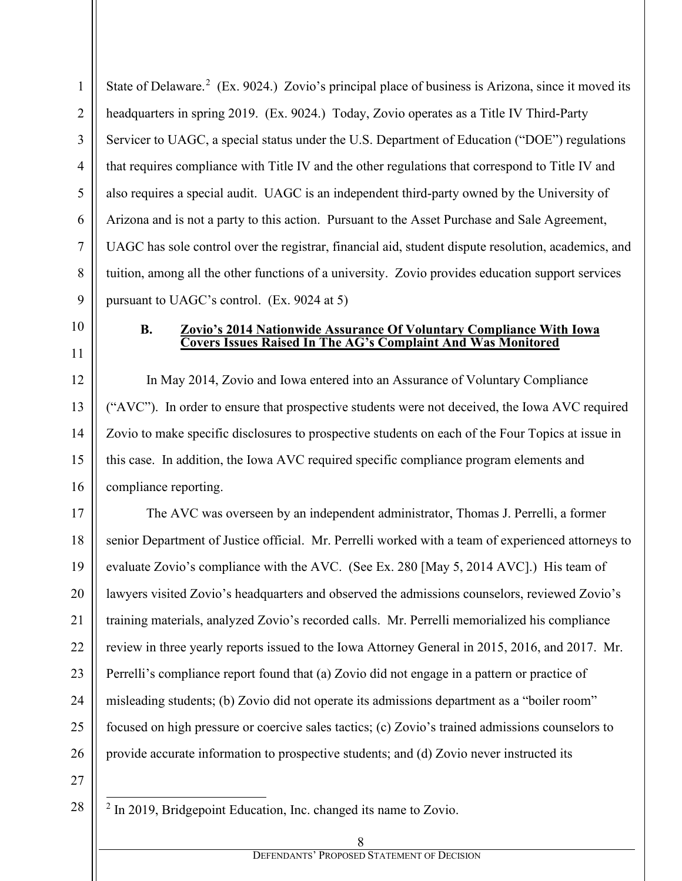State of Delaware.[2] (Ex. 9024.) Zovio's principal place of business is Arizona, since it moved its headquarters in spring 2019. (Ex. 9024.) Today, Zovio operates as a Title IV Third-Party Servicer to UAGC, a special status under the U.S. Department of Education ("DOE") regulations that requires compliance with Title IV and the other regulations that correspond to Title IV and also requires a special audit. UAGC is an independent third-party owned by the University of Arizona and is not a party to this action. Pursuant to the Asset Purchase and Sale Agreement, UAGC has sole control over the registrar, financial aid, student dispute resolution, academics, and tuition, among all the other functions of a university. Zovio provides education support services pursuant to UAGC's control. (Ex. 9024 at 5)

### B. Zovio's 2014 Nationwide Assurance Of Voluntary Compliance With Iowa Covers Issues Raised In The AG's Complaint And Was Monitored

In May 2014, Zovio and Iowa entered into an Assurance of Voluntary Compliance ("AVC"). In order to ensure that prospective students were not deceived, the Iowa AVC required Zovio to make specific disclosures to prospective students on each of the Four Topics at issue in this case. In addition, the Iowa AVC required specific compliance program elements and compliance reporting.

The AVC was overseen by an independent administrator, Thomas J. Perrelli, a former senior Department of Justice official. Mr. Perrelli worked with a team of experienced attorneys to evaluate Zovio's compliance with the AVC. (See Ex. 280 [May 5, 2014 AVC].) His team of lawyers visited Zovio's headquarters and observed the admissions counselors, reviewed Zovio's training materials, analyzed Zovio's recorded calls. Mr. Perrelli memorialized his compliance review in three yearly reports issued to the Iowa Attorney General in 2015, 2016, and 2017. Mr. Perrelli's compliance report found that (a) Zovio did not engage in a pattern or practice of misleading students; (b) Zovio did not operate its admissions department as a "boiler room" focused on high pressure or coercive sales tactics; (c) Zovio's trained admissions counselors to provide accurate information to prospective students; and (d) Zovio never instructed its

---

[2] In 2019, Bridgepoint Education, Inc. changed its name to Zovio.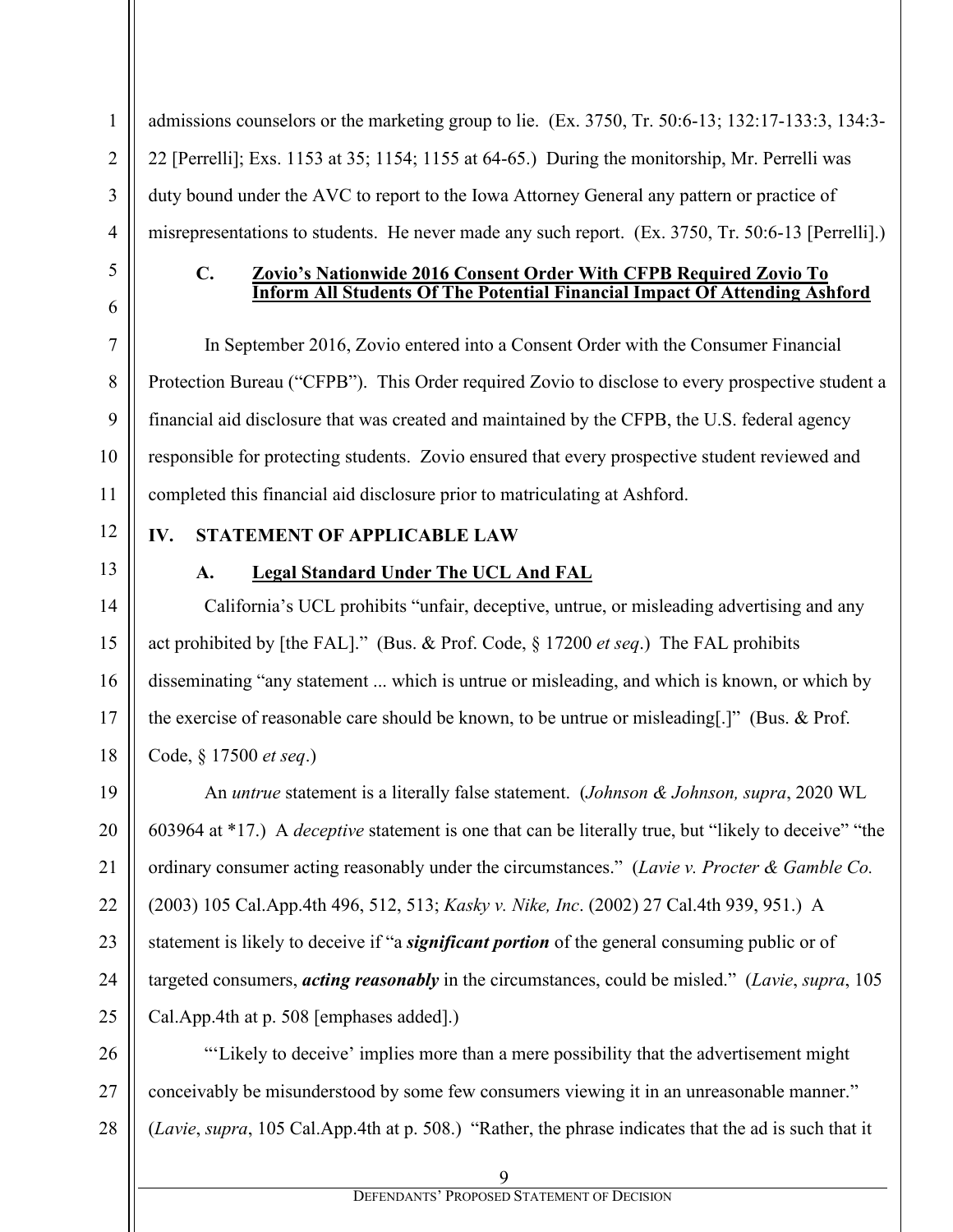admissions counselors or the marketing group to lie. (Ex. 3750, Tr. 50:6-13; 132:17-133:3, 134:3-22 [Perrelli]; Exs. 1153 at 35; 1154; 1155 at 64-65.) During the monitorship, Mr. Perrelli was duty bound under the AVC to report to the Iowa Attorney General any pattern or practice of misrepresentations to students. He never made any such report. (Ex. 3750, Tr. 50:6-13 [Perrelli].)

### C. Zovio's Nationwide 2016 Consent Order With CFPB Required Zovio To Inform All Students Of The Potential Financial Impact Of Attending Ashford

In September 2016, Zovio entered into a Consent Order with the Consumer Financial Protection Bureau ("CFPB"). This Order required Zovio to disclose to every prospective student a financial aid disclosure that was created and maintained by the CFPB, the U.S. federal agency responsible for protecting students. Zovio ensured that every prospective student reviewed and completed this financial aid disclosure prior to matriculating at Ashford.

## IV. STATEMENT OF APPLICABLE LAW

### A. Legal Standard Under The UCL And FAL

California's UCL prohibits "unfair, deceptive, untrue, or misleading advertising and any act prohibited by [the FAL]." (Bus. & Prof. Code, § 17200 *et seq*.) The FAL prohibits disseminating "any statement ... which is untrue or misleading, and which is known, or which by the exercise of reasonable care should be known, to be untrue or misleading[.]" (Bus. & Prof. Code, § 17500 *et seq*.)

An *untrue* statement is a literally false statement. (*Johnson & Johnson, supra*, 2020 WL 603964 at *17.) A *deceptive* statement is one that can be literally true, but "likely to deceive" "the ordinary consumer acting reasonably under the circumstances." (*Lavie v. Procter & Gamble Co.* (2003) 105 Cal.App.4th 496, 512, 513; *Kasky v. Nike, Inc*. (2002) 27 Cal.4th 939, 951.) A statement is likely to deceive if "a ***significant portion*** of the general consuming public or of targeted consumers, ***acting reasonably*** in the circumstances, could be misled." (*Lavie*, *supra*, 105 Cal.App.4th at p. 508 [emphases added].)

"'Likely to deceive' implies more than a mere possibility that the advertisement might conceivably be misunderstood by some few consumers viewing it in an unreasonable manner." (*Lavie*, *supra*, 105 Cal.App.4th at p. 508.) "Rather, the phrase indicates that the ad is such that it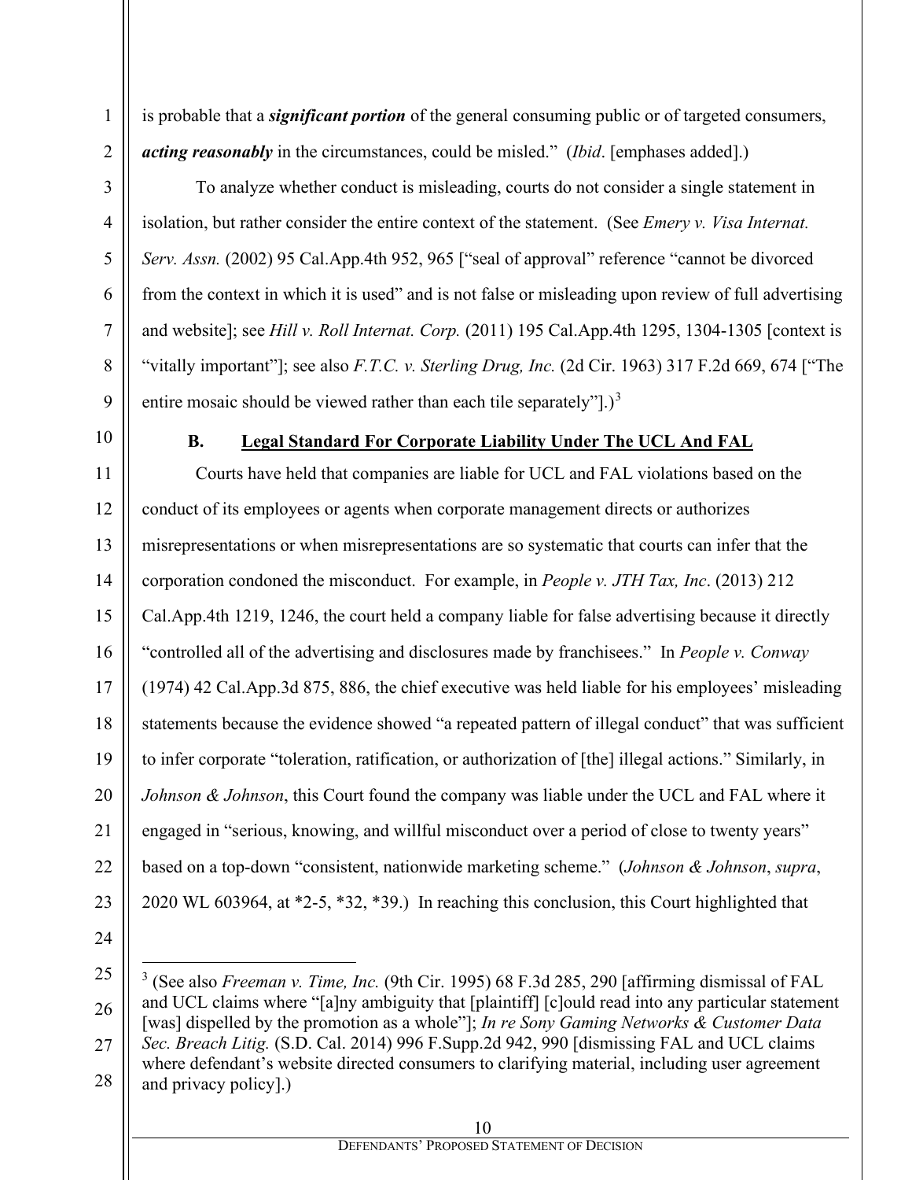is probable that a ***significant portion*** of the general consuming public or of targeted consumers, ***acting reasonably*** in the circumstances, could be misled." (*Ibid*. [emphases added].)

To analyze whether conduct is misleading, courts do not consider a single statement in isolation, but rather consider the entire context of the statement. (See *Emery v. Visa Internat. Serv. Assn.* (2002) 95 Cal.App.4th 952, 965 ["seal of approval" reference "cannot be divorced from the context in which it is used" and is not false or misleading upon review of full advertising and website]; see *Hill v. Roll Internat. Corp.* (2011) 195 Cal.App.4th 1295, 1304-1305 [context is "vitally important"]; see also *F.T.C. v. Sterling Drug, Inc.* (2d Cir. 1963) 317 F.2d 669, 674 ["The entire mosaic should be viewed rather than each tile separately"].)[3]

### B. Legal Standard For Corporate Liability Under The UCL And FAL

Courts have held that companies are liable for UCL and FAL violations based on the conduct of its employees or agents when corporate management directs or authorizes misrepresentations or when misrepresentations are so systematic that courts can infer that the corporation condoned the misconduct. For example, in *People v. JTH Tax, Inc*. (2013) 212 Cal.App.4th 1219, 1246, the court held a company liable for false advertising because it directly "controlled all of the advertising and disclosures made by franchisees." In *People v. Conway* (1974) 42 Cal.App.3d 875, 886, the chief executive was held liable for his employees' misleading statements because the evidence showed "a repeated pattern of illegal conduct" that was sufficient to infer corporate "toleration, ratification, or authorization of [the] illegal actions." Similarly, in *Johnson & Johnson*, this Court found the company was liable under the UCL and FAL where it engaged in "serious, knowing, and willful misconduct over a period of close to twenty years" based on a top-down "consistent, nationwide marketing scheme." (*Johnson & Johnson*, *supra*, 2020 WL 603964, at *2-5, *32, *39.) In reaching this conclusion, this Court highlighted that

---

[3] (See also *Freeman v. Time, Inc.* (9th Cir. 1995) 68 F.3d 285, 290 [affirming dismissal of FAL and UCL claims where "[a]ny ambiguity that [plaintiff] [c]ould read into any particular statement [was] dispelled by the promotion as a whole"]; *In re Sony Gaming Networks & Customer Data Sec. Breach Litig.* (S.D. Cal. 2014) 996 F.Supp.2d 942, 990 [dismissing FAL and UCL claims where defendant's website directed consumers to clarifying material, including user agreement and privacy policy].)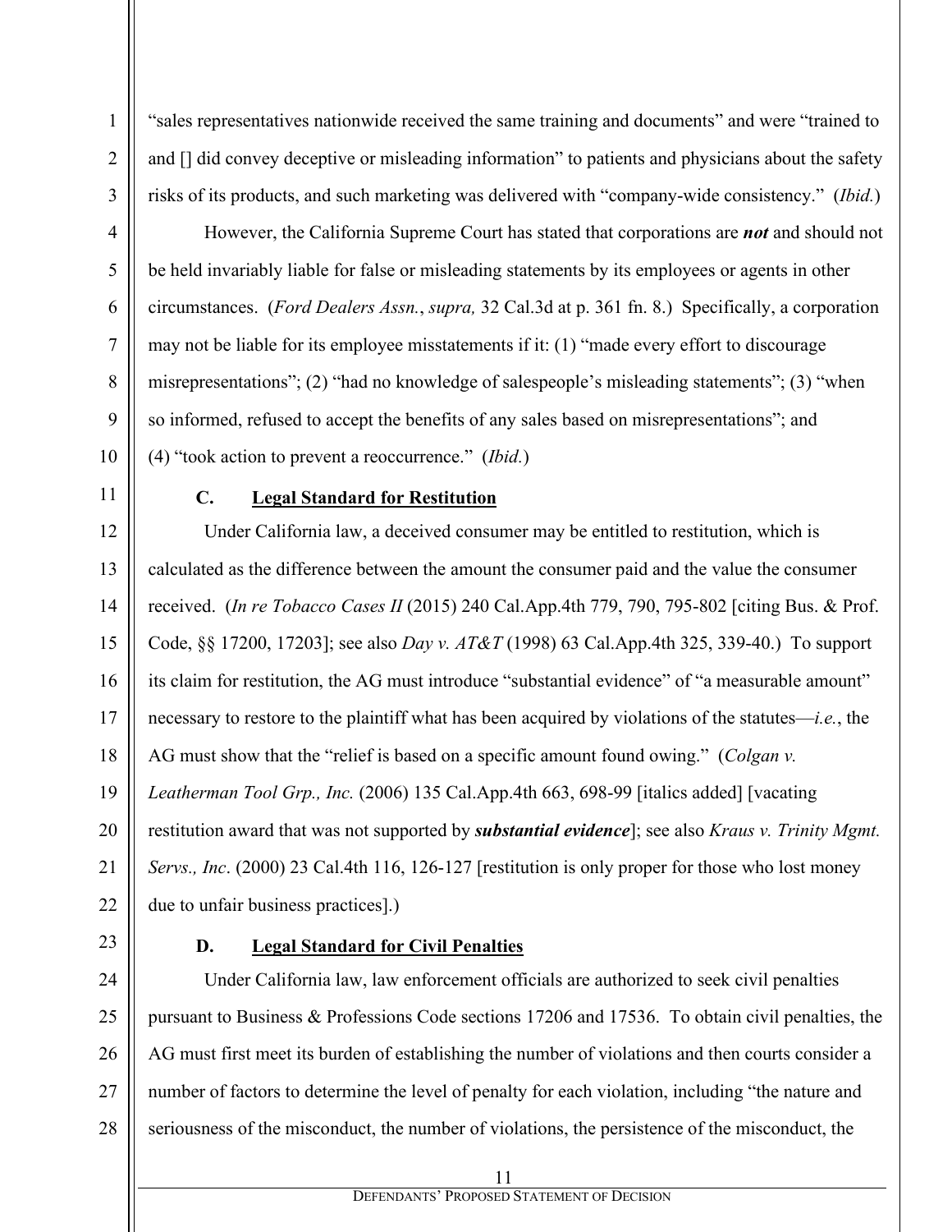"sales representatives nationwide received the same training and documents" and were "trained to and [] did convey deceptive or misleading information" to patients and physicians about the safety risks of its products, and such marketing was delivered with "company-wide consistency." (*Ibid.*)

However, the California Supreme Court has stated that corporations are ***not*** and should not be held invariably liable for false or misleading statements by its employees or agents in other circumstances. (*Ford Dealers Assn.*, *supra,* 32 Cal.3d at p. 361 fn. 8.) Specifically, a corporation may not be liable for its employee misstatements if it: (1) "made every effort to discourage misrepresentations"; (2) "had no knowledge of salespeople's misleading statements"; (3) "when so informed, refused to accept the benefits of any sales based on misrepresentations"; and (4) "took action to prevent a reoccurrence." (*Ibid.*)

### C. Legal Standard for Restitution

Under California law, a deceived consumer may be entitled to restitution, which is calculated as the difference between the amount the consumer paid and the value the consumer received. (*In re Tobacco Cases II* (2015) 240 Cal.App.4th 779, 790, 795-802 [citing Bus. & Prof. Code, §§ 17200, 17203]; see also *Day v. AT&T* (1998) 63 Cal.App.4th 325, 339-40.) To support its claim for restitution, the AG must introduce "substantial evidence" of "a measurable amount" necessary to restore to the plaintiff what has been acquired by violations of the statutes—*i.e.*, the AG must show that the "relief is based on a specific amount found owing." (*Colgan v. Leatherman Tool Grp., Inc.* (2006) 135 Cal.App.4th 663, 698-99 [italics added] [vacating restitution award that was not supported by ***substantial evidence***]; see also *Kraus v. Trinity Mgmt. Servs., Inc*. (2000) 23 Cal.4th 116, 126-127 [restitution is only proper for those who lost money due to unfair business practices].)

### D. Legal Standard for Civil Penalties

Under California law, law enforcement officials are authorized to seek civil penalties pursuant to Business & Professions Code sections 17206 and 17536. To obtain civil penalties, the AG must first meet its burden of establishing the number of violations and then courts consider a number of factors to determine the level of penalty for each violation, including "the nature and seriousness of the misconduct, the number of violations, the persistence of the misconduct, the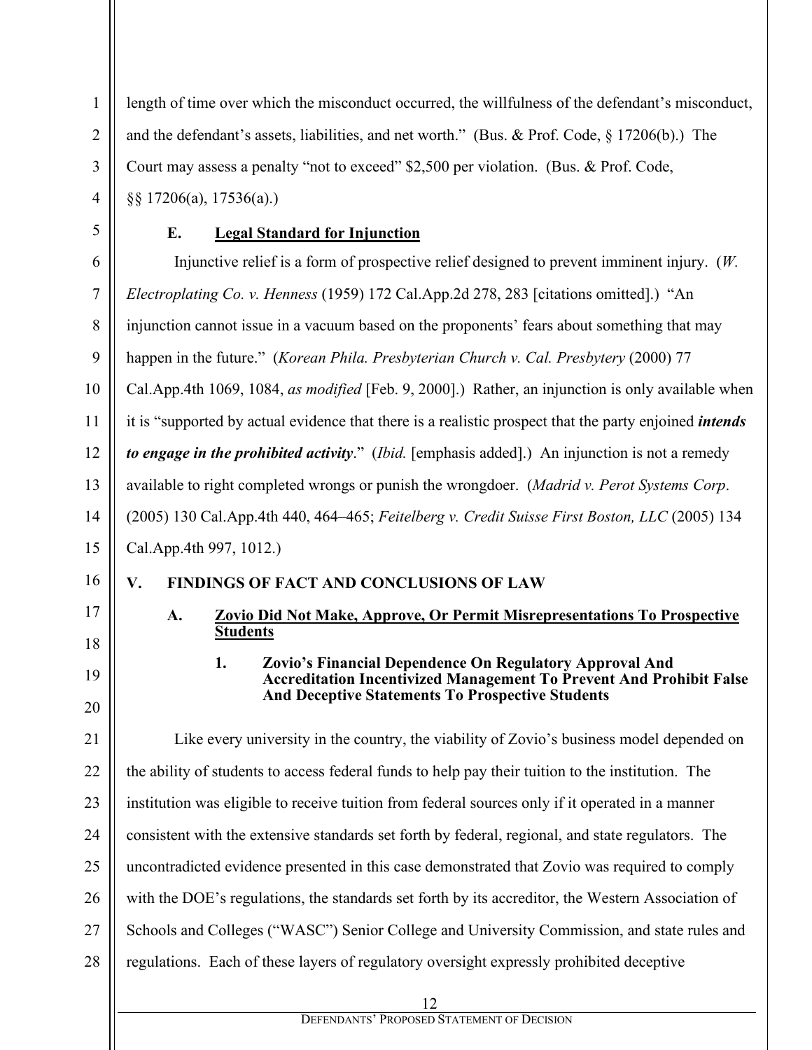length of time over which the misconduct occurred, the willfulness of the defendant's misconduct, and the defendant's assets, liabilities, and net worth." (Bus. & Prof. Code, § 17206(b).) The Court may assess a penalty "not to exceed" $2,500 per violation. (Bus. & Prof. Code, §§ 17206(a), 17536(a).)

### E. <u>Legal Standard for Injunction</u>

Injunctive relief is a form of prospective relief designed to prevent imminent injury. (*W. Electroplating Co. v. Henness* (1959) 172 Cal.App.2d 278, 283 [citations omitted].) "An injunction cannot issue in a vacuum based on the proponents' fears about something that may happen in the future." (*Korean Phila. Presbyterian Church v. Cal. Presbytery* (2000) 77 Cal.App.4th 1069, 1084, *as modified* [Feb. 9, 2000].) Rather, an injunction is only available when it is "supported by actual evidence that there is a realistic prospect that the party enjoined ***intends to engage in the prohibited activity***." (*Ibid.* [emphasis added].) An injunction is not a remedy available to right completed wrongs or punish the wrongdoer. (*Madrid v. Perot Systems Corp*. (2005) 130 Cal.App.4th 440, 464–465; *Feitelberg v. Credit Suisse First Boston, LLC* (2005) 134 Cal.App.4th 997, 1012.)

## V. FINDINGS OF FACT AND CONCLUSIONS OF LAW

### A. <u>Zovio Did Not Make, Approve, Or Permit Misrepresentations To Prospective Students</u>

#### 1. Zovio's Financial Dependence On Regulatory Approval And Accreditation Incentivized Management To Prevent And Prohibit False And Deceptive Statements To Prospective Students

Like every university in the country, the viability of Zovio's business model depended on the ability of students to access federal funds to help pay their tuition to the institution. The institution was eligible to receive tuition from federal sources only if it operated in a manner consistent with the extensive standards set forth by federal, regional, and state regulators. The uncontradicted evidence presented in this case demonstrated that Zovio was required to comply with the DOE's regulations, the standards set forth by its accreditor, the Western Association of Schools and Colleges ("WASC") Senior College and University Commission, and state rules and regulations. Each of these layers of regulatory oversight expressly prohibited deceptive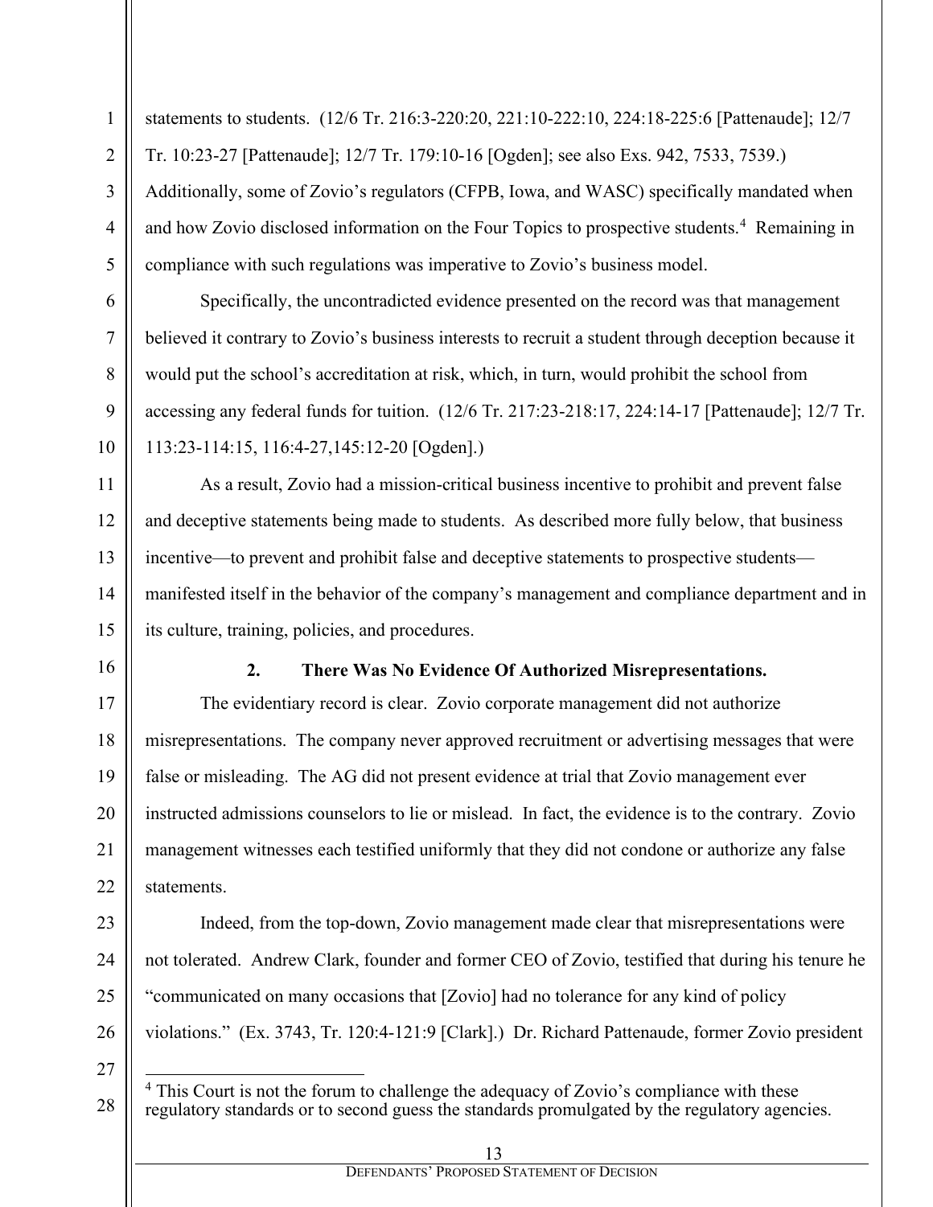statements to students. (12/6 Tr. 216:3-220:20, 221:10-222:10, 224:18-225:6 [Pattenaude]; 12/7 Tr. 10:23-27 [Pattenaude]; 12/7 Tr. 179:10-16 [Ogden]; see also Exs. 942, 7533, 7539.) Additionally, some of Zovio's regulators (CFPB, Iowa, and WASC) specifically mandated when and how Zovio disclosed information on the Four Topics to prospective students.[4] Remaining in compliance with such regulations was imperative to Zovio's business model.

Specifically, the uncontradicted evidence presented on the record was that management believed it contrary to Zovio's business interests to recruit a student through deception because it would put the school's accreditation at risk, which, in turn, would prohibit the school from accessing any federal funds for tuition. (12/6 Tr. 217:23-218:17, 224:14-17 [Pattenaude]; 12/7 Tr. 113:23-114:15, 116:4-27,145:12-20 [Ogden].)

As a result, Zovio had a mission-critical business incentive to prohibit and prevent false and deceptive statements being made to students. As described more fully below, that business incentive—to prevent and prohibit false and deceptive statements to prospective students—manifested itself in the behavior of the company's management and compliance department and in its culture, training, policies, and procedures.

### 2. There Was No Evidence Of Authorized Misrepresentations.

The evidentiary record is clear. Zovio corporate management did not authorize misrepresentations. The company never approved recruitment or advertising messages that were false or misleading. The AG did not present evidence at trial that Zovio management ever instructed admissions counselors to lie or mislead. In fact, the evidence is to the contrary. Zovio management witnesses each testified uniformly that they did not condone or authorize any false statements.

Indeed, from the top-down, Zovio management made clear that misrepresentations were not tolerated. Andrew Clark, founder and former CEO of Zovio, testified that during his tenure he "communicated on many occasions that [Zovio] had no tolerance for any kind of policy violations." (Ex. 3743, Tr. 120:4-121:9 [Clark].) Dr. Richard Pattenaude, former Zovio president

[4] This Court is not the forum to challenge the adequacy of Zovio's compliance with these regulatory standards or to second guess the standards promulgated by the regulatory agencies.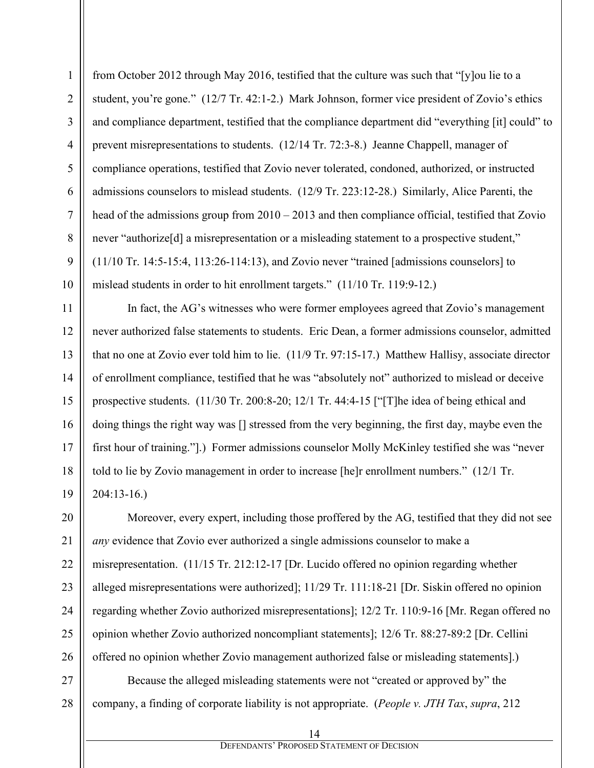from October 2012 through May 2016, testified that the culture was such that "[y]ou lie to a student, you're gone." (12/7 Tr. 42:1-2.) Mark Johnson, former vice president of Zovio's ethics and compliance department, testified that the compliance department did "everything [it] could" to prevent misrepresentations to students. (12/14 Tr. 72:3-8.) Jeanne Chappell, manager of compliance operations, testified that Zovio never tolerated, condoned, authorized, or instructed admissions counselors to mislead students. (12/9 Tr. 223:12-28.) Similarly, Alice Parenti, the head of the admissions group from 2010 – 2013 and then compliance official, testified that Zovio never "authorize[d] a misrepresentation or a misleading statement to a prospective student," (11/10 Tr. 14:5-15:4, 113:26-114:13), and Zovio never "trained [admissions counselors] to mislead students in order to hit enrollment targets." (11/10 Tr. 119:9-12.)

In fact, the AG's witnesses who were former employees agreed that Zovio's management never authorized false statements to students. Eric Dean, a former admissions counselor, admitted that no one at Zovio ever told him to lie. (11/9 Tr. 97:15-17.) Matthew Hallisy, associate director of enrollment compliance, testified that he was "absolutely not" authorized to mislead or deceive prospective students. (11/30 Tr. 200:8-20; 12/1 Tr. 44:4-15 ["[T]he idea of being ethical and doing things the right way was [] stressed from the very beginning, the first day, maybe even the first hour of training."].) Former admissions counselor Molly McKinley testified she was "never told to lie by Zovio management in order to increase [he]r enrollment numbers." (12/1 Tr. 204:13-16.)

Moreover, every expert, including those proffered by the AG, testified that they did not see *any* evidence that Zovio ever authorized a single admissions counselor to make a misrepresentation. (11/15 Tr. 212:12-17 [Dr. Lucido offered no opinion regarding whether alleged misrepresentations were authorized]; 11/29 Tr. 111:18-21 [Dr. Siskin offered no opinion regarding whether Zovio authorized misrepresentations]; 12/2 Tr. 110:9-16 [Mr. Regan offered no opinion whether Zovio authorized noncompliant statements]; 12/6 Tr. 88:27-89:2 [Dr. Cellini offered no opinion whether Zovio management authorized false or misleading statements].)

Because the alleged misleading statements were not "created or approved by" the company, a finding of corporate liability is not appropriate. (*People v. JTH Tax*, *supra*, 212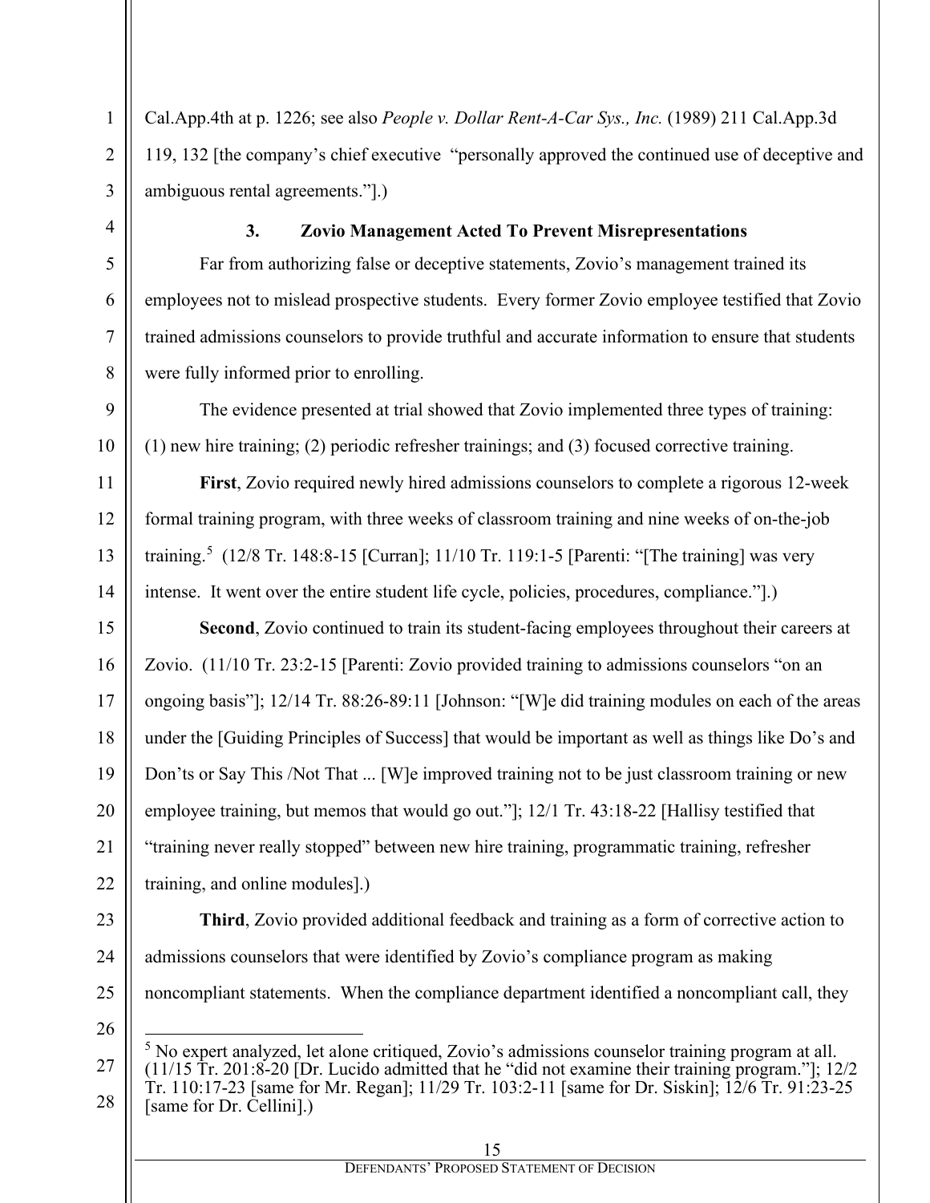Cal.App.4th at p. 1226; see also *People v. Dollar Rent-A-Car Sys., Inc.* (1989) 211 Cal.App.3d 119, 132 [the company's chief executive "personally approved the continued use of deceptive and ambiguous rental agreements."].)

### 3. Zovio Management Acted To Prevent Misrepresentations

Far from authorizing false or deceptive statements, Zovio's management trained its employees not to mislead prospective students. Every former Zovio employee testified that Zovio trained admissions counselors to provide truthful and accurate information to ensure that students were fully informed prior to enrolling.

The evidence presented at trial showed that Zovio implemented three types of training: (1) new hire training; (2) periodic refresher trainings; and (3) focused corrective training.

**First**, Zovio required newly hired admissions counselors to complete a rigorous 12-week formal training program, with three weeks of classroom training and nine weeks of on-the-job training.[5] (12/8 Tr. 148:8-15 [Curran]; 11/10 Tr. 119:1-5 [Parenti: "[The training] was very intense. It went over the entire student life cycle, policies, procedures, compliance."].)

**Second**, Zovio continued to train its student-facing employees throughout their careers at Zovio. (11/10 Tr. 23:2-15 [Parenti: Zovio provided training to admissions counselors "on an ongoing basis"]; 12/14 Tr. 88:26-89:11 [Johnson: "[W]e did training modules on each of the areas under the [Guiding Principles of Success] that would be important as well as things like Do's and Don'ts or Say This /Not That ... [W]e improved training not to be just classroom training or new employee training, but memos that would go out."]; 12/1 Tr. 43:18-22 [Hallisy testified that "training never really stopped" between new hire training, programmatic training, refresher training, and online modules].)

**Third**, Zovio provided additional feedback and training as a form of corrective action to admissions counselors that were identified by Zovio's compliance program as making noncompliant statements. When the compliance department identified a noncompliant call, they

---

[5] No expert analyzed, let alone critiqued, Zovio's admissions counselor training program at all. (11/15 Tr. 201:8-20 [Dr. Lucido admitted that he "did not examine their training program."]; 12/2 Tr. 110:17-23 [same for Mr. Regan]; 11/29 Tr. 103:2-11 [same for Dr. Siskin]; 12/6 Tr. 91:23-25 [same for Dr. Cellini].)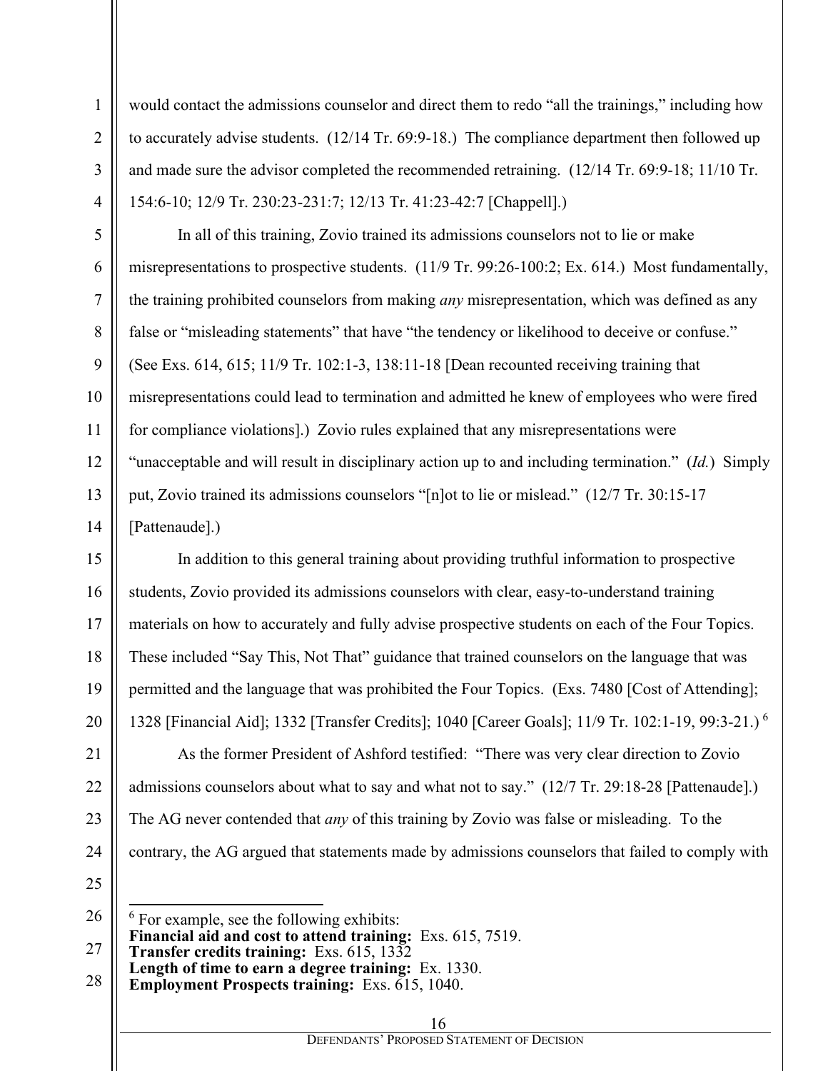would contact the admissions counselor and direct them to redo "all the trainings," including how to accurately advise students. (12/14 Tr. 69:9-18.) The compliance department then followed up and made sure the advisor completed the recommended retraining. (12/14 Tr. 69:9-18; 11/10 Tr. 154:6-10; 12/9 Tr. 230:23-231:7; 12/13 Tr. 41:23-42:7 [Chappell].)

In all of this training, Zovio trained its admissions counselors not to lie or make misrepresentations to prospective students. (11/9 Tr. 99:26-100:2; Ex. 614.) Most fundamentally, the training prohibited counselors from making *any* misrepresentation, which was defined as any false or "misleading statements" that have "the tendency or likelihood to deceive or confuse." (See Exs. 614, 615; 11/9 Tr. 102:1-3, 138:11-18 [Dean recounted receiving training that misrepresentations could lead to termination and admitted he knew of employees who were fired for compliance violations].) Zovio rules explained that any misrepresentations were "unacceptable and will result in disciplinary action up to and including termination." (*Id.*) Simply put, Zovio trained its admissions counselors "[n]ot to lie or mislead." (12/7 Tr. 30:15-17 [Pattenaude].)

In addition to this general training about providing truthful information to prospective students, Zovio provided its admissions counselors with clear, easy-to-understand training materials on how to accurately and fully advise prospective students on each of the Four Topics. These included "Say This, Not That" guidance that trained counselors on the language that was permitted and the language that was prohibited the Four Topics. (Exs. 7480 [Cost of Attending]; 1328 [Financial Aid]; 1332 [Transfer Credits]; 1040 [Career Goals]; 11/9 Tr. 102:1-19, 99:3-21.) [6]

As the former President of Ashford testified: "There was very clear direction to Zovio admissions counselors about what to say and what not to say." (12/7 Tr. 29:18-28 [Pattenaude].) The AG never contended that *any* of this training by Zovio was false or misleading. To the contrary, the AG argued that statements made by admissions counselors that failed to comply with

[6] For example, see the following exhibits:
**Financial aid and cost to attend training:** Exs. 615, 7519.
**Transfer credits training:** Exs. 615, 1332
**Length of time to earn a degree training:** Ex. 1330.
**Employment Prospects training:** Exs. 615, 1040.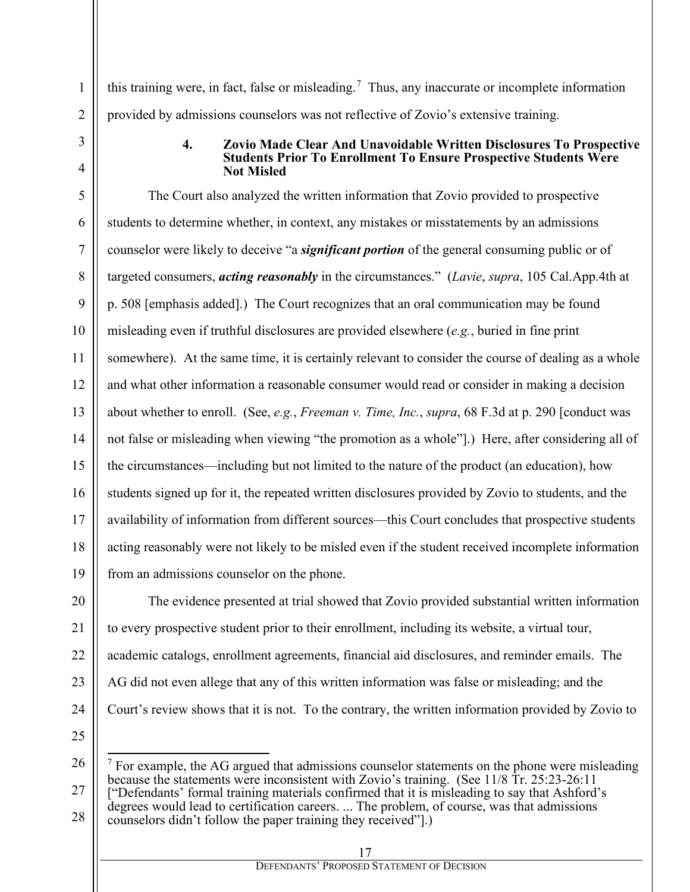this training were, in fact, false or misleading.[7] Thus, any inaccurate or incomplete information provided by admissions counselors was not reflective of Zovio's extensive training.

#### 4. Zovio Made Clear And Unavoidable Written Disclosures To Prospective Students Prior To Enrollment To Ensure Prospective Students Were Not Misled

The Court also analyzed the written information that Zovio provided to prospective students to determine whether, in context, any mistakes or misstatements by an admissions counselor were likely to deceive "a ***significant portion*** of the general consuming public or of targeted consumers, ***acting reasonably*** in the circumstances." (*Lavie*, *supra*, 105 Cal.App.4th at p. 508 [emphasis added].) The Court recognizes that an oral communication may be found misleading even if truthful disclosures are provided elsewhere (*e.g.*, buried in fine print somewhere). At the same time, it is certainly relevant to consider the course of dealing as a whole and what other information a reasonable consumer would read or consider in making a decision about whether to enroll. (See, *e.g.*, *Freeman v. Time, Inc.*, *supra*, 68 F.3d at p. 290 [conduct was not false or misleading when viewing "the promotion as a whole"].) Here, after considering all of the circumstances—including but not limited to the nature of the product (an education), how students signed up for it, the repeated written disclosures provided by Zovio to students, and the availability of information from different sources—this Court concludes that prospective students acting reasonably were not likely to be misled even if the student received incomplete information from an admissions counselor on the phone.

The evidence presented at trial showed that Zovio provided substantial written information to every prospective student prior to their enrollment, including its website, a virtual tour, academic catalogs, enrollment agreements, financial aid disclosures, and reminder emails. The AG did not even allege that any of this written information was false or misleading; and the Court's review shows that it is not. To the contrary, the written information provided by Zovio to

---

[7] For example, the AG argued that admissions counselor statements on the phone were misleading because the statements were inconsistent with Zovio's training. (See 11/8 Tr. 25:23-26:11 ["Defendants' formal training materials confirmed that it is misleading to say that Ashford's degrees would lead to certification careers. ... The problem, of course, was that admissions counselors didn't follow the paper training they received"].)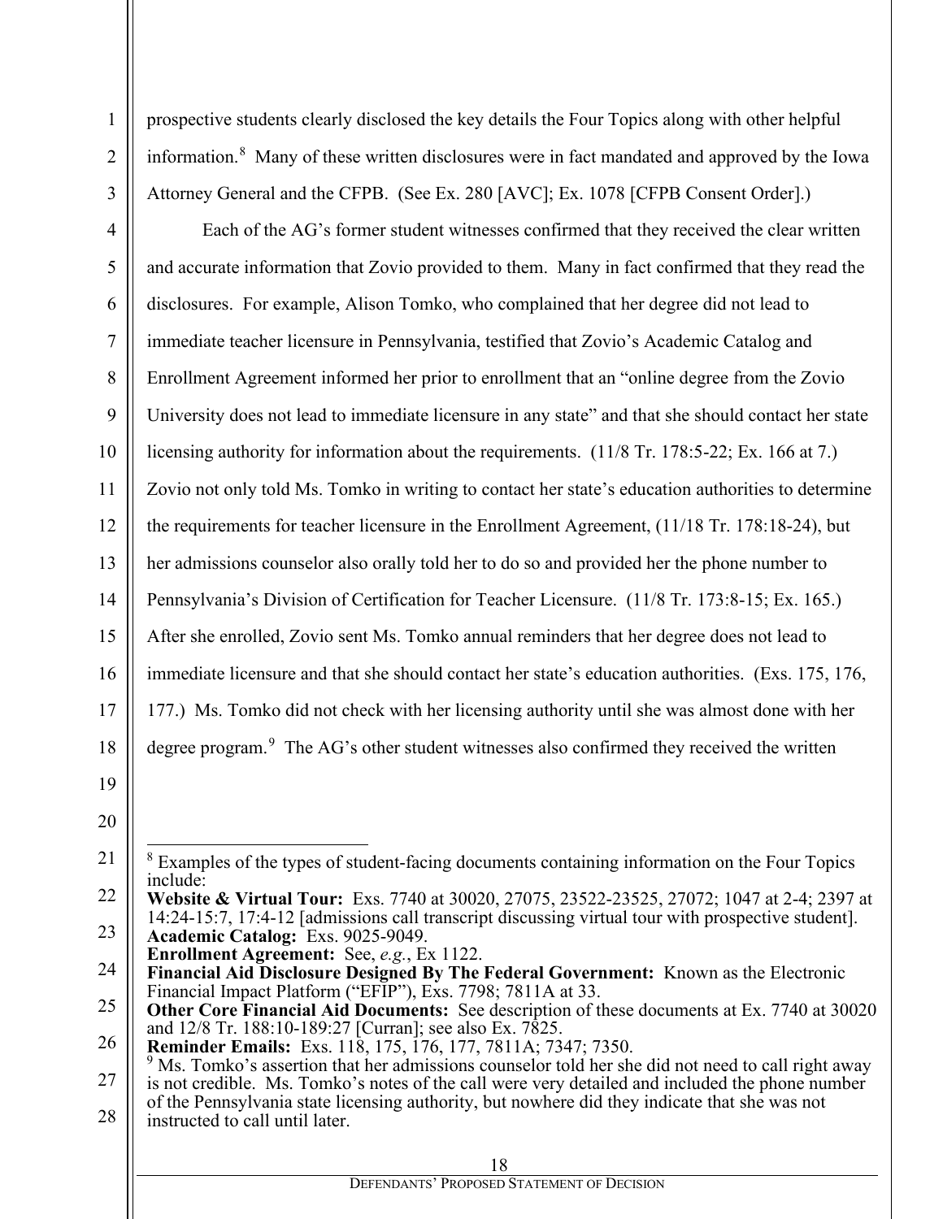prospective students clearly disclosed the key details the Four Topics along with other helpful information.[8] Many of these written disclosures were in fact mandated and approved by the Iowa Attorney General and the CFPB. (See Ex. 280 [AVC]; Ex. 1078 [CFPB Consent Order].)

Each of the AG's former student witnesses confirmed that they received the clear written and accurate information that Zovio provided to them. Many in fact confirmed that they read the disclosures. For example, Alison Tomko, who complained that her degree did not lead to immediate teacher licensure in Pennsylvania, testified that Zovio's Academic Catalog and Enrollment Agreement informed her prior to enrollment that an "online degree from the Zovio University does not lead to immediate licensure in any state" and that she should contact her state licensing authority for information about the requirements. (11/8 Tr. 178:5-22; Ex. 166 at 7.) Zovio not only told Ms. Tomko in writing to contact her state's education authorities to determine the requirements for teacher licensure in the Enrollment Agreement, (11/18 Tr. 178:18-24), but her admissions counselor also orally told her to do so and provided her the phone number to Pennsylvania's Division of Certification for Teacher Licensure. (11/8 Tr. 173:8-15; Ex. 165.) After she enrolled, Zovio sent Ms. Tomko annual reminders that her degree does not lead to immediate licensure and that she should contact her state's education authorities. (Exs. 175, 176, 177.) Ms. Tomko did not check with her licensing authority until she was almost done with her degree program.[9] The AG's other student witnesses also confirmed they received the written

---

[8] Examples of the types of student-facing documents containing information on the Four Topics include:
**Website & Virtual Tour:** Exs. 7740 at 30020, 27075, 23522-23525, 27072; 1047 at 2-4; 2397 at 14:24-15:7, 17:4-12 [admissions call transcript discussing virtual tour with prospective student].
**Academic Catalog:** Exs. 9025-9049.
**Enrollment Agreement:** See, *e.g.*, Ex 1122.
**Financial Aid Disclosure Designed By The Federal Government:** Known as the Electronic Financial Impact Platform ("EFIP"), Exs. 7798; 7811A at 33.
**Other Core Financial Aid Documents:** See description of these documents at Ex. 7740 at 30020 and 12/8 Tr. 188:10-189:27 [Curran]; see also Ex. 7825.
**Reminder Emails:** Exs. 118, 175, 176, 177, 7811A; 7347; 7350.

[9] Ms. Tomko's assertion that her admissions counselor told her she did not need to call right away is not credible. Ms. Tomko's notes of the call were very detailed and included the phone number of the Pennsylvania state licensing authority, but nowhere did they indicate that she was not instructed to call until later.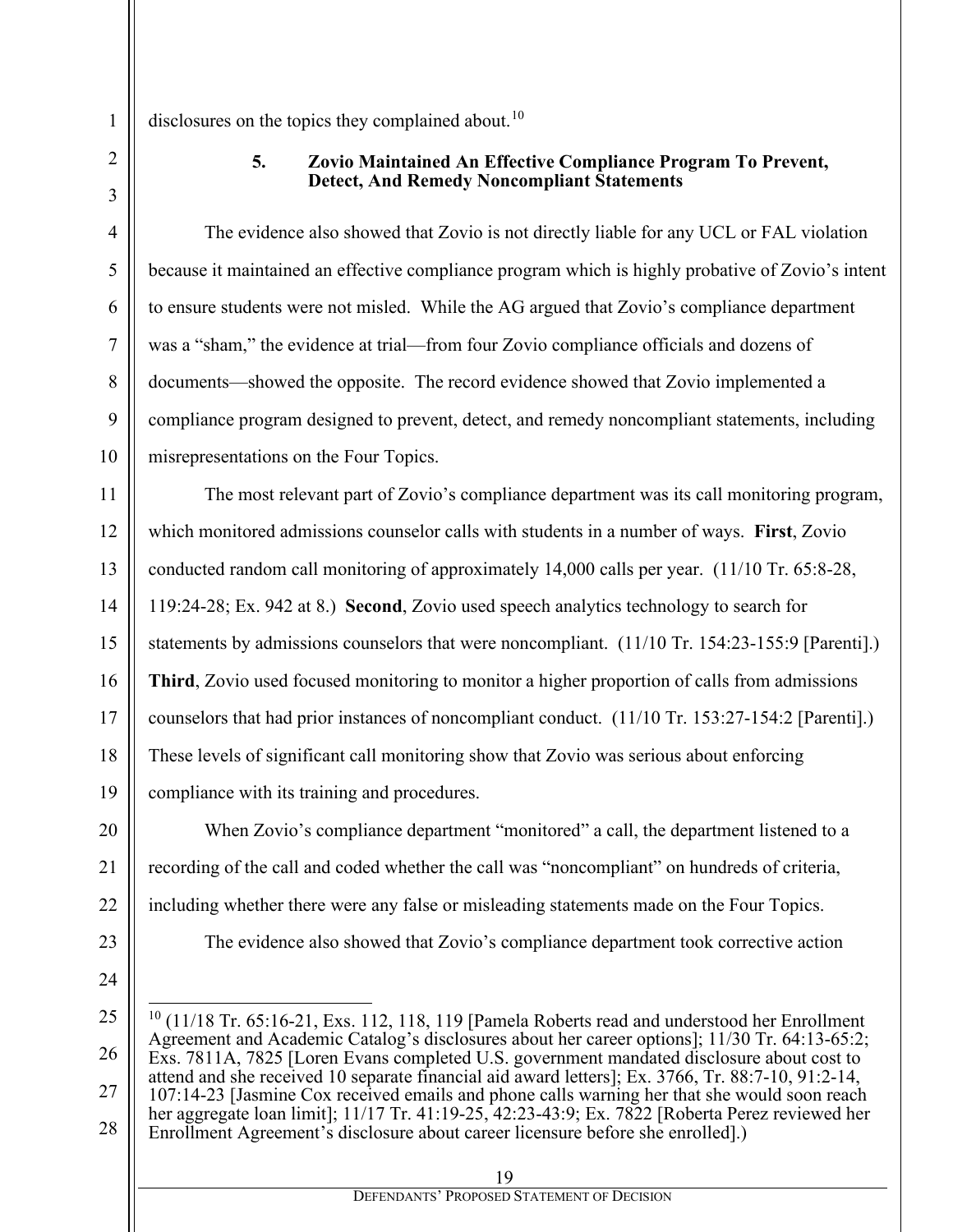disclosures on the topics they complained about.[10]

### 5. Zovio Maintained An Effective Compliance Program To Prevent, Detect, And Remedy Noncompliant Statements

The evidence also showed that Zovio is not directly liable for any UCL or FAL violation because it maintained an effective compliance program which is highly probative of Zovio's intent to ensure students were not misled. While the AG argued that Zovio's compliance department was a "sham," the evidence at trial—from four Zovio compliance officials and dozens of documents—showed the opposite. The record evidence showed that Zovio implemented a compliance program designed to prevent, detect, and remedy noncompliant statements, including misrepresentations on the Four Topics.

The most relevant part of Zovio's compliance department was its call monitoring program, which monitored admissions counselor calls with students in a number of ways. **First**, Zovio conducted random call monitoring of approximately 14,000 calls per year. (11/10 Tr. 65:8-28, 119:24-28; Ex. 942 at 8.) **Second**, Zovio used speech analytics technology to search for statements by admissions counselors that were noncompliant. (11/10 Tr. 154:23-155:9 [Parenti].) **Third**, Zovio used focused monitoring to monitor a higher proportion of calls from admissions counselors that had prior instances of noncompliant conduct. (11/10 Tr. 153:27-154:2 [Parenti].) These levels of significant call monitoring show that Zovio was serious about enforcing compliance with its training and procedures.

When Zovio's compliance department "monitored" a call, the department listened to a recording of the call and coded whether the call was "noncompliant" on hundreds of criteria, including whether there were any false or misleading statements made on the Four Topics.

The evidence also showed that Zovio's compliance department took corrective action

---

[10] (11/18 Tr. 65:16-21, Exs. 112, 118, 119 [Pamela Roberts read and understood her Enrollment Agreement and Academic Catalog's disclosures about her career options]; 11/30 Tr. 64:13-65:2; Exs. 7811A, 7825 [Loren Evans completed U.S. government mandated disclosure about cost to attend and she received 10 separate financial aid award letters]; Ex. 3766, Tr. 88:7-10, 91:2-14, 107:14-23 [Jasmine Cox received emails and phone calls warning her that she would soon reach her aggregate loan limit]; 11/17 Tr. 41:19-25, 42:23-43:9; Ex. 7822 [Roberta Perez reviewed her Enrollment Agreement's disclosure about career licensure before she enrolled].)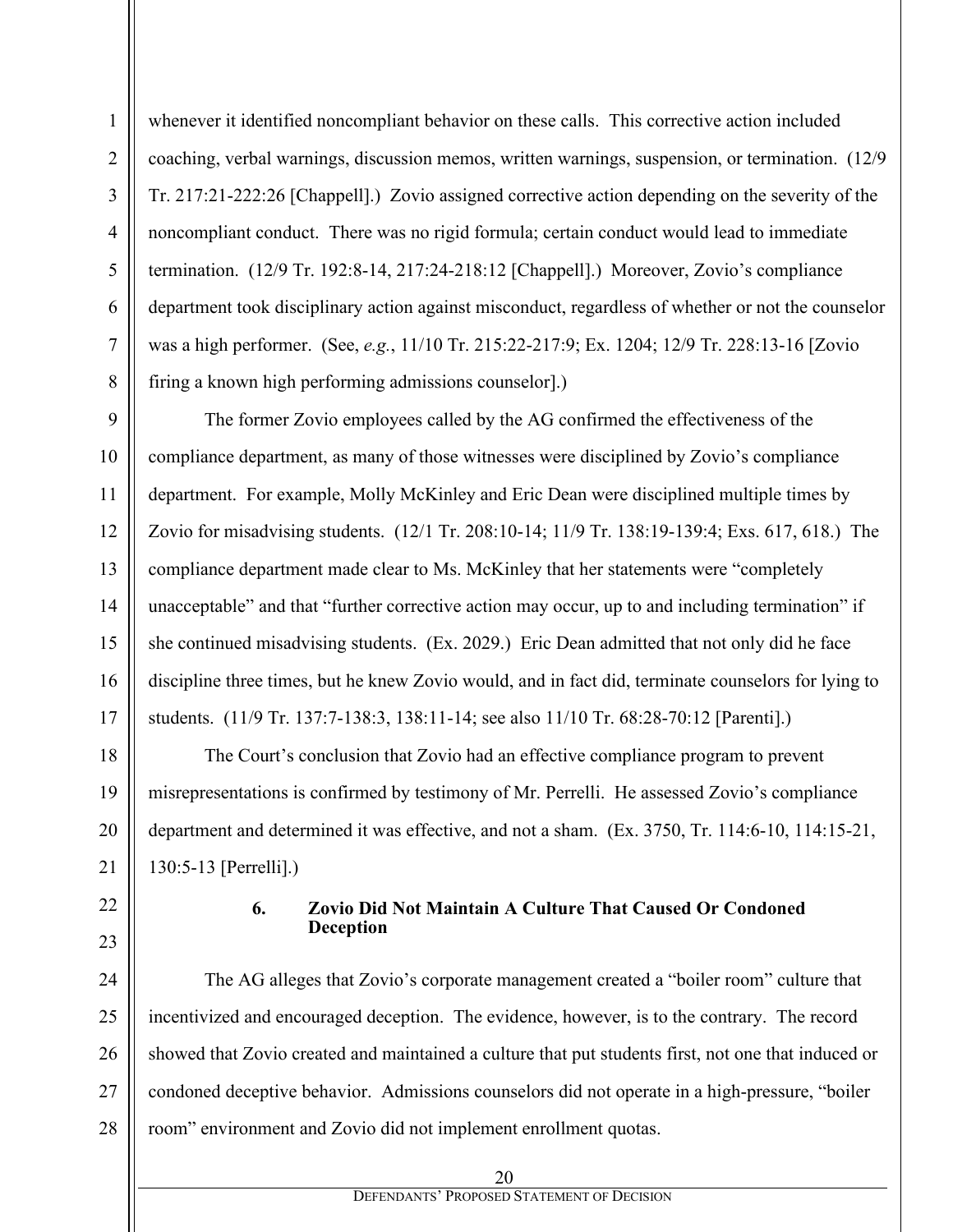whenever it identified noncompliant behavior on these calls. This corrective action included coaching, verbal warnings, discussion memos, written warnings, suspension, or termination. (12/9 Tr. 217:21-222:26 [Chappell].) Zovio assigned corrective action depending on the severity of the noncompliant conduct. There was no rigid formula; certain conduct would lead to immediate termination. (12/9 Tr. 192:8-14, 217:24-218:12 [Chappell].) Moreover, Zovio's compliance department took disciplinary action against misconduct, regardless of whether or not the counselor was a high performer. (See, *e.g.*, 11/10 Tr. 215:22-217:9; Ex. 1204; 12/9 Tr. 228:13-16 [Zovio firing a known high performing admissions counselor].)

The former Zovio employees called by the AG confirmed the effectiveness of the compliance department, as many of those witnesses were disciplined by Zovio's compliance department. For example, Molly McKinley and Eric Dean were disciplined multiple times by Zovio for misadvising students. (12/1 Tr. 208:10-14; 11/9 Tr. 138:19-139:4; Exs. 617, 618.) The compliance department made clear to Ms. McKinley that her statements were "completely unacceptable" and that "further corrective action may occur, up to and including termination" if she continued misadvising students. (Ex. 2029.) Eric Dean admitted that not only did he face discipline three times, but he knew Zovio would, and in fact did, terminate counselors for lying to students. (11/9 Tr. 137:7-138:3, 138:11-14; see also 11/10 Tr. 68:28-70:12 [Parenti].)

The Court's conclusion that Zovio had an effective compliance program to prevent misrepresentations is confirmed by testimony of Mr. Perrelli. He assessed Zovio's compliance department and determined it was effective, and not a sham. (Ex. 3750, Tr. 114:6-10, 114:15-21, 130:5-13 [Perrelli].)

#### 6. Zovio Did Not Maintain A Culture That Caused Or Condoned Deception

The AG alleges that Zovio's corporate management created a "boiler room" culture that incentivized and encouraged deception. The evidence, however, is to the contrary. The record showed that Zovio created and maintained a culture that put students first, not one that induced or condoned deceptive behavior. Admissions counselors did not operate in a high-pressure, "boiler room" environment and Zovio did not implement enrollment quotas.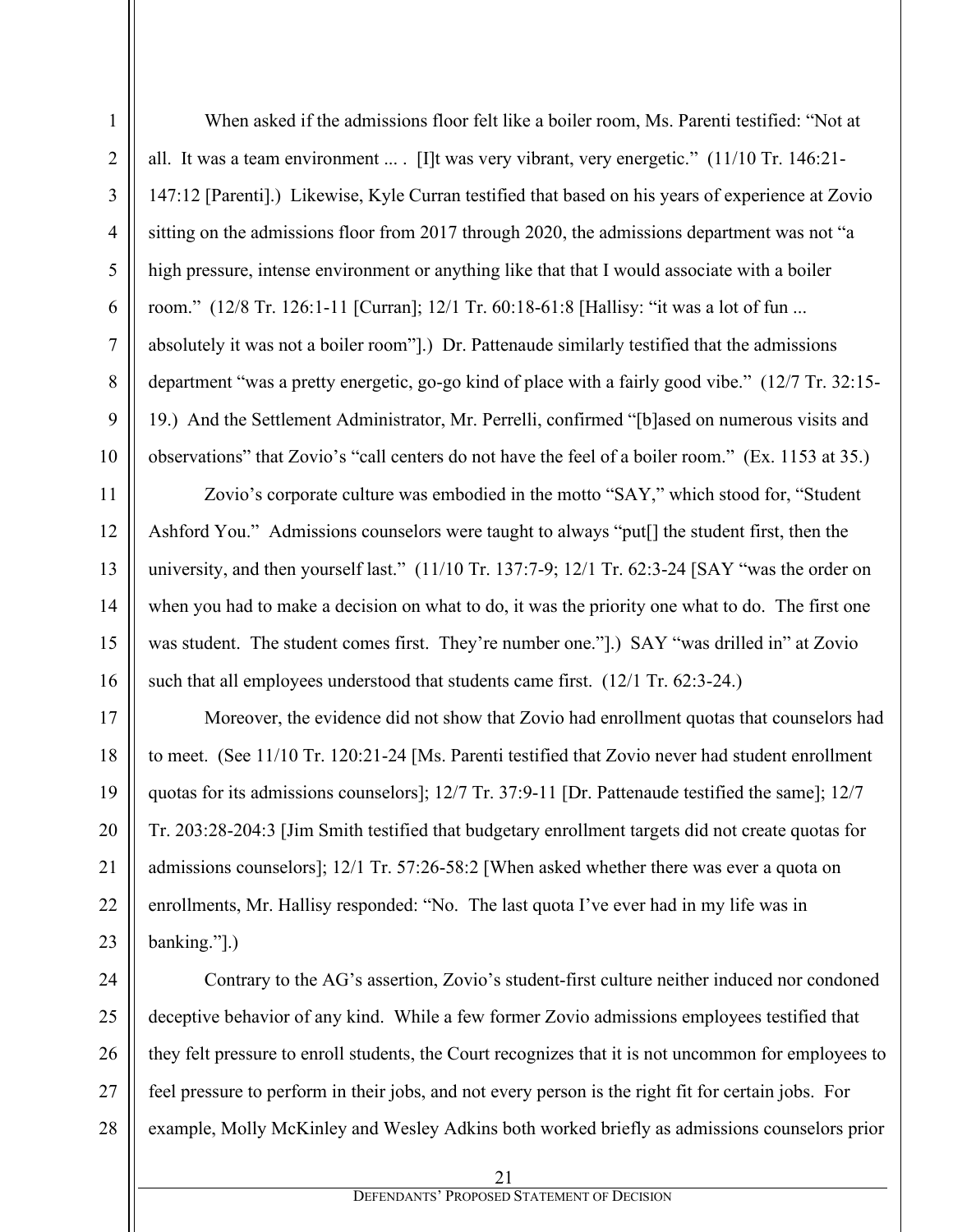When asked if the admissions floor felt like a boiler room, Ms. Parenti testified: "Not at all. It was a team environment ... . [I]t was very vibrant, very energetic." (11/10 Tr. 146:21-147:12 [Parenti].) Likewise, Kyle Curran testified that based on his years of experience at Zovio sitting on the admissions floor from 2017 through 2020, the admissions department was not "a high pressure, intense environment or anything like that that I would associate with a boiler room." (12/8 Tr. 126:1-11 [Curran]; 12/1 Tr. 60:18-61:8 [Hallisy: "it was a lot of fun ... absolutely it was not a boiler room"].) Dr. Pattenaude similarly testified that the admissions department "was a pretty energetic, go-go kind of place with a fairly good vibe." (12/7 Tr. 32:15-19.) And the Settlement Administrator, Mr. Perrelli, confirmed "[b]ased on numerous visits and observations" that Zovio's "call centers do not have the feel of a boiler room." (Ex. 1153 at 35.)

Zovio's corporate culture was embodied in the motto "SAY," which stood for, "Student Ashford You." Admissions counselors were taught to always "put[] the student first, then the university, and then yourself last." (11/10 Tr. 137:7-9; 12/1 Tr. 62:3-24 [SAY "was the order on when you had to make a decision on what to do, it was the priority one what to do. The first one was student. The student comes first. They're number one."].) SAY "was drilled in" at Zovio such that all employees understood that students came first. (12/1 Tr. 62:3-24.)

Moreover, the evidence did not show that Zovio had enrollment quotas that counselors had to meet. (See 11/10 Tr. 120:21-24 [Ms. Parenti testified that Zovio never had student enrollment quotas for its admissions counselors]; 12/7 Tr. 37:9-11 [Dr. Pattenaude testified the same]; 12/7 Tr. 203:28-204:3 [Jim Smith testified that budgetary enrollment targets did not create quotas for admissions counselors]; 12/1 Tr. 57:26-58:2 [When asked whether there was ever a quota on enrollments, Mr. Hallisy responded: "No. The last quota I've ever had in my life was in banking."].)

Contrary to the AG's assertion, Zovio's student-first culture neither induced nor condoned deceptive behavior of any kind. While a few former Zovio admissions employees testified that they felt pressure to enroll students, the Court recognizes that it is not uncommon for employees to feel pressure to perform in their jobs, and not every person is the right fit for certain jobs. For example, Molly McKinley and Wesley Adkins both worked briefly as admissions counselors prior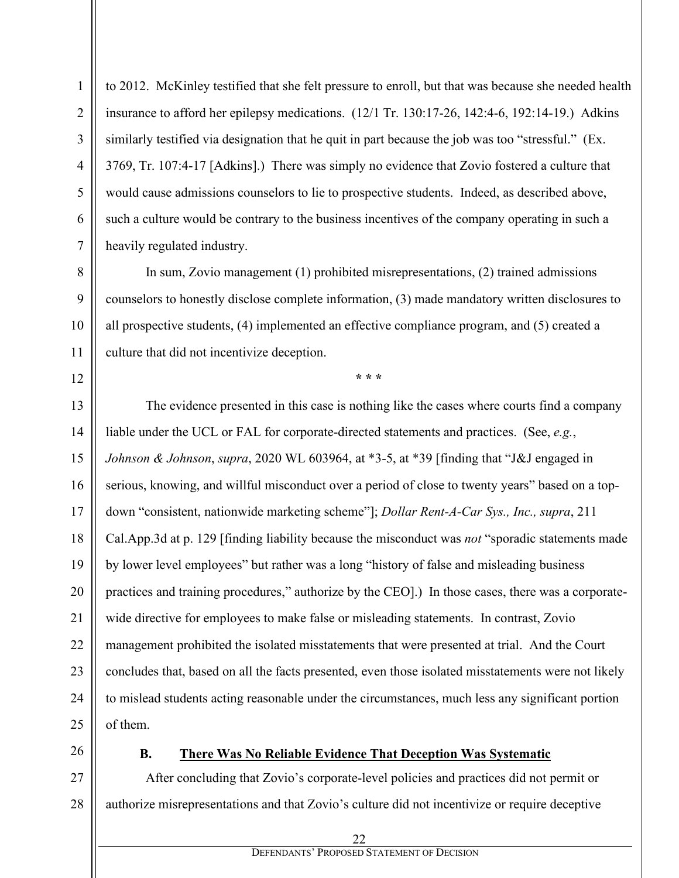to 2012. McKinley testified that she felt pressure to enroll, but that was because she needed health insurance to afford her epilepsy medications. (12/1 Tr. 130:17-26, 142:4-6, 192:14-19.) Adkins similarly testified via designation that he quit in part because the job was too "stressful." (Ex. 3769, Tr. 107:4-17 [Adkins].) There was simply no evidence that Zovio fostered a culture that would cause admissions counselors to lie to prospective students. Indeed, as described above, such a culture would be contrary to the business incentives of the company operating in such a heavily regulated industry.

In sum, Zovio management (1) prohibited misrepresentations, (2) trained admissions counselors to honestly disclose complete information, (3) made mandatory written disclosures to all prospective students, (4) implemented an effective compliance program, and (5) created a culture that did not incentivize deception.

\* \* \*

The evidence presented in this case is nothing like the cases where courts find a company liable under the UCL or FAL for corporate-directed statements and practices. (See, *e.g.*, *Johnson & Johnson*, *supra*, 2020 WL 603964, at *3-5, at *39 [finding that "J&J engaged in serious, knowing, and willful misconduct over a period of close to twenty years" based on a top-down "consistent, nationwide marketing scheme"]; *Dollar Rent-A-Car Sys., Inc., supra*, 211 Cal.App.3d at p. 129 [finding liability because the misconduct was *not* "sporadic statements made by lower level employees" but rather was a long "history of false and misleading business practices and training procedures," authorize by the CEO].) In those cases, there was a corporate-wide directive for employees to make false or misleading statements. In contrast, Zovio management prohibited the isolated misstatements that were presented at trial. And the Court concludes that, based on all the facts presented, even those isolated misstatements were not likely to mislead students acting reasonable under the circumstances, much less any significant portion of them.

### B. There Was No Reliable Evidence That Deception Was Systematic

After concluding that Zovio's corporate-level policies and practices did not permit or authorize misrepresentations and that Zovio's culture did not incentivize or require deceptive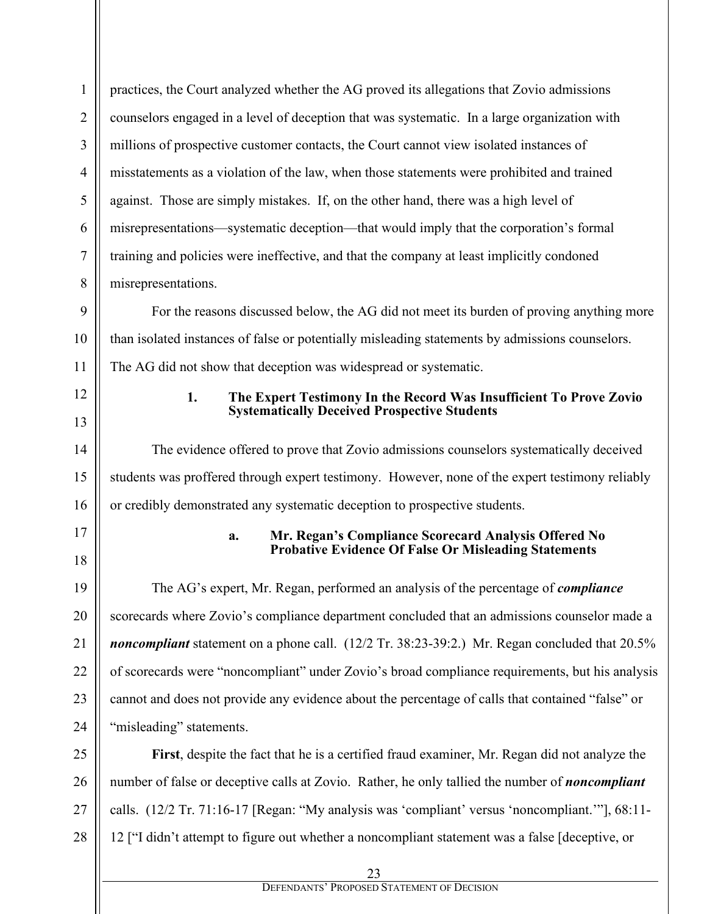practices, the Court analyzed whether the AG proved its allegations that Zovio admissions counselors engaged in a level of deception that was systematic. In a large organization with millions of prospective customer contacts, the Court cannot view isolated instances of misstatements as a violation of the law, when those statements were prohibited and trained against. Those are simply mistakes. If, on the other hand, there was a high level of misrepresentations—systematic deception—that would imply that the corporation's formal training and policies were ineffective, and that the company at least implicitly condoned misrepresentations.

For the reasons discussed below, the AG did not meet its burden of proving anything more than isolated instances of false or potentially misleading statements by admissions counselors. The AG did not show that deception was widespread or systematic.

### 1. The Expert Testimony In the Record Was Insufficient To Prove Zovio Systematically Deceived Prospective Students

The evidence offered to prove that Zovio admissions counselors systematically deceived students was proffered through expert testimony. However, none of the expert testimony reliably or credibly demonstrated any systematic deception to prospective students.

#### a. Mr. Regan's Compliance Scorecard Analysis Offered No Probative Evidence Of False Or Misleading Statements

The AG's expert, Mr. Regan, performed an analysis of the percentage of ***compliance*** scorecards where Zovio's compliance department concluded that an admissions counselor made a ***noncompliant*** statement on a phone call. (12/2 Tr. 38:23-39:2.) Mr. Regan concluded that 20.5% of scorecards were "noncompliant" under Zovio's broad compliance requirements, but his analysis cannot and does not provide any evidence about the percentage of calls that contained "false" or "misleading" statements.

**First**, despite the fact that he is a certified fraud examiner, Mr. Regan did not analyze the number of false or deceptive calls at Zovio. Rather, he only tallied the number of ***noncompliant*** calls. (12/2 Tr. 71:16-17 [Regan: "My analysis was 'compliant' versus 'noncompliant.'"], 68:11-12 ["I didn't attempt to figure out whether a noncompliant statement was a false [deceptive, or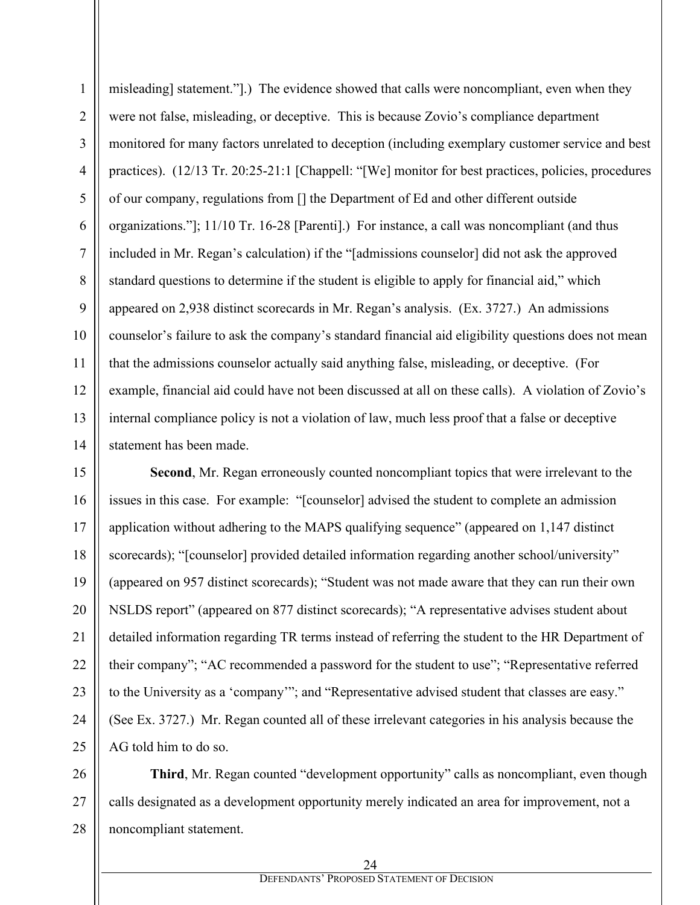misleading] statement."].) The evidence showed that calls were noncompliant, even when they were not false, misleading, or deceptive. This is because Zovio's compliance department monitored for many factors unrelated to deception (including exemplary customer service and best practices). (12/13 Tr. 20:25-21:1 [Chappell: "[We] monitor for best practices, policies, procedures of our company, regulations from [] the Department of Ed and other different outside organizations."]; 11/10 Tr. 16-28 [Parenti].) For instance, a call was noncompliant (and thus included in Mr. Regan's calculation) if the "[admissions counselor] did not ask the approved standard questions to determine if the student is eligible to apply for financial aid," which appeared on 2,938 distinct scorecards in Mr. Regan's analysis. (Ex. 3727.) An admissions counselor's failure to ask the company's standard financial aid eligibility questions does not mean that the admissions counselor actually said anything false, misleading, or deceptive. (For example, financial aid could have not been discussed at all on these calls). A violation of Zovio's internal compliance policy is not a violation of law, much less proof that a false or deceptive statement has been made.

**Second**, Mr. Regan erroneously counted noncompliant topics that were irrelevant to the issues in this case. For example: "[counselor] advised the student to complete an admission application without adhering to the MAPS qualifying sequence" (appeared on 1,147 distinct scorecards); "[counselor] provided detailed information regarding another school/university" (appeared on 957 distinct scorecards); "Student was not made aware that they can run their own NSLDS report" (appeared on 877 distinct scorecards); "A representative advises student about detailed information regarding TR terms instead of referring the student to the HR Department of their company"; "AC recommended a password for the student to use"; "Representative referred to the University as a 'company'"; and "Representative advised student that classes are easy." (See Ex. 3727.) Mr. Regan counted all of these irrelevant categories in his analysis because the AG told him to do so.

**Third**, Mr. Regan counted "development opportunity" calls as noncompliant, even though calls designated as a development opportunity merely indicated an area for improvement, not a noncompliant statement.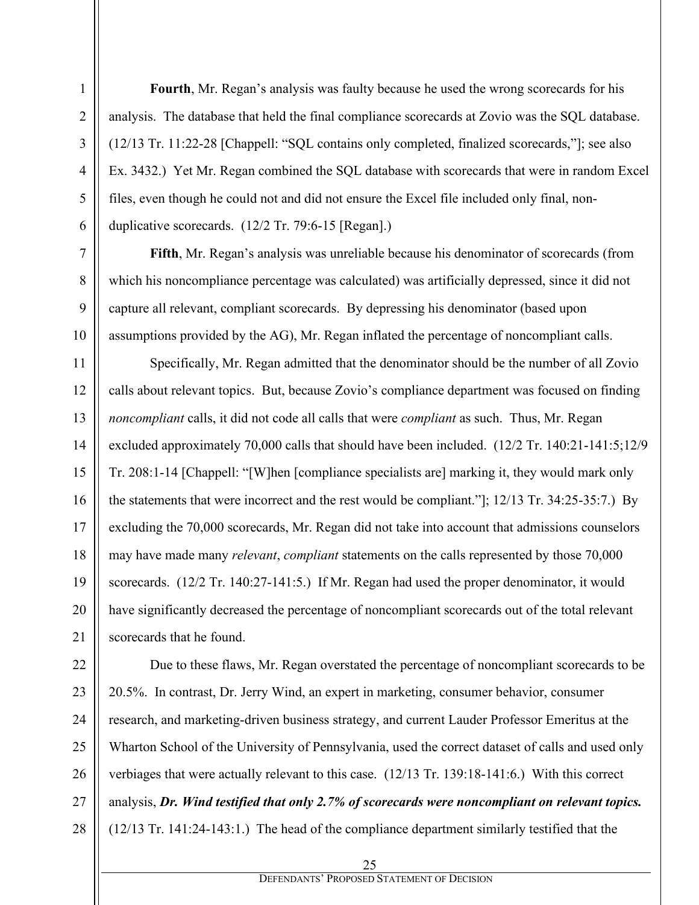**Fourth**, Mr. Regan's analysis was faulty because he used the wrong scorecards for his analysis. The database that held the final compliance scorecards at Zovio was the SQL database. (12/13 Tr. 11:22-28 [Chappell: "SQL contains only completed, finalized scorecards,"]; see also Ex. 3432.) Yet Mr. Regan combined the SQL database with scorecards that were in random Excel files, even though he could not and did not ensure the Excel file included only final, non-duplicative scorecards. (12/2 Tr. 79:6-15 [Regan].)

**Fifth**, Mr. Regan's analysis was unreliable because his denominator of scorecards (from which his noncompliance percentage was calculated) was artificially depressed, since it did not capture all relevant, compliant scorecards. By depressing his denominator (based upon assumptions provided by the AG), Mr. Regan inflated the percentage of noncompliant calls.

Specifically, Mr. Regan admitted that the denominator should be the number of all Zovio calls about relevant topics. But, because Zovio's compliance department was focused on finding *noncompliant* calls, it did not code all calls that were *compliant* as such. Thus, Mr. Regan excluded approximately 70,000 calls that should have been included. (12/2 Tr. 140:21-141:5;12/9 Tr. 208:1-14 [Chappell: "[W]hen [compliance specialists are] marking it, they would mark only the statements that were incorrect and the rest would be compliant."]; 12/13 Tr. 34:25-35:7.) By excluding the 70,000 scorecards, Mr. Regan did not take into account that admissions counselors may have made many *relevant*, *compliant* statements on the calls represented by those 70,000 scorecards. (12/2 Tr. 140:27-141:5.) If Mr. Regan had used the proper denominator, it would have significantly decreased the percentage of noncompliant scorecards out of the total relevant scorecards that he found.

Due to these flaws, Mr. Regan overstated the percentage of noncompliant scorecards to be 20.5%. In contrast, Dr. Jerry Wind, an expert in marketing, consumer behavior, consumer research, and marketing-driven business strategy, and current Lauder Professor Emeritus at the Wharton School of the University of Pennsylvania, used the correct dataset of calls and used only verbiages that were actually relevant to this case. (12/13 Tr. 139:18-141:6.) With this correct analysis, ***Dr. Wind testified that only 2.7% of scorecards were noncompliant on relevant topics.*** (12/13 Tr. 141:24-143:1.) The head of the compliance department similarly testified that the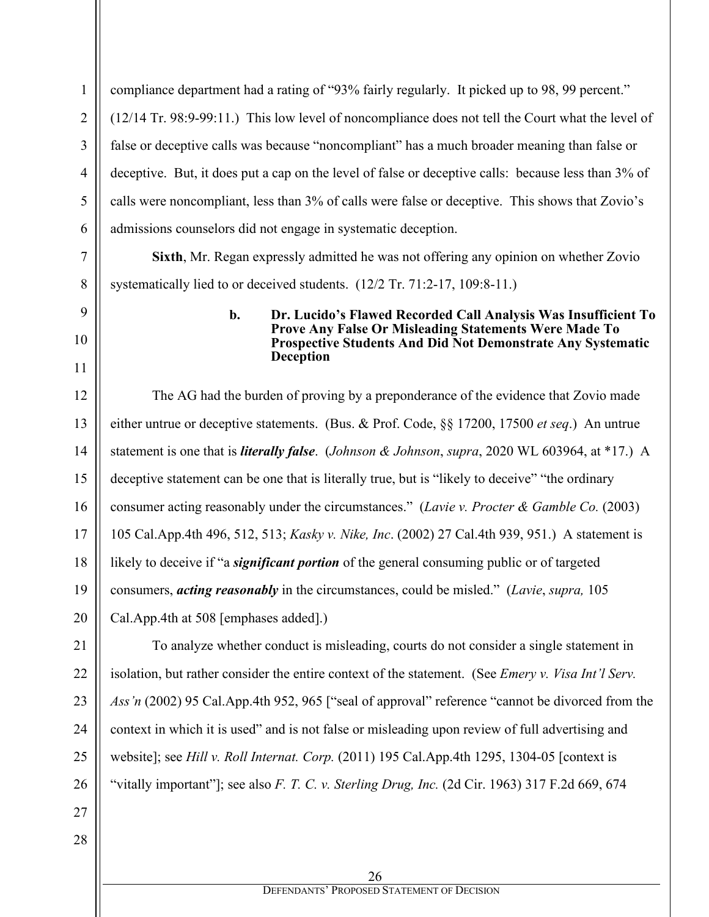compliance department had a rating of "93% fairly regularly. It picked up to 98, 99 percent." (12/14 Tr. 98:9-99:11.) This low level of noncompliance does not tell the Court what the level of false or deceptive calls was because "noncompliant" has a much broader meaning than false or deceptive. But, it does put a cap on the level of false or deceptive calls: because less than 3% of calls were noncompliant, less than 3% of calls were false or deceptive. This shows that Zovio's admissions counselors did not engage in systematic deception.

**Sixth**, Mr. Regan expressly admitted he was not offering any opinion on whether Zovio systematically lied to or deceived students. (12/2 Tr. 71:2-17, 109:8-11.)

#### b. Dr. Lucido's Flawed Recorded Call Analysis Was Insufficient To Prove Any False Or Misleading Statements Were Made To Prospective Students And Did Not Demonstrate Any Systematic Deception

The AG had the burden of proving by a preponderance of the evidence that Zovio made either untrue or deceptive statements. (Bus. & Prof. Code, §§ 17200, 17500 *et seq*.) An untrue statement is one that is ***literally false***. (*Johnson & Johnson*, *supra*, 2020 WL 603964, at *17.) A deceptive statement can be one that is literally true, but is "likely to deceive" "the ordinary consumer acting reasonably under the circumstances." (*Lavie v. Procter & Gamble Co.* (2003) 105 Cal.App.4th 496, 512, 513; *Kasky v. Nike, Inc*. (2002) 27 Cal.4th 939, 951.) A statement is likely to deceive if "a ***significant portion*** of the general consuming public or of targeted consumers, ***acting reasonably*** in the circumstances, could be misled." (*Lavie*, *supra,* 105 Cal.App.4th at 508 [emphases added].)

To analyze whether conduct is misleading, courts do not consider a single statement in isolation, but rather consider the entire context of the statement. (See *Emery v. Visa Int'l Serv. Ass'n* (2002) 95 Cal.App.4th 952, 965 ["seal of approval" reference "cannot be divorced from the context in which it is used" and is not false or misleading upon review of full advertising and website]; see *Hill v. Roll Internat. Corp.* (2011) 195 Cal.App.4th 1295, 1304-05 [context is "vitally important"]; see also *F. T. C. v. Sterling Drug, Inc.* (2d Cir. 1963) 317 F.2d 669, 674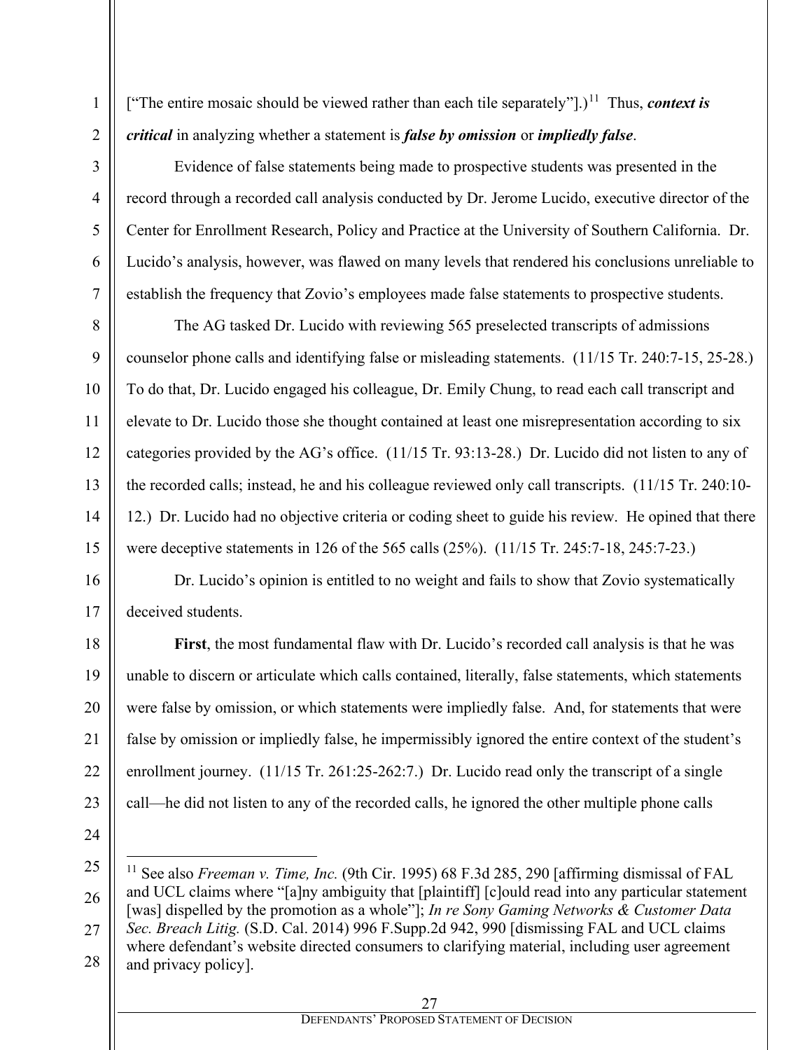["The entire mosaic should be viewed rather than each tile separately"].)[11] Thus, ***context is critical*** in analyzing whether a statement is ***false by omission*** or ***impliedly false***.

Evidence of false statements being made to prospective students was presented in the record through a recorded call analysis conducted by Dr. Jerome Lucido, executive director of the Center for Enrollment Research, Policy and Practice at the University of Southern California. Dr. Lucido's analysis, however, was flawed on many levels that rendered his conclusions unreliable to establish the frequency that Zovio's employees made false statements to prospective students.

The AG tasked Dr. Lucido with reviewing 565 preselected transcripts of admissions counselor phone calls and identifying false or misleading statements. (11/15 Tr. 240:7-15, 25-28.) To do that, Dr. Lucido engaged his colleague, Dr. Emily Chung, to read each call transcript and elevate to Dr. Lucido those she thought contained at least one misrepresentation according to six categories provided by the AG's office. (11/15 Tr. 93:13-28.) Dr. Lucido did not listen to any of the recorded calls; instead, he and his colleague reviewed only call transcripts. (11/15 Tr. 240:10-12.) Dr. Lucido had no objective criteria or coding sheet to guide his review. He opined that there were deceptive statements in 126 of the 565 calls (25%). (11/15 Tr. 245:7-18, 245:7-23.)

Dr. Lucido's opinion is entitled to no weight and fails to show that Zovio systematically deceived students.

**First**, the most fundamental flaw with Dr. Lucido's recorded call analysis is that he was unable to discern or articulate which calls contained, literally, false statements, which statements were false by omission, or which statements were impliedly false. And, for statements that were false by omission or impliedly false, he impermissibly ignored the entire context of the student's enrollment journey. (11/15 Tr. 261:25-262:7.) Dr. Lucido read only the transcript of a single call—he did not listen to any of the recorded calls, he ignored the other multiple phone calls

---

[11] See also *Freeman v. Time, Inc.* (9th Cir. 1995) 68 F.3d 285, 290 [affirming dismissal of FAL and UCL claims where "[a]ny ambiguity that [plaintiff] [c]ould read into any particular statement [was] dispelled by the promotion as a whole"]; *In re Sony Gaming Networks & Customer Data Sec. Breach Litig.* (S.D. Cal. 2014) 996 F.Supp.2d 942, 990 [dismissing FAL and UCL claims where defendant's website directed consumers to clarifying material, including user agreement and privacy policy].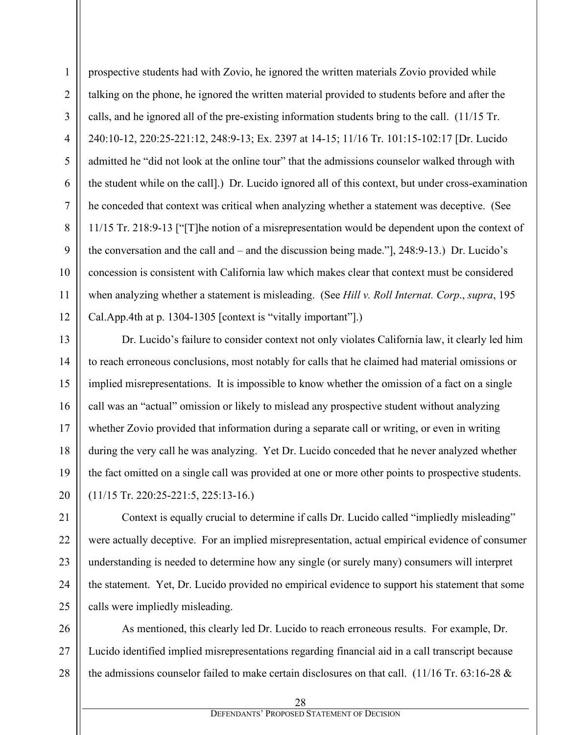prospective students had with Zovio, he ignored the written materials Zovio provided while talking on the phone, he ignored the written material provided to students before and after the calls, and he ignored all of the pre-existing information students bring to the call. (11/15 Tr. 240:10-12, 220:25-221:12, 248:9-13; Ex. 2397 at 14-15; 11/16 Tr. 101:15-102:17 [Dr. Lucido admitted he "did not look at the online tour" that the admissions counselor walked through with the student while on the call].) Dr. Lucido ignored all of this context, but under cross-examination he conceded that context was critical when analyzing whether a statement was deceptive. (See 11/15 Tr. 218:9-13 ["[T]he notion of a misrepresentation would be dependent upon the context of the conversation and the call and – and the discussion being made."], 248:9-13.) Dr. Lucido's concession is consistent with California law which makes clear that context must be considered when analyzing whether a statement is misleading. (See *Hill v. Roll Internat. Corp.*, *supra*, 195 Cal.App.4th at p. 1304-1305 [context is "vitally important"].)

Dr. Lucido's failure to consider context not only violates California law, it clearly led him to reach erroneous conclusions, most notably for calls that he claimed had material omissions or implied misrepresentations. It is impossible to know whether the omission of a fact on a single call was an "actual" omission or likely to mislead any prospective student without analyzing whether Zovio provided that information during a separate call or writing, or even in writing during the very call he was analyzing. Yet Dr. Lucido conceded that he never analyzed whether the fact omitted on a single call was provided at one or more other points to prospective students. (11/15 Tr. 220:25-221:5, 225:13-16.)

Context is equally crucial to determine if calls Dr. Lucido called "impliedly misleading" were actually deceptive. For an implied misrepresentation, actual empirical evidence of consumer understanding is needed to determine how any single (or surely many) consumers will interpret the statement. Yet, Dr. Lucido provided no empirical evidence to support his statement that some calls were impliedly misleading.

As mentioned, this clearly led Dr. Lucido to reach erroneous results. For example, Dr. Lucido identified implied misrepresentations regarding financial aid in a call transcript because the admissions counselor failed to make certain disclosures on that call. (11/16 Tr. 63:16-28 &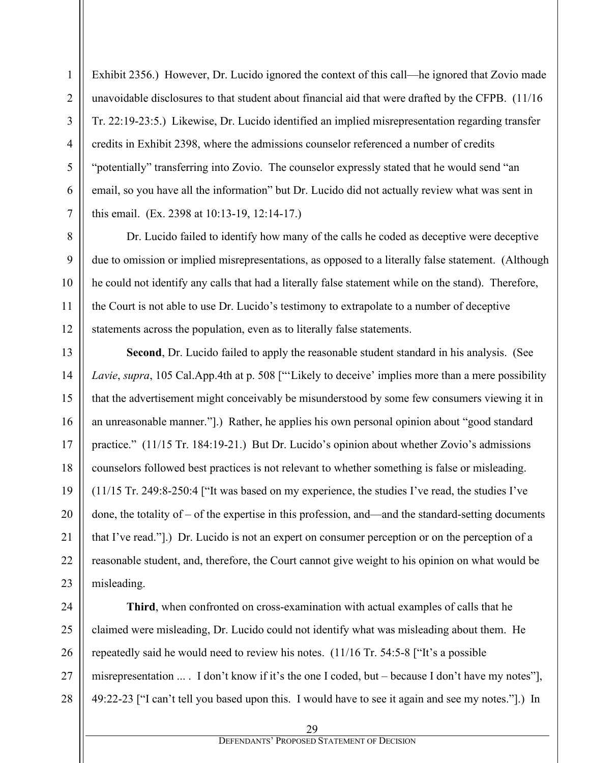Exhibit 2356.) However, Dr. Lucido ignored the context of this call—he ignored that Zovio made unavoidable disclosures to that student about financial aid that were drafted by the CFPB. (11/16 Tr. 22:19-23:5.) Likewise, Dr. Lucido identified an implied misrepresentation regarding transfer credits in Exhibit 2398, where the admissions counselor referenced a number of credits "potentially" transferring into Zovio. The counselor expressly stated that he would send "an email, so you have all the information" but Dr. Lucido did not actually review what was sent in this email. (Ex. 2398 at 10:13-19, 12:14-17.)

Dr. Lucido failed to identify how many of the calls he coded as deceptive were deceptive due to omission or implied misrepresentations, as opposed to a literally false statement. (Although he could not identify any calls that had a literally false statement while on the stand). Therefore, the Court is not able to use Dr. Lucido's testimony to extrapolate to a number of deceptive statements across the population, even as to literally false statements.

**Second**, Dr. Lucido failed to apply the reasonable student standard in his analysis. (See *Lavie*, *supra*, 105 Cal.App.4th at p. 508 ["'Likely to deceive' implies more than a mere possibility that the advertisement might conceivably be misunderstood by some few consumers viewing it in an unreasonable manner."].) Rather, he applies his own personal opinion about "good standard practice." (11/15 Tr. 184:19-21.) But Dr. Lucido's opinion about whether Zovio's admissions counselors followed best practices is not relevant to whether something is false or misleading. (11/15 Tr. 249:8-250:4 ["It was based on my experience, the studies I've read, the studies I've done, the totality of – of the expertise in this profession, and—and the standard-setting documents that I've read."].) Dr. Lucido is not an expert on consumer perception or on the perception of a reasonable student, and, therefore, the Court cannot give weight to his opinion on what would be misleading.

**Third**, when confronted on cross-examination with actual examples of calls that he claimed were misleading, Dr. Lucido could not identify what was misleading about them. He repeatedly said he would need to review his notes. (11/16 Tr. 54:5-8 ["It's a possible misrepresentation ... . I don't know if it's the one I coded, but – because I don't have my notes"], 49:22-23 ["I can't tell you based upon this. I would have to see it again and see my notes."].) In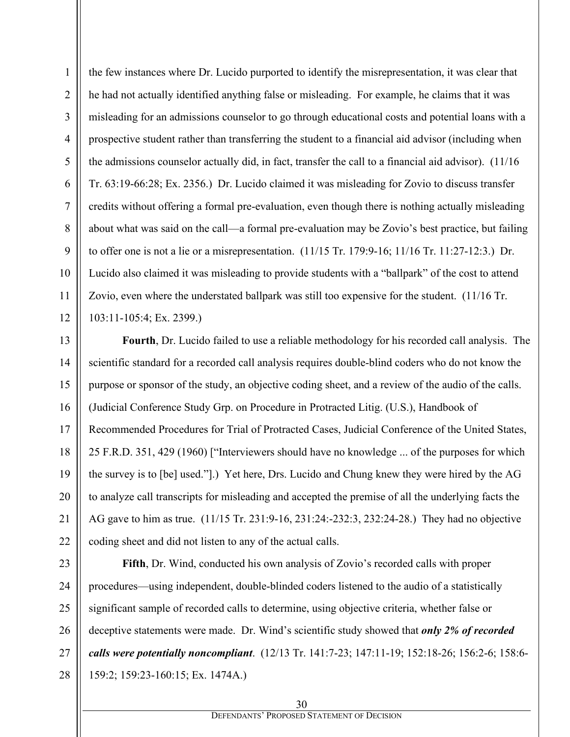the few instances where Dr. Lucido purported to identify the misrepresentation, it was clear that he had not actually identified anything false or misleading. For example, he claims that it was misleading for an admissions counselor to go through educational costs and potential loans with a prospective student rather than transferring the student to a financial aid advisor (including when the admissions counselor actually did, in fact, transfer the call to a financial aid advisor). (11/16 Tr. 63:19-66:28; Ex. 2356.) Dr. Lucido claimed it was misleading for Zovio to discuss transfer credits without offering a formal pre-evaluation, even though there is nothing actually misleading about what was said on the call—a formal pre-evaluation may be Zovio's best practice, but failing to offer one is not a lie or a misrepresentation. (11/15 Tr. 179:9-16; 11/16 Tr. 11:27-12:3.) Dr. Lucido also claimed it was misleading to provide students with a "ballpark" of the cost to attend Zovio, even where the understated ballpark was still too expensive for the student. (11/16 Tr. 103:11-105:4; Ex. 2399.)

**Fourth**, Dr. Lucido failed to use a reliable methodology for his recorded call analysis. The scientific standard for a recorded call analysis requires double-blind coders who do not know the purpose or sponsor of the study, an objective coding sheet, and a review of the audio of the calls. (Judicial Conference Study Grp. on Procedure in Protracted Litig. (U.S.), Handbook of Recommended Procedures for Trial of Protracted Cases, Judicial Conference of the United States, 25 F.R.D. 351, 429 (1960) ["Interviewers should have no knowledge ... of the purposes for which the survey is to [be] used."].) Yet here, Drs. Lucido and Chung knew they were hired by the AG to analyze call transcripts for misleading and accepted the premise of all the underlying facts the AG gave to him as true. (11/15 Tr. 231:9-16, 231:24:-232:3, 232:24-28.) They had no objective coding sheet and did not listen to any of the actual calls.

**Fifth**, Dr. Wind, conducted his own analysis of Zovio's recorded calls with proper procedures—using independent, double-blinded coders listened to the audio of a statistically significant sample of recorded calls to determine, using objective criteria, whether false or deceptive statements were made. Dr. Wind's scientific study showed that ***only 2% of recorded calls were potentially noncompliant***. (12/13 Tr. 141:7-23; 147:11-19; 152:18-26; 156:2-6; 158:6-159:2; 159:23-160:15; Ex. 1474A.)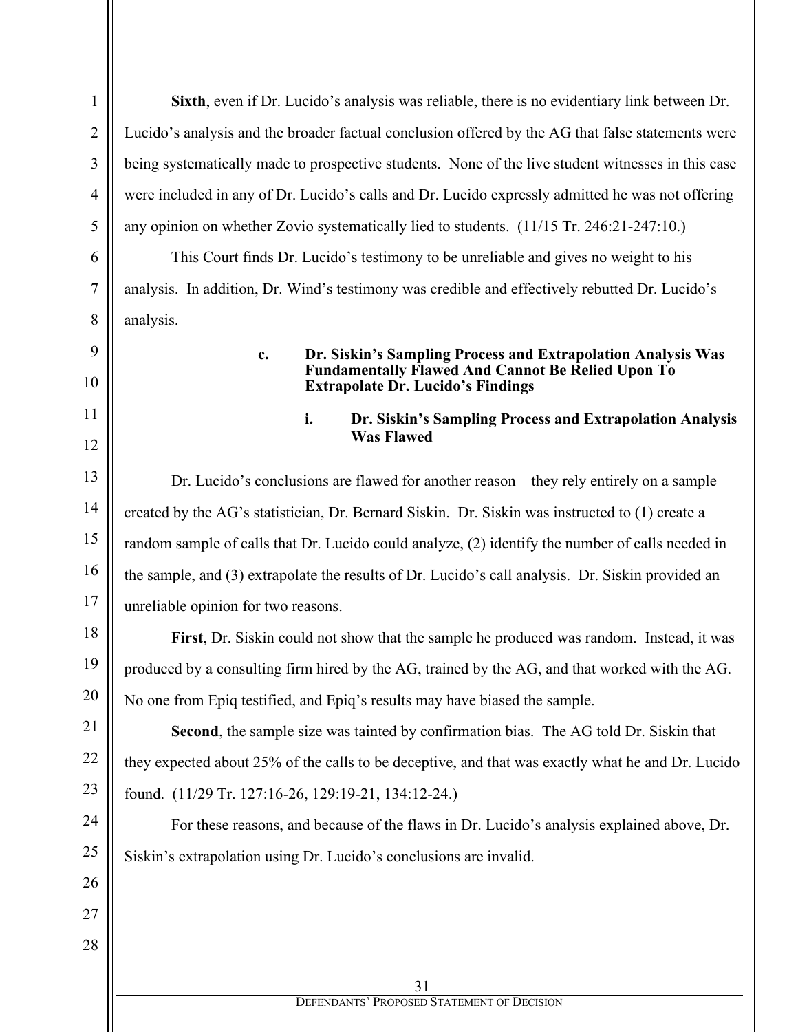**Sixth**, even if Dr. Lucido's analysis was reliable, there is no evidentiary link between Dr. Lucido's analysis and the broader factual conclusion offered by the AG that false statements were being systematically made to prospective students. None of the live student witnesses in this case were included in any of Dr. Lucido's calls and Dr. Lucido expressly admitted he was not offering any opinion on whether Zovio systematically lied to students. (11/15 Tr. 246:21-247:10.)

This Court finds Dr. Lucido's testimony to be unreliable and gives no weight to his analysis. In addition, Dr. Wind's testimony was credible and effectively rebutted Dr. Lucido's analysis.

#### c. Dr. Siskin's Sampling Process and Extrapolation Analysis Was Fundamentally Flawed And Cannot Be Relied Upon To Extrapolate Dr. Lucido's Findings

##### i. Dr. Siskin's Sampling Process and Extrapolation Analysis Was Flawed

Dr. Lucido's conclusions are flawed for another reason—they rely entirely on a sample created by the AG's statistician, Dr. Bernard Siskin. Dr. Siskin was instructed to (1) create a random sample of calls that Dr. Lucido could analyze, (2) identify the number of calls needed in the sample, and (3) extrapolate the results of Dr. Lucido's call analysis. Dr. Siskin provided an unreliable opinion for two reasons.

**First**, Dr. Siskin could not show that the sample he produced was random. Instead, it was produced by a consulting firm hired by the AG, trained by the AG, and that worked with the AG. No one from Epiq testified, and Epiq's results may have biased the sample.

**Second**, the sample size was tainted by confirmation bias. The AG told Dr. Siskin that they expected about 25% of the calls to be deceptive, and that was exactly what he and Dr. Lucido found. (11/29 Tr. 127:16-26, 129:19-21, 134:12-24.)

For these reasons, and because of the flaws in Dr. Lucido's analysis explained above, Dr. Siskin's extrapolation using Dr. Lucido's conclusions are invalid.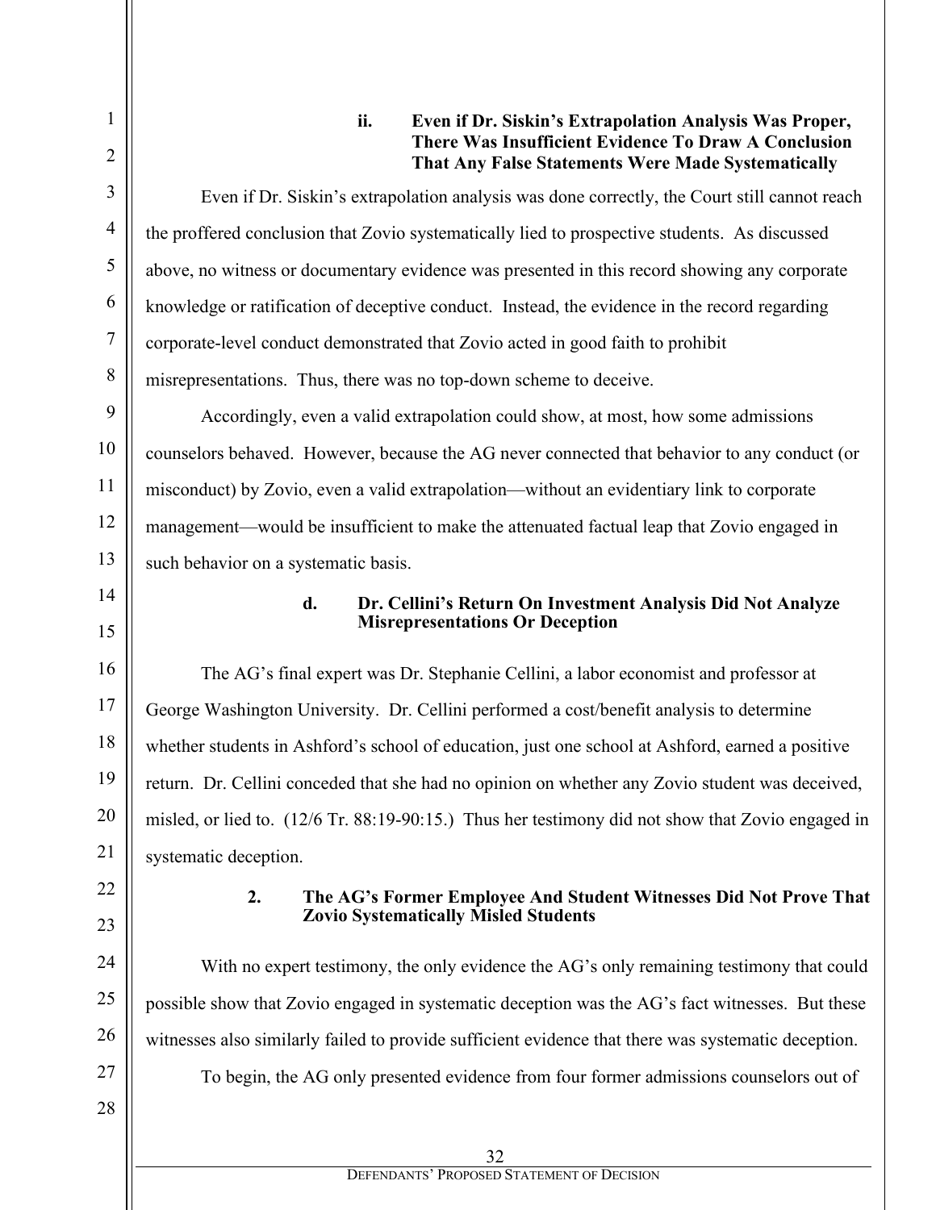#### ii. Even if Dr. Siskin's Extrapolation Analysis Was Proper, There Was Insufficient Evidence To Draw A Conclusion That Any False Statements Were Made Systematically

Even if Dr. Siskin's extrapolation analysis was done correctly, the Court still cannot reach the proffered conclusion that Zovio systematically lied to prospective students. As discussed above, no witness or documentary evidence was presented in this record showing any corporate knowledge or ratification of deceptive conduct. Instead, the evidence in the record regarding corporate-level conduct demonstrated that Zovio acted in good faith to prohibit misrepresentations. Thus, there was no top-down scheme to deceive.

Accordingly, even a valid extrapolation could show, at most, how some admissions counselors behaved. However, because the AG never connected that behavior to any conduct (or misconduct) by Zovio, even a valid extrapolation—without an evidentiary link to corporate management—would be insufficient to make the attenuated factual leap that Zovio engaged in such behavior on a systematic basis.

### d. Dr. Cellini's Return On Investment Analysis Did Not Analyze Misrepresentations Or Deception

The AG's final expert was Dr. Stephanie Cellini, a labor economist and professor at George Washington University. Dr. Cellini performed a cost/benefit analysis to determine whether students in Ashford's school of education, just one school at Ashford, earned a positive return. Dr. Cellini conceded that she had no opinion on whether any Zovio student was deceived, misled, or lied to. (12/6 Tr. 88:19-90:15.) Thus her testimony did not show that Zovio engaged in systematic deception.

## 2. The AG's Former Employee And Student Witnesses Did Not Prove That Zovio Systematically Misled Students

With no expert testimony, the only evidence the AG's only remaining testimony that could possible show that Zovio engaged in systematic deception was the AG's fact witnesses. But these witnesses also similarly failed to provide sufficient evidence that there was systematic deception.

To begin, the AG only presented evidence from four former admissions counselors out of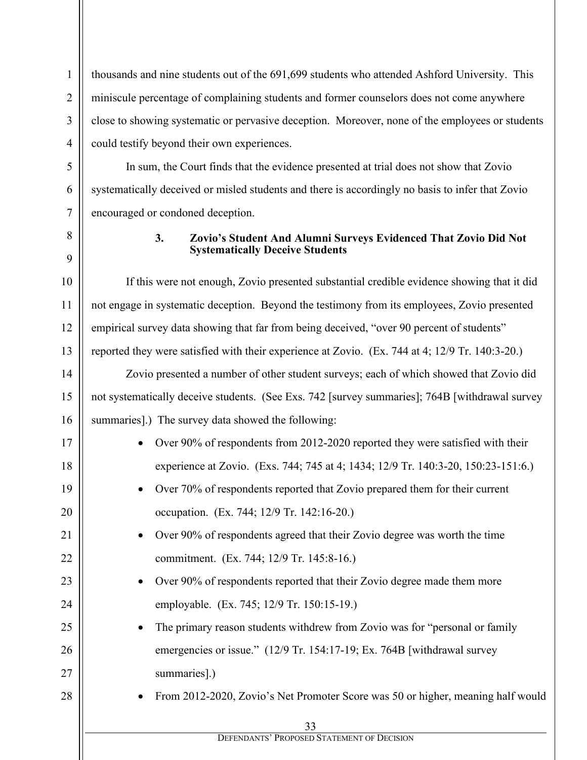thousands and nine students out of the 691,699 students who attended Ashford University. This miniscule percentage of complaining students and former counselors does not come anywhere close to showing systematic or pervasive deception. Moreover, none of the employees or students could testify beyond their own experiences.

In sum, the Court finds that the evidence presented at trial does not show that Zovio systematically deceived or misled students and there is accordingly no basis to infer that Zovio encouraged or condoned deception.

### 3. Zovio's Student And Alumni Surveys Evidenced That Zovio Did Not Systematically Deceive Students

If this were not enough, Zovio presented substantial credible evidence showing that it did not engage in systematic deception. Beyond the testimony from its employees, Zovio presented empirical survey data showing that far from being deceived, "over 90 percent of students" reported they were satisfied with their experience at Zovio. (Ex. 744 at 4; 12/9 Tr. 140:3-20.)

Zovio presented a number of other student surveys; each of which showed that Zovio did not systematically deceive students. (See Exs. 742 [survey summaries]; 764B [withdrawal survey summaries].) The survey data showed the following:

- Over 90% of respondents from 2012-2020 reported they were satisfied with their experience at Zovio. (Exs. 744; 745 at 4; 1434; 12/9 Tr. 140:3-20, 150:23-151:6.)
- Over 70% of respondents reported that Zovio prepared them for their current occupation. (Ex. 744; 12/9 Tr. 142:16-20.)
- Over 90% of respondents agreed that their Zovio degree was worth the time commitment. (Ex. 744; 12/9 Tr. 145:8-16.)
- Over 90% of respondents reported that their Zovio degree made them more employable. (Ex. 745; 12/9 Tr. 150:15-19.)
- The primary reason students withdrew from Zovio was for "personal or family emergencies or issue." (12/9 Tr. 154:17-19; Ex. 764B [withdrawal survey summaries].)
- From 2012-2020, Zovio's Net Promoter Score was 50 or higher, meaning half would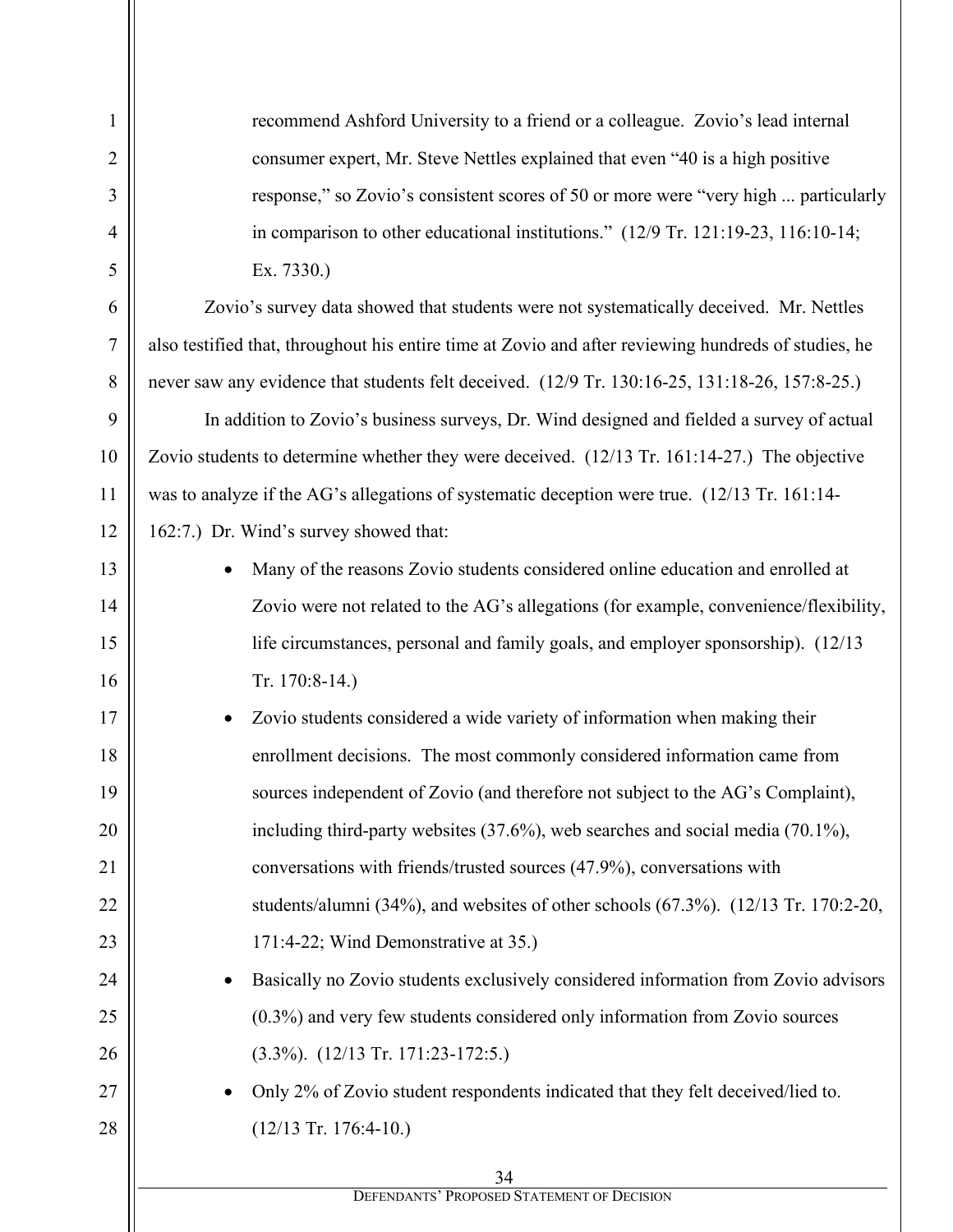recommend Ashford University to a friend or a colleague. Zovio's lead internal consumer expert, Mr. Steve Nettles explained that even "40 is a high positive response," so Zovio's consistent scores of 50 or more were "very high ... particularly in comparison to other educational institutions." (12/9 Tr. 121:19-23, 116:10-14; Ex. 7330.)

Zovio's survey data showed that students were not systematically deceived. Mr. Nettles also testified that, throughout his entire time at Zovio and after reviewing hundreds of studies, he never saw any evidence that students felt deceived. (12/9 Tr. 130:16-25, 131:18-26, 157:8-25.)

In addition to Zovio's business surveys, Dr. Wind designed and fielded a survey of actual Zovio students to determine whether they were deceived. (12/13 Tr. 161:14-27.) The objective was to analyze if the AG's allegations of systematic deception were true. (12/13 Tr. 161:14-162:7.) Dr. Wind's survey showed that:

- Many of the reasons Zovio students considered online education and enrolled at Zovio were not related to the AG's allegations (for example, convenience/flexibility, life circumstances, personal and family goals, and employer sponsorship). (12/13 Tr. 170:8-14.)
- Zovio students considered a wide variety of information when making their enrollment decisions. The most commonly considered information came from sources independent of Zovio (and therefore not subject to the AG's Complaint), including third-party websites (37.6%), web searches and social media (70.1%), conversations with friends/trusted sources (47.9%), conversations with students/alumni (34%), and websites of other schools (67.3%). (12/13 Tr. 170:2-20, 171:4-22; Wind Demonstrative at 35.)
- Basically no Zovio students exclusively considered information from Zovio advisors (0.3%) and very few students considered only information from Zovio sources (3.3%). (12/13 Tr. 171:23-172:5.)
- Only 2% of Zovio student respondents indicated that they felt deceived/lied to. (12/13 Tr. 176:4-10.)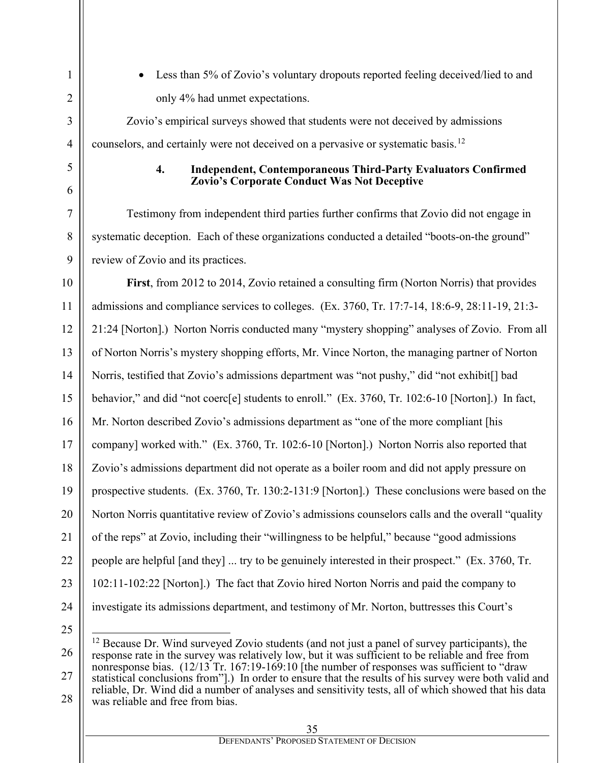- Less than 5% of Zovio's voluntary dropouts reported feeling deceived/lied to and only 4% had unmet expectations.

Zovio's empirical surveys showed that students were not deceived by admissions counselors, and certainly were not deceived on a pervasive or systematic basis.[12]

#### 4. Independent, Contemporaneous Third-Party Evaluators Confirmed Zovio's Corporate Conduct Was Not Deceptive

Testimony from independent third parties further confirms that Zovio did not engage in systematic deception. Each of these organizations conducted a detailed "boots-on-the ground" review of Zovio and its practices.

**First**, from 2012 to 2014, Zovio retained a consulting firm (Norton Norris) that provides admissions and compliance services to colleges. (Ex. 3760, Tr. 17:7-14, 18:6-9, 28:11-19, 21:3-21:24 [Norton].) Norton Norris conducted many "mystery shopping" analyses of Zovio. From all of Norton Norris's mystery shopping efforts, Mr. Vince Norton, the managing partner of Norton Norris, testified that Zovio's admissions department was "not pushy," did "not exhibit[] bad behavior," and did "not coerc[e] students to enroll." (Ex. 3760, Tr. 102:6-10 [Norton].) In fact, Mr. Norton described Zovio's admissions department as "one of the more compliant [his company] worked with." (Ex. 3760, Tr. 102:6-10 [Norton].) Norton Norris also reported that Zovio's admissions department did not operate as a boiler room and did not apply pressure on prospective students. (Ex. 3760, Tr. 130:2-131:9 [Norton].) These conclusions were based on the Norton Norris quantitative review of Zovio's admissions counselors calls and the overall "quality of the reps" at Zovio, including their "willingness to be helpful," because "good admissions people are helpful [and they] ... try to be genuinely interested in their prospect." (Ex. 3760, Tr. 102:11-102:22 [Norton].) The fact that Zovio hired Norton Norris and paid the company to investigate its admissions department, and testimony of Mr. Norton, buttresses this Court's

---

[12] Because Dr. Wind surveyed Zovio students (and not just a panel of survey participants), the response rate in the survey was relatively low, but it was sufficient to be reliable and free from nonresponse bias. (12/13 Tr. 167:19-169:10 [the number of responses was sufficient to "draw statistical conclusions from"].) In order to ensure that the results of his survey were both valid and reliable, Dr. Wind did a number of analyses and sensitivity tests, all of which showed that his data was reliable and free from bias.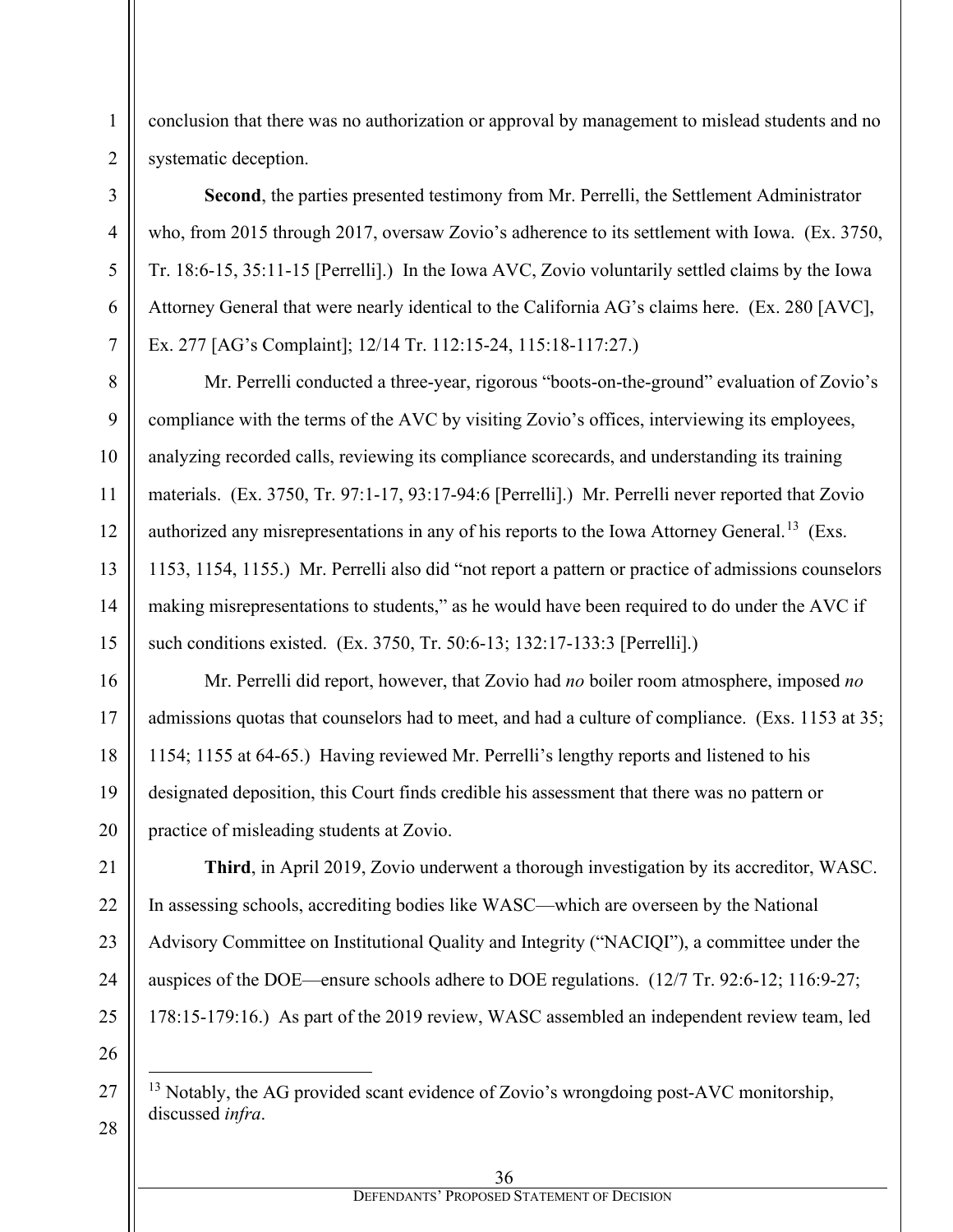conclusion that there was no authorization or approval by management to mislead students and no systematic deception.

**Second**, the parties presented testimony from Mr. Perrelli, the Settlement Administrator who, from 2015 through 2017, oversaw Zovio's adherence to its settlement with Iowa. (Ex. 3750, Tr. 18:6-15, 35:11-15 [Perrelli].) In the Iowa AVC, Zovio voluntarily settled claims by the Iowa Attorney General that were nearly identical to the California AG's claims here. (Ex. 280 [AVC], Ex. 277 [AG's Complaint]; 12/14 Tr. 112:15-24, 115:18-117:27.)

Mr. Perrelli conducted a three-year, rigorous "boots-on-the-ground" evaluation of Zovio's compliance with the terms of the AVC by visiting Zovio's offices, interviewing its employees, analyzing recorded calls, reviewing its compliance scorecards, and understanding its training materials. (Ex. 3750, Tr. 97:1-17, 93:17-94:6 [Perrelli].) Mr. Perrelli never reported that Zovio authorized any misrepresentations in any of his reports to the Iowa Attorney General.[13] (Exs. 1153, 1154, 1155.) Mr. Perrelli also did "not report a pattern or practice of admissions counselors making misrepresentations to students," as he would have been required to do under the AVC if such conditions existed. (Ex. 3750, Tr. 50:6-13; 132:17-133:3 [Perrelli].)

Mr. Perrelli did report, however, that Zovio had *no* boiler room atmosphere, imposed *no* admissions quotas that counselors had to meet, and had a culture of compliance. (Exs. 1153 at 35; 1154; 1155 at 64-65.) Having reviewed Mr. Perrelli's lengthy reports and listened to his designated deposition, this Court finds credible his assessment that there was no pattern or practice of misleading students at Zovio.

**Third**, in April 2019, Zovio underwent a thorough investigation by its accreditor, WASC. In assessing schools, accrediting bodies like WASC—which are overseen by the National Advisory Committee on Institutional Quality and Integrity ("NACIQI"), a committee under the auspices of the DOE—ensure schools adhere to DOE regulations. (12/7 Tr. 92:6-12; 116:9-27; 178:15-179:16.) As part of the 2019 review, WASC assembled an independent review team, led

[13] Notably, the AG provided scant evidence of Zovio's wrongdoing post-AVC monitorship, discussed *infra*.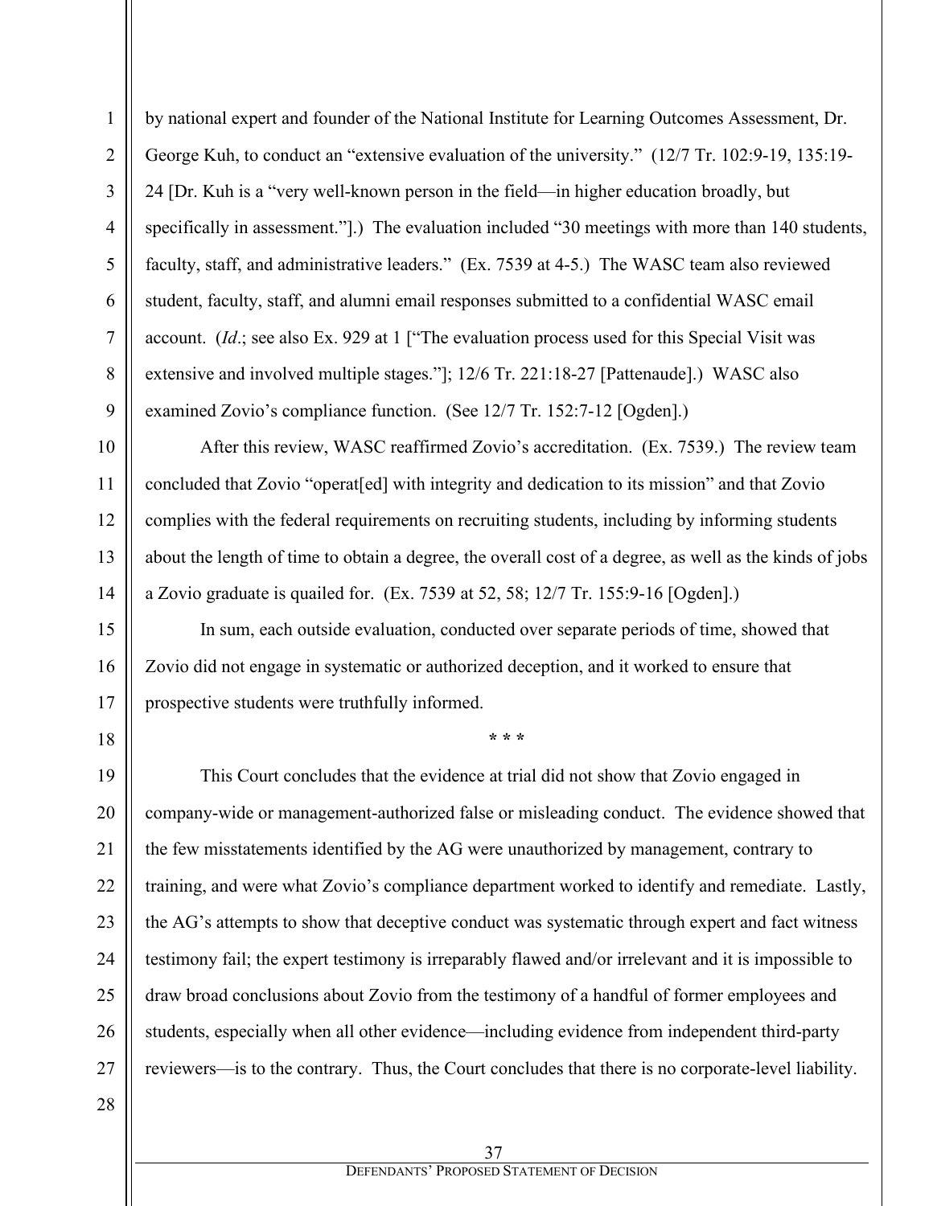by national expert and founder of the National Institute for Learning Outcomes Assessment, Dr. George Kuh, to conduct an "extensive evaluation of the university." (12/7 Tr. 102:9-19, 135:19-24 [Dr. Kuh is a "very well-known person in the field—in higher education broadly, but specifically in assessment."].) The evaluation included "30 meetings with more than 140 students, faculty, staff, and administrative leaders." (Ex. 7539 at 4-5.) The WASC team also reviewed student, faculty, staff, and alumni email responses submitted to a confidential WASC email account. (*Id*.; see also Ex. 929 at 1 ["The evaluation process used for this Special Visit was extensive and involved multiple stages."]; 12/6 Tr. 221:18-27 [Pattenaude].) WASC also examined Zovio's compliance function. (See 12/7 Tr. 152:7-12 [Ogden].)

After this review, WASC reaffirmed Zovio's accreditation. (Ex. 7539.) The review team concluded that Zovio "operat[ed] with integrity and dedication to its mission" and that Zovio complies with the federal requirements on recruiting students, including by informing students about the length of time to obtain a degree, the overall cost of a degree, as well as the kinds of jobs a Zovio graduate is quailed for. (Ex. 7539 at 52, 58; 12/7 Tr. 155:9-16 [Ogden].)

In sum, each outside evaluation, conducted over separate periods of time, showed that Zovio did not engage in systematic or authorized deception, and it worked to ensure that prospective students were truthfully informed.

\* \* \*

This Court concludes that the evidence at trial did not show that Zovio engaged in company-wide or management-authorized false or misleading conduct. The evidence showed that the few misstatements identified by the AG were unauthorized by management, contrary to training, and were what Zovio's compliance department worked to identify and remediate. Lastly, the AG's attempts to show that deceptive conduct was systematic through expert and fact witness testimony fail; the expert testimony is irreparably flawed and/or irrelevant and it is impossible to draw broad conclusions about Zovio from the testimony of a handful of former employees and students, especially when all other evidence—including evidence from independent third-party reviewers—is to the contrary. Thus, the Court concludes that there is no corporate-level liability.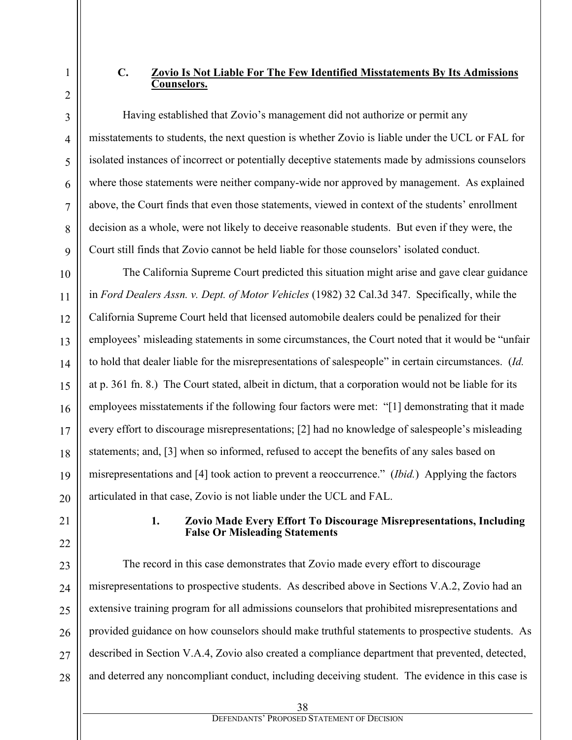### C. Zovio Is Not Liable For The Few Identified Misstatements By Its Admissions Counselors.

Having established that Zovio's management did not authorize or permit any misstatements to students, the next question is whether Zovio is liable under the UCL or FAL for isolated instances of incorrect or potentially deceptive statements made by admissions counselors where those statements were neither company-wide nor approved by management. As explained above, the Court finds that even those statements, viewed in context of the students' enrollment decision as a whole, were not likely to deceive reasonable students. But even if they were, the Court still finds that Zovio cannot be held liable for those counselors' isolated conduct.

The California Supreme Court predicted this situation might arise and gave clear guidance in *Ford Dealers Assn. v. Dept. of Motor Vehicles* (1982) 32 Cal.3d 347. Specifically, while the California Supreme Court held that licensed automobile dealers could be penalized for their employees' misleading statements in some circumstances, the Court noted that it would be "unfair to hold that dealer liable for the misrepresentations of salespeople" in certain circumstances. (*Id.* at p. 361 fn. 8.) The Court stated, albeit in dictum, that a corporation would not be liable for its employees misstatements if the following four factors were met: "[1] demonstrating that it made every effort to discourage misrepresentations; [2] had no knowledge of salespeople's misleading statements; and, [3] when so informed, refused to accept the benefits of any sales based on misrepresentations and [4] took action to prevent a reoccurrence." (*Ibid.*) Applying the factors articulated in that case, Zovio is not liable under the UCL and FAL.

#### 1. Zovio Made Every Effort To Discourage Misrepresentations, Including False Or Misleading Statements

The record in this case demonstrates that Zovio made every effort to discourage misrepresentations to prospective students. As described above in Sections V.A.2, Zovio had an extensive training program for all admissions counselors that prohibited misrepresentations and provided guidance on how counselors should make truthful statements to prospective students. As described in Section V.A.4, Zovio also created a compliance department that prevented, detected, and deterred any noncompliant conduct, including deceiving student. The evidence in this case is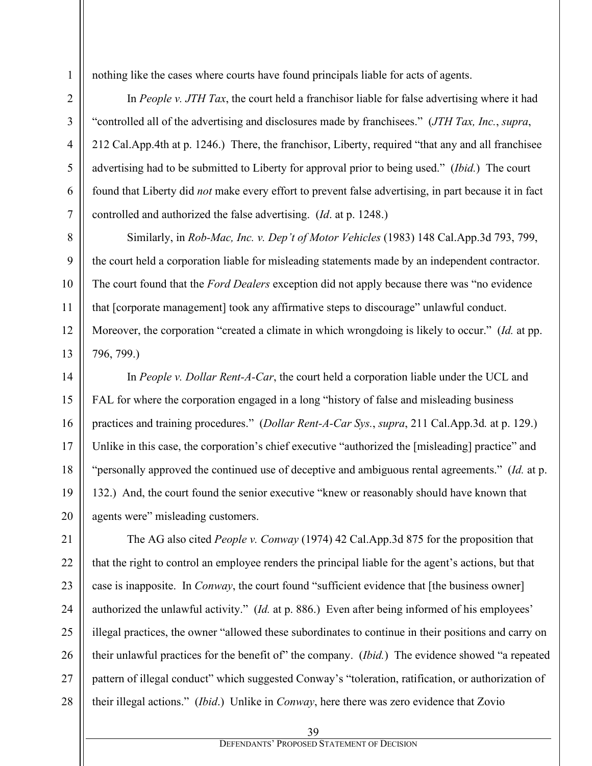nothing like the cases where courts have found principals liable for acts of agents.

In *People v. JTH Tax*, the court held a franchisor liable for false advertising where it had "controlled all of the advertising and disclosures made by franchisees." (*JTH Tax, Inc.*, *supra*, 212 Cal.App.4th at p. 1246.) There, the franchisor, Liberty, required "that any and all franchisee advertising had to be submitted to Liberty for approval prior to being used." (*Ibid.*) The court found that Liberty did *not* make every effort to prevent false advertising, in part because it in fact controlled and authorized the false advertising. (*Id*. at p. 1248.)

Similarly, in *Rob-Mac, Inc. v. Dep't of Motor Vehicles* (1983) 148 Cal.App.3d 793, 799, the court held a corporation liable for misleading statements made by an independent contractor. The court found that the *Ford Dealers* exception did not apply because there was "no evidence that [corporate management] took any affirmative steps to discourage" unlawful conduct. Moreover, the corporation "created a climate in which wrongdoing is likely to occur." (*Id.* at pp. 796, 799.)

In *People v. Dollar Rent-A-Car*, the court held a corporation liable under the UCL and FAL for where the corporation engaged in a long "history of false and misleading business practices and training procedures." (*Dollar Rent-A-Car Sys.*, *supra*, 211 Cal.App.3d*.* at p. 129.) Unlike in this case, the corporation's chief executive "authorized the [misleading] practice" and "personally approved the continued use of deceptive and ambiguous rental agreements." (*Id.* at p. 132.) And, the court found the senior executive "knew or reasonably should have known that agents were" misleading customers.

The AG also cited *People v. Conway* (1974) 42 Cal.App.3d 875 for the proposition that that the right to control an employee renders the principal liable for the agent's actions, but that case is inapposite. In *Conway*, the court found "sufficient evidence that [the business owner] authorized the unlawful activity." (*Id.* at p. 886.) Even after being informed of his employees' illegal practices, the owner "allowed these subordinates to continue in their positions and carry on their unlawful practices for the benefit of" the company. (*Ibid.*) The evidence showed "a repeated pattern of illegal conduct" which suggested Conway's "toleration, ratification, or authorization of their illegal actions." (*Ibid*.) Unlike in *Conway*, here there was zero evidence that Zovio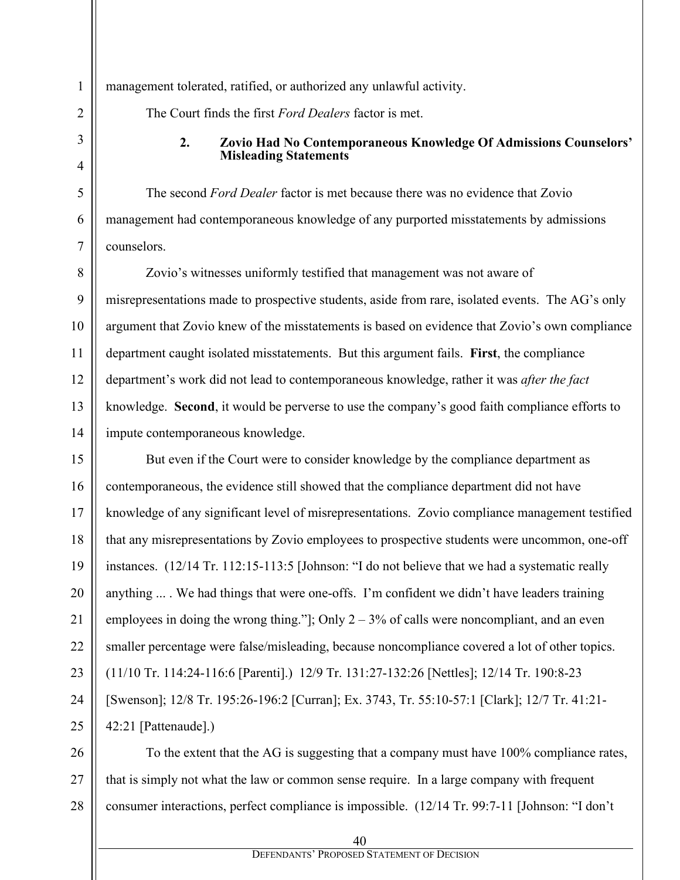management tolerated, ratified, or authorized any unlawful activity.

The Court finds the first *Ford Dealers* factor is met.

#### 2. Zovio Had No Contemporaneous Knowledge Of Admissions Counselors' Misleading Statements

The second *Ford Dealer* factor is met because there was no evidence that Zovio management had contemporaneous knowledge of any purported misstatements by admissions counselors.

Zovio's witnesses uniformly testified that management was not aware of misrepresentations made to prospective students, aside from rare, isolated events. The AG's only argument that Zovio knew of the misstatements is based on evidence that Zovio's own compliance department caught isolated misstatements. But this argument fails. **First**, the compliance department's work did not lead to contemporaneous knowledge, rather it was *after the fact* knowledge. **Second**, it would be perverse to use the company's good faith compliance efforts to impute contemporaneous knowledge.

But even if the Court were to consider knowledge by the compliance department as contemporaneous, the evidence still showed that the compliance department did not have knowledge of any significant level of misrepresentations. Zovio compliance management testified that any misrepresentations by Zovio employees to prospective students were uncommon, one-off instances. (12/14 Tr. 112:15-113:5 [Johnson: "I do not believe that we had a systematic really anything ... . We had things that were one-offs. I'm confident we didn't have leaders training employees in doing the wrong thing."]; Only 2 – 3% of calls were noncompliant, and an even smaller percentage were false/misleading, because noncompliance covered a lot of other topics. (11/10 Tr. 114:24-116:6 [Parenti].) 12/9 Tr. 131:27-132:26 [Nettles]; 12/14 Tr. 190:8-23 [Swenson]; 12/8 Tr. 195:26-196:2 [Curran]; Ex. 3743, Tr. 55:10-57:1 [Clark]; 12/7 Tr. 41:21-42:21 [Pattenaude].)

To the extent that the AG is suggesting that a company must have 100% compliance rates, that is simply not what the law or common sense require. In a large company with frequent consumer interactions, perfect compliance is impossible. (12/14 Tr. 99:7-11 [Johnson: "I don't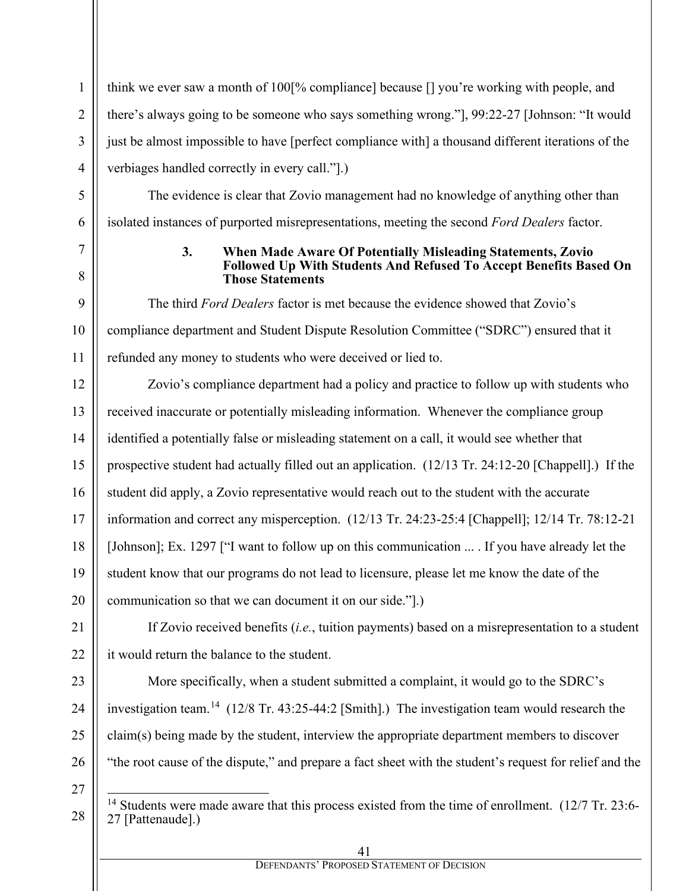think we ever saw a month of 100[% compliance] because [] you're working with people, and there's always going to be someone who says something wrong."], 99:22-27 [Johnson: "It would just be almost impossible to have [perfect compliance with] a thousand different iterations of the verbiages handled correctly in every call."].)

The evidence is clear that Zovio management had no knowledge of anything other than isolated instances of purported misrepresentations, meeting the second *Ford Dealers* factor.

#### 3. When Made Aware Of Potentially Misleading Statements, Zovio Followed Up With Students And Refused To Accept Benefits Based On Those Statements

The third *Ford Dealers* factor is met because the evidence showed that Zovio's compliance department and Student Dispute Resolution Committee ("SDRC") ensured that it refunded any money to students who were deceived or lied to.

Zovio's compliance department had a policy and practice to follow up with students who received inaccurate or potentially misleading information. Whenever the compliance group identified a potentially false or misleading statement on a call, it would see whether that prospective student had actually filled out an application. (12/13 Tr. 24:12-20 [Chappell].) If the student did apply, a Zovio representative would reach out to the student with the accurate information and correct any misperception. (12/13 Tr. 24:23-25:4 [Chappell]; 12/14 Tr. 78:12-21 [Johnson]; Ex. 1297 ["I want to follow up on this communication ... . If you have already let the student know that our programs do not lead to licensure, please let me know the date of the communication so that we can document it on our side."].)

If Zovio received benefits (*i.e.*, tuition payments) based on a misrepresentation to a student it would return the balance to the student.

More specifically, when a student submitted a complaint, it would go to the SDRC's investigation team.[14] (12/8 Tr. 43:25-44:2 [Smith].) The investigation team would research the claim(s) being made by the student, interview the appropriate department members to discover "the root cause of the dispute," and prepare a fact sheet with the student's request for relief and the

[14] Students were made aware that this process existed from the time of enrollment. (12/7 Tr. 23:6-27 [Pattenaude].)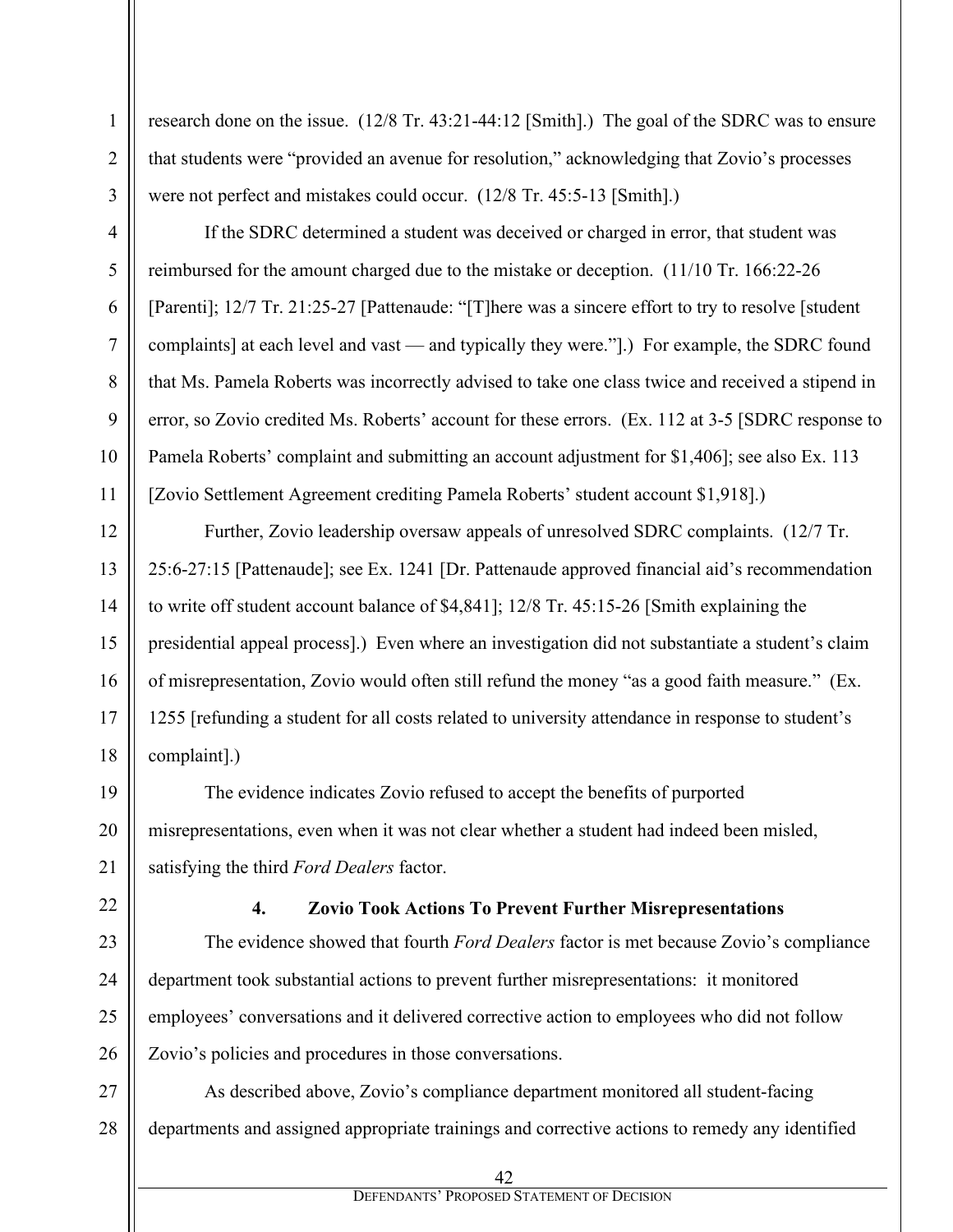research done on the issue. (12/8 Tr. 43:21-44:12 [Smith].) The goal of the SDRC was to ensure that students were "provided an avenue for resolution," acknowledging that Zovio's processes were not perfect and mistakes could occur. (12/8 Tr. 45:5-13 [Smith].)

If the SDRC determined a student was deceived or charged in error, that student was reimbursed for the amount charged due to the mistake or deception. (11/10 Tr. 166:22-26 [Parenti]; 12/7 Tr. 21:25-27 [Pattenaude: "[T]here was a sincere effort to try to resolve [student complaints] at each level and vast — and typically they were."].) For example, the SDRC found that Ms. Pamela Roberts was incorrectly advised to take one class twice and received a stipend in error, so Zovio credited Ms. Roberts' account for these errors. (Ex. 112 at 3-5 [SDRC response to Pamela Roberts' complaint and submitting an account adjustment for $1,406]; see also Ex. 113 [Zovio Settlement Agreement crediting Pamela Roberts' student account $1,918].)

Further, Zovio leadership oversaw appeals of unresolved SDRC complaints. (12/7 Tr. 25:6-27:15 [Pattenaude]; see Ex. 1241 [Dr. Pattenaude approved financial aid's recommendation to write off student account balance of $4,841]; 12/8 Tr. 45:15-26 [Smith explaining the presidential appeal process].) Even where an investigation did not substantiate a student's claim of misrepresentation, Zovio would often still refund the money "as a good faith measure." (Ex. 1255 [refunding a student for all costs related to university attendance in response to student's complaint].)

The evidence indicates Zovio refused to accept the benefits of purported misrepresentations, even when it was not clear whether a student had indeed been misled, satisfying the third *Ford Dealers* factor.

**4. Zovio Took Actions To Prevent Further Misrepresentations**

The evidence showed that fourth *Ford Dealers* factor is met because Zovio's compliance department took substantial actions to prevent further misrepresentations: it monitored employees' conversations and it delivered corrective action to employees who did not follow Zovio's policies and procedures in those conversations.

As described above, Zovio's compliance department monitored all student-facing departments and assigned appropriate trainings and corrective actions to remedy any identified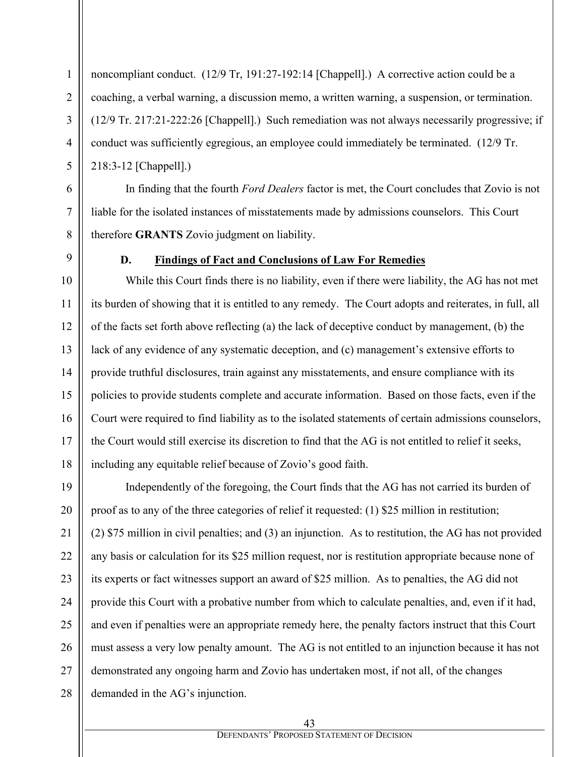noncompliant conduct. (12/9 Tr, 191:27-192:14 [Chappell].) A corrective action could be a coaching, a verbal warning, a discussion memo, a written warning, a suspension, or termination. (12/9 Tr. 217:21-222:26 [Chappell].) Such remediation was not always necessarily progressive; if conduct was sufficiently egregious, an employee could immediately be terminated. (12/9 Tr. 218:3-12 [Chappell].)

In finding that the fourth *Ford Dealers* factor is met, the Court concludes that Zovio is not liable for the isolated instances of misstatements made by admissions counselors. This Court therefore **GRANTS** Zovio judgment on liability.

### D. Findings of Fact and Conclusions of Law For Remedies

While this Court finds there is no liability, even if there were liability, the AG has not met its burden of showing that it is entitled to any remedy. The Court adopts and reiterates, in full, all of the facts set forth above reflecting (a) the lack of deceptive conduct by management, (b) the lack of any evidence of any systematic deception, and (c) management's extensive efforts to provide truthful disclosures, train against any misstatements, and ensure compliance with its policies to provide students complete and accurate information. Based on those facts, even if the Court were required to find liability as to the isolated statements of certain admissions counselors, the Court would still exercise its discretion to find that the AG is not entitled to relief it seeks, including any equitable relief because of Zovio's good faith.

Independently of the foregoing, the Court finds that the AG has not carried its burden of proof as to any of the three categories of relief it requested: (1) \$25 million in restitution; (2) \$75 million in civil penalties; and (3) an injunction. As to restitution, the AG has not provided any basis or calculation for its \$25 million request, nor is restitution appropriate because none of its experts or fact witnesses support an award of \$25 million. As to penalties, the AG did not provide this Court with a probative number from which to calculate penalties, and, even if it had, and even if penalties were an appropriate remedy here, the penalty factors instruct that this Court must assess a very low penalty amount. The AG is not entitled to an injunction because it has not demonstrated any ongoing harm and Zovio has undertaken most, if not all, of the changes demanded in the AG's injunction.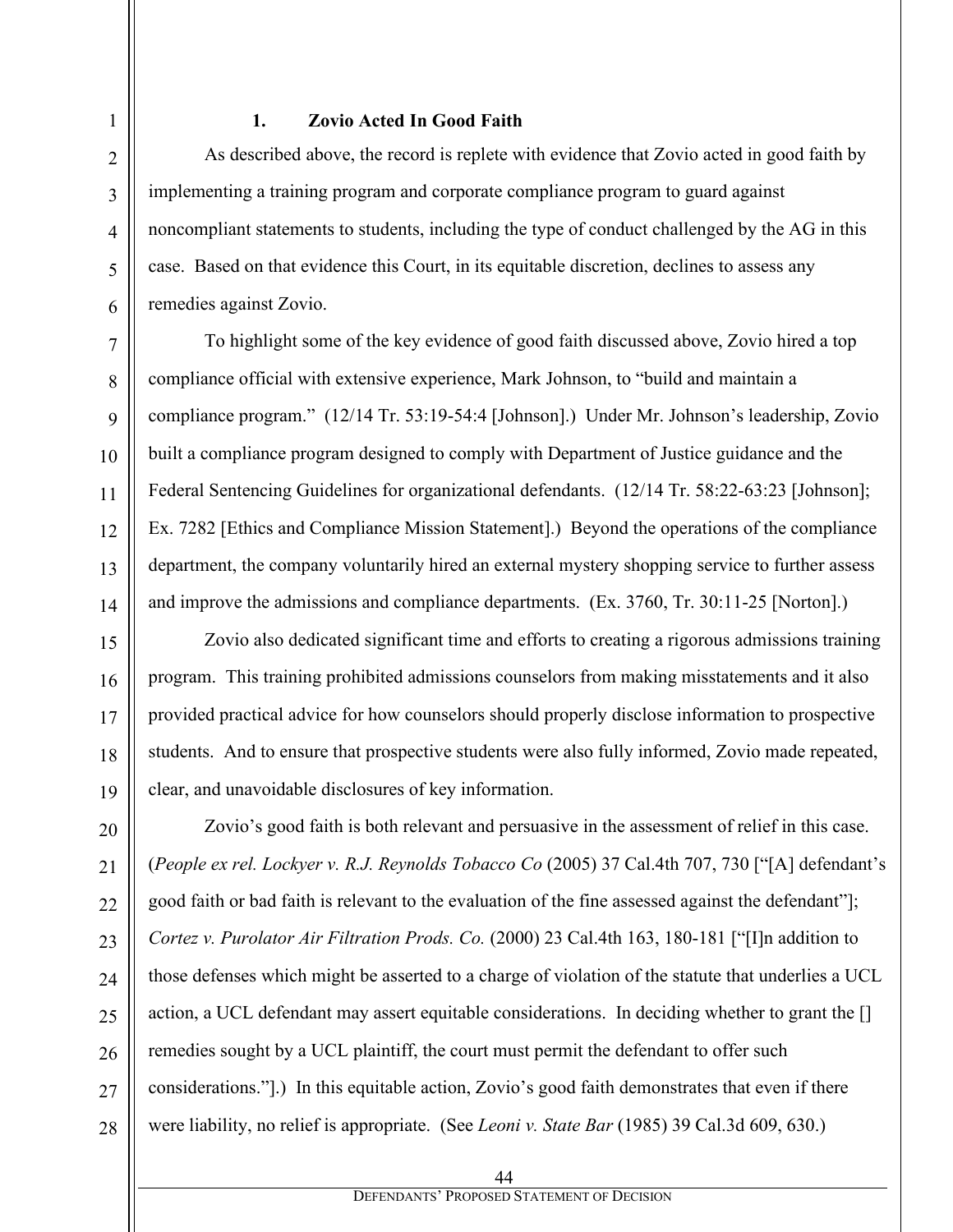### 1. Zovio Acted In Good Faith

As described above, the record is replete with evidence that Zovio acted in good faith by implementing a training program and corporate compliance program to guard against noncompliant statements to students, including the type of conduct challenged by the AG in this case. Based on that evidence this Court, in its equitable discretion, declines to assess any remedies against Zovio.

To highlight some of the key evidence of good faith discussed above, Zovio hired a top compliance official with extensive experience, Mark Johnson, to "build and maintain a compliance program." (12/14 Tr. 53:19-54:4 [Johnson].) Under Mr. Johnson's leadership, Zovio built a compliance program designed to comply with Department of Justice guidance and the Federal Sentencing Guidelines for organizational defendants. (12/14 Tr. 58:22-63:23 [Johnson]; Ex. 7282 [Ethics and Compliance Mission Statement].) Beyond the operations of the compliance department, the company voluntarily hired an external mystery shopping service to further assess and improve the admissions and compliance departments. (Ex. 3760, Tr. 30:11-25 [Norton].)

Zovio also dedicated significant time and efforts to creating a rigorous admissions training program. This training prohibited admissions counselors from making misstatements and it also provided practical advice for how counselors should properly disclose information to prospective students. And to ensure that prospective students were also fully informed, Zovio made repeated, clear, and unavoidable disclosures of key information.

Zovio's good faith is both relevant and persuasive in the assessment of relief in this case. (*People ex rel. Lockyer v. R.J. Reynolds Tobacco Co* (2005) 37 Cal.4th 707, 730 ["[A] defendant's good faith or bad faith is relevant to the evaluation of the fine assessed against the defendant"]; *Cortez v. Purolator Air Filtration Prods. Co.* (2000) 23 Cal.4th 163, 180-181 ["[I]n addition to those defenses which might be asserted to a charge of violation of the statute that underlies a UCL action, a UCL defendant may assert equitable considerations. In deciding whether to grant the [] remedies sought by a UCL plaintiff, the court must permit the defendant to offer such considerations."].) In this equitable action, Zovio's good faith demonstrates that even if there were liability, no relief is appropriate. (See *Leoni v. State Bar* (1985) 39 Cal.3d 609, 630.)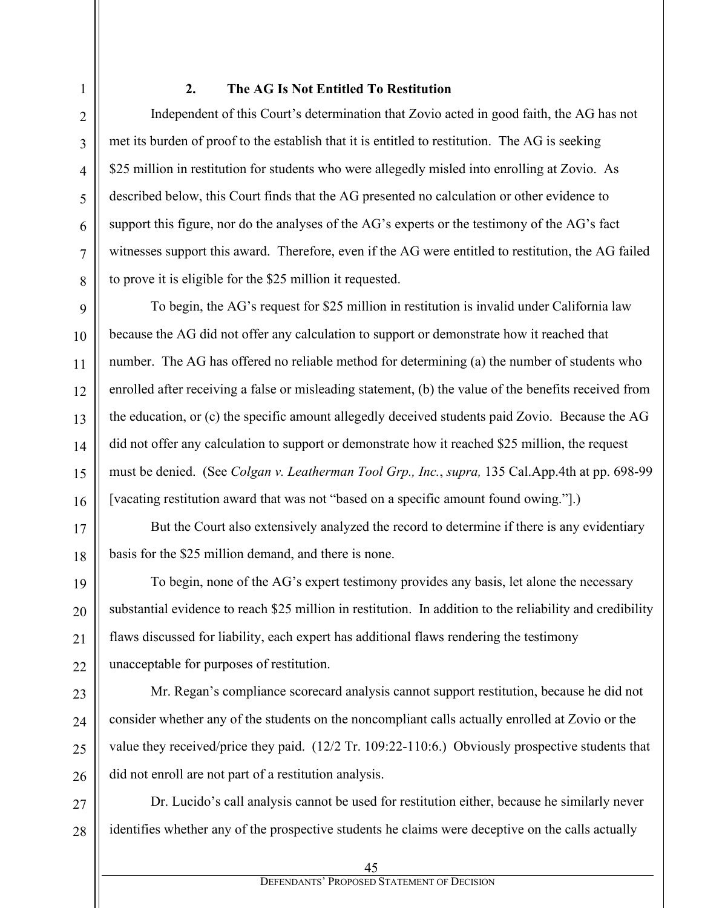### 2. The AG Is Not Entitled To Restitution

Independent of this Court's determination that Zovio acted in good faith, the AG has not met its burden of proof to the establish that it is entitled to restitution. The AG is seeking $25 million in restitution for students who were allegedly misled into enrolling at Zovio. As described below, this Court finds that the AG presented no calculation or other evidence to support this figure, nor do the analyses of the AG's experts or the testimony of the AG's fact witnesses support this award. Therefore, even if the AG were entitled to restitution, the AG failed to prove it is eligible for the $25 million it requested.

To begin, the AG's request for $25 million in restitution is invalid under California law because the AG did not offer any calculation to support or demonstrate how it reached that number. The AG has offered no reliable method for determining (a) the number of students who enrolled after receiving a false or misleading statement, (b) the value of the benefits received from the education, or (c) the specific amount allegedly deceived students paid Zovio. Because the AG did not offer any calculation to support or demonstrate how it reached $25 million, the request must be denied. (See *Colgan v. Leatherman Tool Grp., Inc.*, *supra,* 135 Cal.App.4th at pp. 698-99 [vacating restitution award that was not "based on a specific amount found owing."].)

But the Court also extensively analyzed the record to determine if there is any evidentiary basis for the $25 million demand, and there is none.

To begin, none of the AG's expert testimony provides any basis, let alone the necessary substantial evidence to reach $25 million in restitution. In addition to the reliability and credibility flaws discussed for liability, each expert has additional flaws rendering the testimony unacceptable for purposes of restitution.

Mr. Regan's compliance scorecard analysis cannot support restitution, because he did not consider whether any of the students on the noncompliant calls actually enrolled at Zovio or the value they received/price they paid. (12/2 Tr. 109:22-110:6.) Obviously prospective students that did not enroll are not part of a restitution analysis.

Dr. Lucido's call analysis cannot be used for restitution either, because he similarly never identifies whether any of the prospective students he claims were deceptive on the calls actually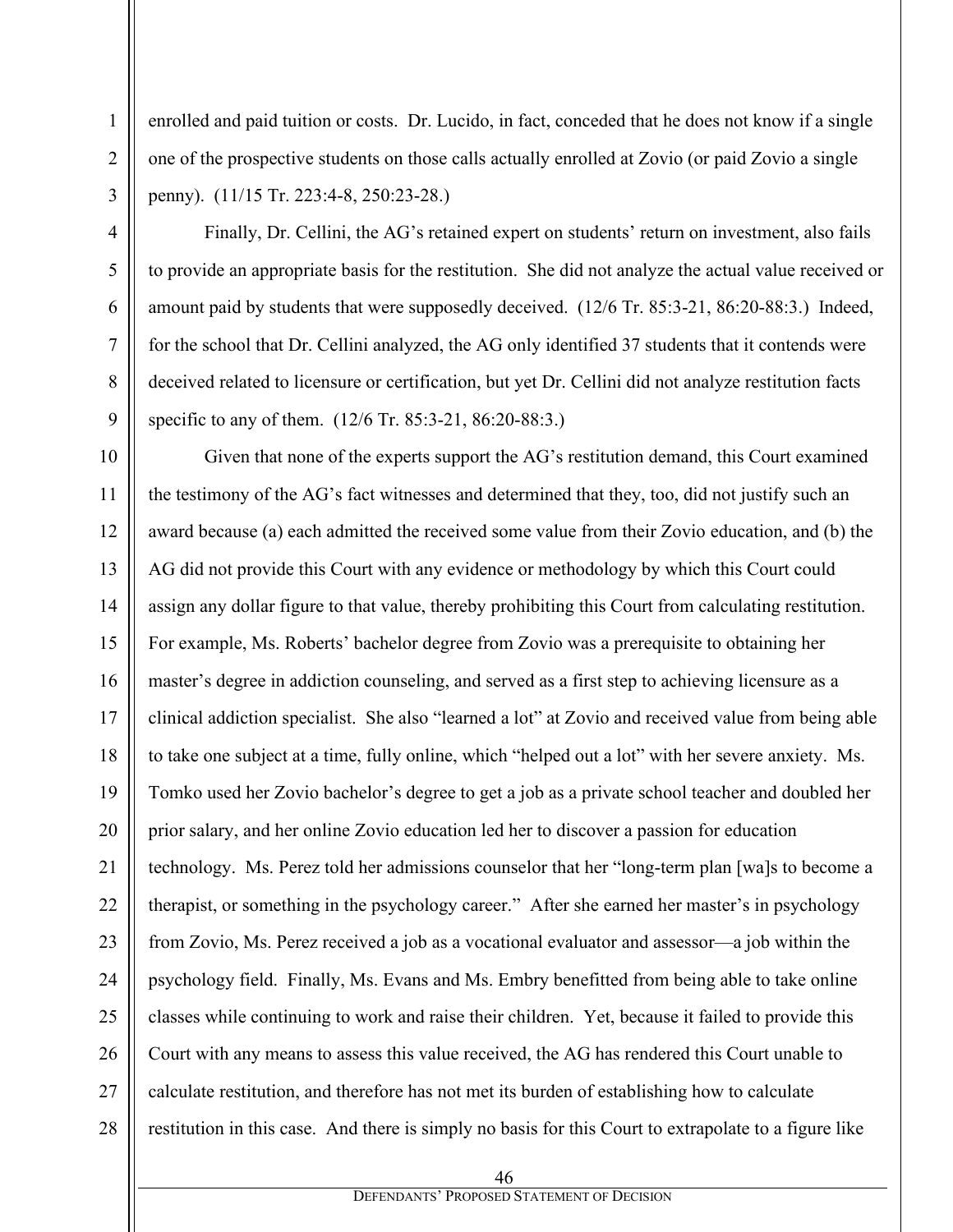enrolled and paid tuition or costs. Dr. Lucido, in fact, conceded that he does not know if a single one of the prospective students on those calls actually enrolled at Zovio (or paid Zovio a single penny). (11/15 Tr. 223:4-8, 250:23-28.)

Finally, Dr. Cellini, the AG's retained expert on students' return on investment, also fails to provide an appropriate basis for the restitution. She did not analyze the actual value received or amount paid by students that were supposedly deceived. (12/6 Tr. 85:3-21, 86:20-88:3.) Indeed, for the school that Dr. Cellini analyzed, the AG only identified 37 students that it contends were deceived related to licensure or certification, but yet Dr. Cellini did not analyze restitution facts specific to any of them. (12/6 Tr. 85:3-21, 86:20-88:3.)

Given that none of the experts support the AG's restitution demand, this Court examined the testimony of the AG's fact witnesses and determined that they, too, did not justify such an award because (a) each admitted the received some value from their Zovio education, and (b) the AG did not provide this Court with any evidence or methodology by which this Court could assign any dollar figure to that value, thereby prohibiting this Court from calculating restitution. For example, Ms. Roberts' bachelor degree from Zovio was a prerequisite to obtaining her master's degree in addiction counseling, and served as a first step to achieving licensure as a clinical addiction specialist. She also "learned a lot" at Zovio and received value from being able to take one subject at a time, fully online, which "helped out a lot" with her severe anxiety. Ms. Tomko used her Zovio bachelor's degree to get a job as a private school teacher and doubled her prior salary, and her online Zovio education led her to discover a passion for education technology. Ms. Perez told her admissions counselor that her "long-term plan [wa]s to become a therapist, or something in the psychology career." After she earned her master's in psychology from Zovio, Ms. Perez received a job as a vocational evaluator and assessor—a job within the psychology field. Finally, Ms. Evans and Ms. Embry benefitted from being able to take online classes while continuing to work and raise their children. Yet, because it failed to provide this Court with any means to assess this value received, the AG has rendered this Court unable to calculate restitution, and therefore has not met its burden of establishing how to calculate restitution in this case. And there is simply no basis for this Court to extrapolate to a figure like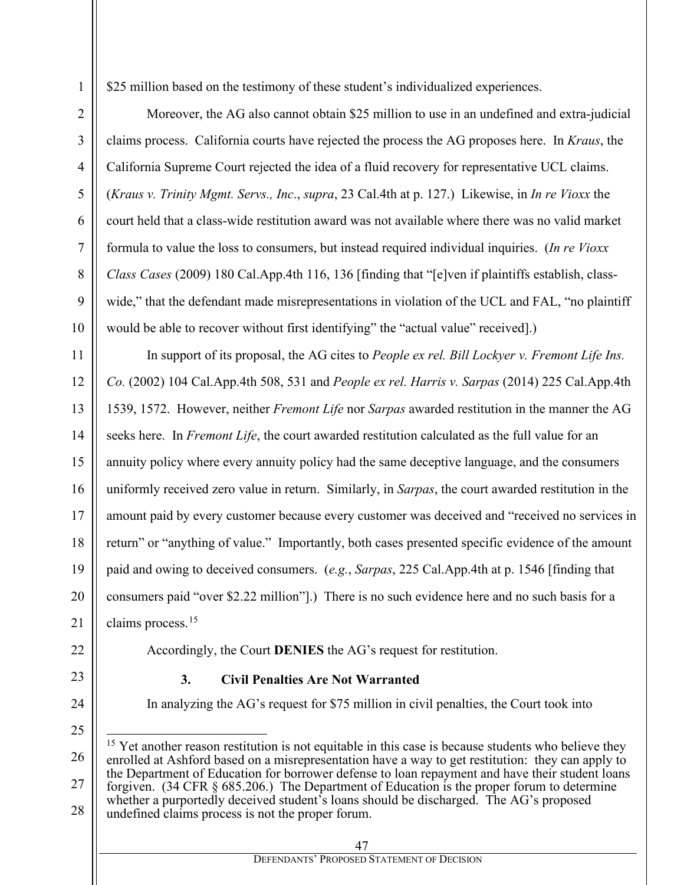$25 million based on the testimony of these student's individualized experiences.

Moreover, the AG also cannot obtain $25 million to use in an undefined and extra-judicial claims process. California courts have rejected the process the AG proposes here. In *Kraus*, the California Supreme Court rejected the idea of a fluid recovery for representative UCL claims. (*Kraus v. Trinity Mgmt. Servs., Inc*., *supra*, 23 Cal.4th at p. 127.) Likewise, in *In re Vioxx* the court held that a class-wide restitution award was not available where there was no valid market formula to value the loss to consumers, but instead required individual inquiries. (*In re Vioxx Class Cases* (2009) 180 Cal.App.4th 116, 136 [finding that "[e]ven if plaintiffs establish, class-wide," that the defendant made misrepresentations in violation of the UCL and FAL, "no plaintiff would be able to recover without first identifying" the "actual value" received].)

In support of its proposal, the AG cites to *People ex rel. Bill Lockyer v. Fremont Life Ins. Co.* (2002) 104 Cal.App.4th 508, 531 and *People ex rel. Harris v. Sarpas* (2014) 225 Cal.App.4th 1539, 1572. However, neither *Fremont Life* nor *Sarpas* awarded restitution in the manner the AG seeks here. In *Fremont Life*, the court awarded restitution calculated as the full value for an annuity policy where every annuity policy had the same deceptive language, and the consumers uniformly received zero value in return. Similarly, in *Sarpas*, the court awarded restitution in the amount paid by every customer because every customer was deceived and "received no services in return" or "anything of value." Importantly, both cases presented specific evidence of the amount paid and owing to deceived consumers. (*e.g.*, *Sarpas*, 225 Cal.App.4th at p. 1546 [finding that consumers paid "over $2.22 million"].) There is no such evidence here and no such basis for a claims process.[15]

Accordingly, the Court **DENIES** the AG's request for restitution.

### 3. Civil Penalties Are Not Warranted

In analyzing the AG's request for $75 million in civil penalties, the Court took into

---

[15] Yet another reason restitution is not equitable in this case is because students who believe they enrolled at Ashford based on a misrepresentation have a way to get restitution: they can apply to the Department of Education for borrower defense to loan repayment and have their student loans forgiven. (34 CFR § 685.206.) The Department of Education is the proper forum to determine whether a purportedly deceived student's loans should be discharged. The AG's proposed undefined claims process is not the proper forum.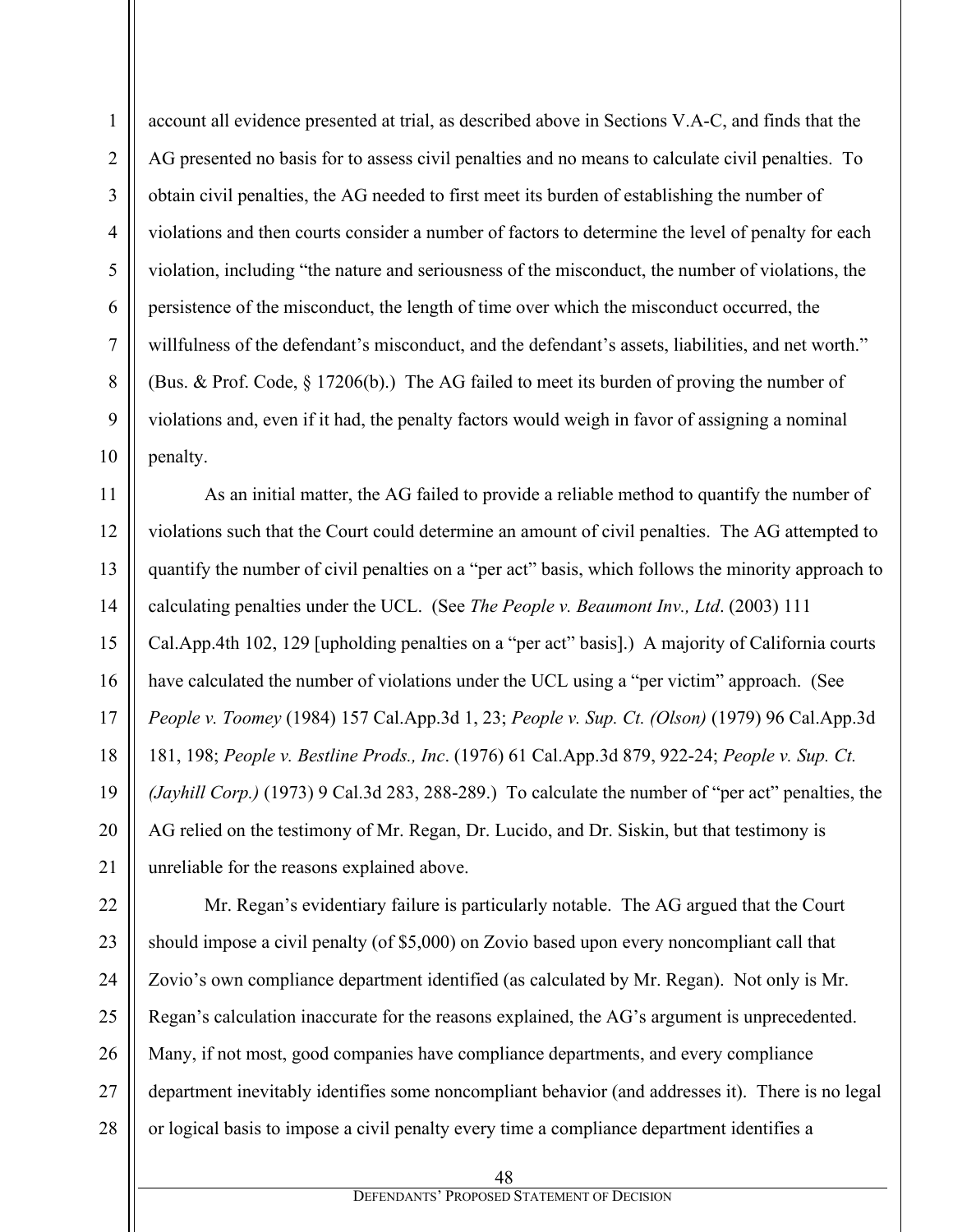account all evidence presented at trial, as described above in Sections V.A-C, and finds that the AG presented no basis for to assess civil penalties and no means to calculate civil penalties. To obtain civil penalties, the AG needed to first meet its burden of establishing the number of violations and then courts consider a number of factors to determine the level of penalty for each violation, including "the nature and seriousness of the misconduct, the number of violations, the persistence of the misconduct, the length of time over which the misconduct occurred, the willfulness of the defendant's misconduct, and the defendant's assets, liabilities, and net worth." (Bus. & Prof. Code, § 17206(b).) The AG failed to meet its burden of proving the number of violations and, even if it had, the penalty factors would weigh in favor of assigning a nominal penalty.

As an initial matter, the AG failed to provide a reliable method to quantify the number of violations such that the Court could determine an amount of civil penalties. The AG attempted to quantify the number of civil penalties on a "per act" basis, which follows the minority approach to calculating penalties under the UCL. (See *The People v. Beaumont Inv., Ltd*. (2003) 111 Cal.App.4th 102, 129 [upholding penalties on a "per act" basis].) A majority of California courts have calculated the number of violations under the UCL using a "per victim" approach. (See *People v. Toomey* (1984) 157 Cal.App.3d 1, 23; *People v. Sup. Ct. (Olson)* (1979) 96 Cal.App.3d 181, 198; *People v. Bestline Prods., Inc*. (1976) 61 Cal.App.3d 879, 922-24; *People v. Sup. Ct. (Jayhill Corp.)* (1973) 9 Cal.3d 283, 288-289.) To calculate the number of "per act" penalties, the AG relied on the testimony of Mr. Regan, Dr. Lucido, and Dr. Siskin, but that testimony is unreliable for the reasons explained above.

Mr. Regan's evidentiary failure is particularly notable. The AG argued that the Court should impose a civil penalty (of $5,000) on Zovio based upon every noncompliant call that Zovio's own compliance department identified (as calculated by Mr. Regan). Not only is Mr. Regan's calculation inaccurate for the reasons explained, the AG's argument is unprecedented. Many, if not most, good companies have compliance departments, and every compliance department inevitably identifies some noncompliant behavior (and addresses it). There is no legal or logical basis to impose a civil penalty every time a compliance department identifies a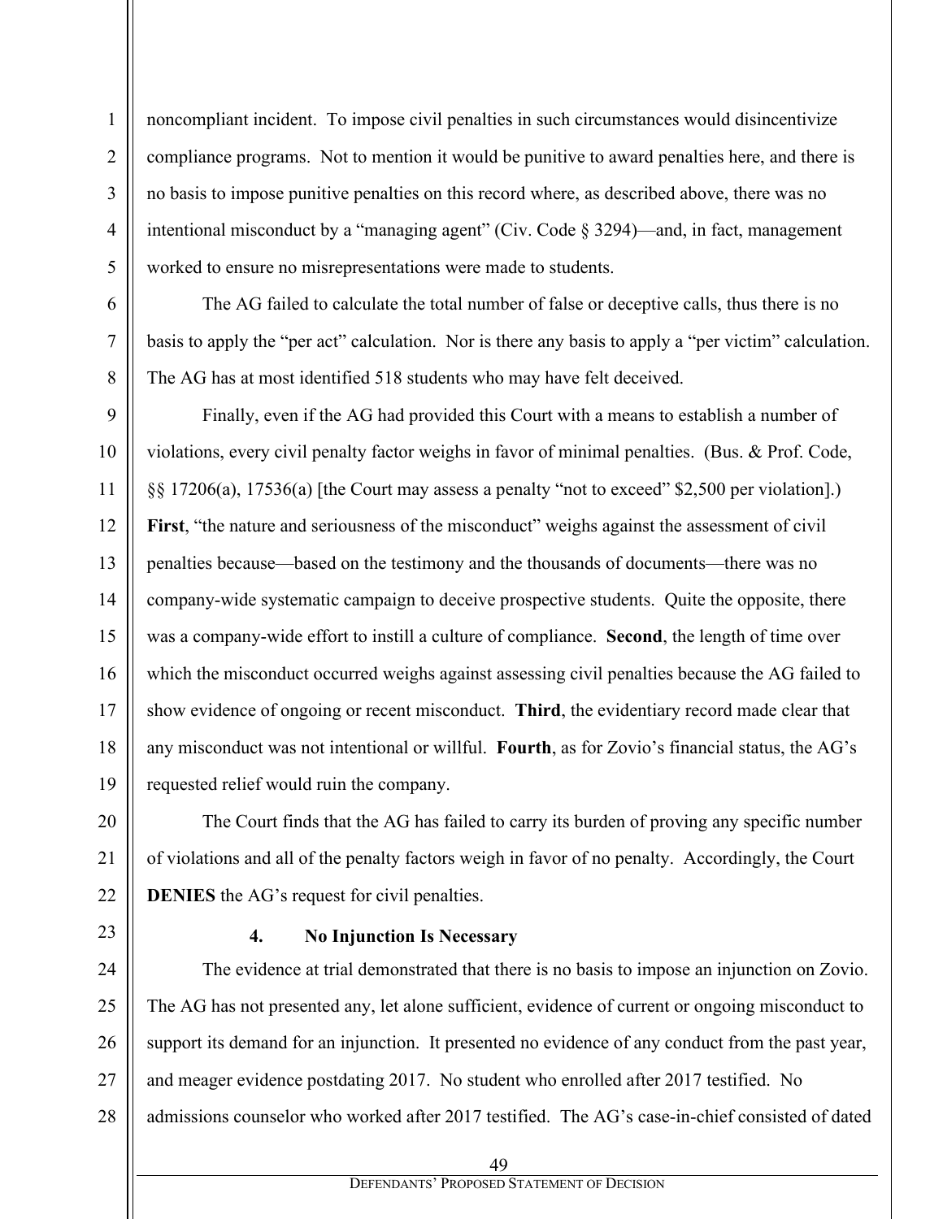noncompliant incident. To impose civil penalties in such circumstances would disincentivize compliance programs. Not to mention it would be punitive to award penalties here, and there is no basis to impose punitive penalties on this record where, as described above, there was no intentional misconduct by a "managing agent" (Civ. Code § 3294)—and, in fact, management worked to ensure no misrepresentations were made to students.

The AG failed to calculate the total number of false or deceptive calls, thus there is no basis to apply the "per act" calculation. Nor is there any basis to apply a "per victim" calculation. The AG has at most identified 518 students who may have felt deceived.

Finally, even if the AG had provided this Court with a means to establish a number of violations, every civil penalty factor weighs in favor of minimal penalties. (Bus. & Prof. Code, §§ 17206(a), 17536(a) [the Court may assess a penalty "not to exceed" $2,500 per violation].) **First**, "the nature and seriousness of the misconduct" weighs against the assessment of civil penalties because—based on the testimony and the thousands of documents—there was no company-wide systematic campaign to deceive prospective students. Quite the opposite, there was a company-wide effort to instill a culture of compliance. **Second**, the length of time over which the misconduct occurred weighs against assessing civil penalties because the AG failed to show evidence of ongoing or recent misconduct. **Third**, the evidentiary record made clear that any misconduct was not intentional or willful. **Fourth**, as for Zovio's financial status, the AG's requested relief would ruin the company.

The Court finds that the AG has failed to carry its burden of proving any specific number of violations and all of the penalty factors weigh in favor of no penalty. Accordingly, the Court **DENIES** the AG's request for civil penalties.

#### 4. No Injunction Is Necessary

The evidence at trial demonstrated that there is no basis to impose an injunction on Zovio. The AG has not presented any, let alone sufficient, evidence of current or ongoing misconduct to support its demand for an injunction. It presented no evidence of any conduct from the past year, and meager evidence postdating 2017. No student who enrolled after 2017 testified. No admissions counselor who worked after 2017 testified. The AG's case-in-chief consisted of dated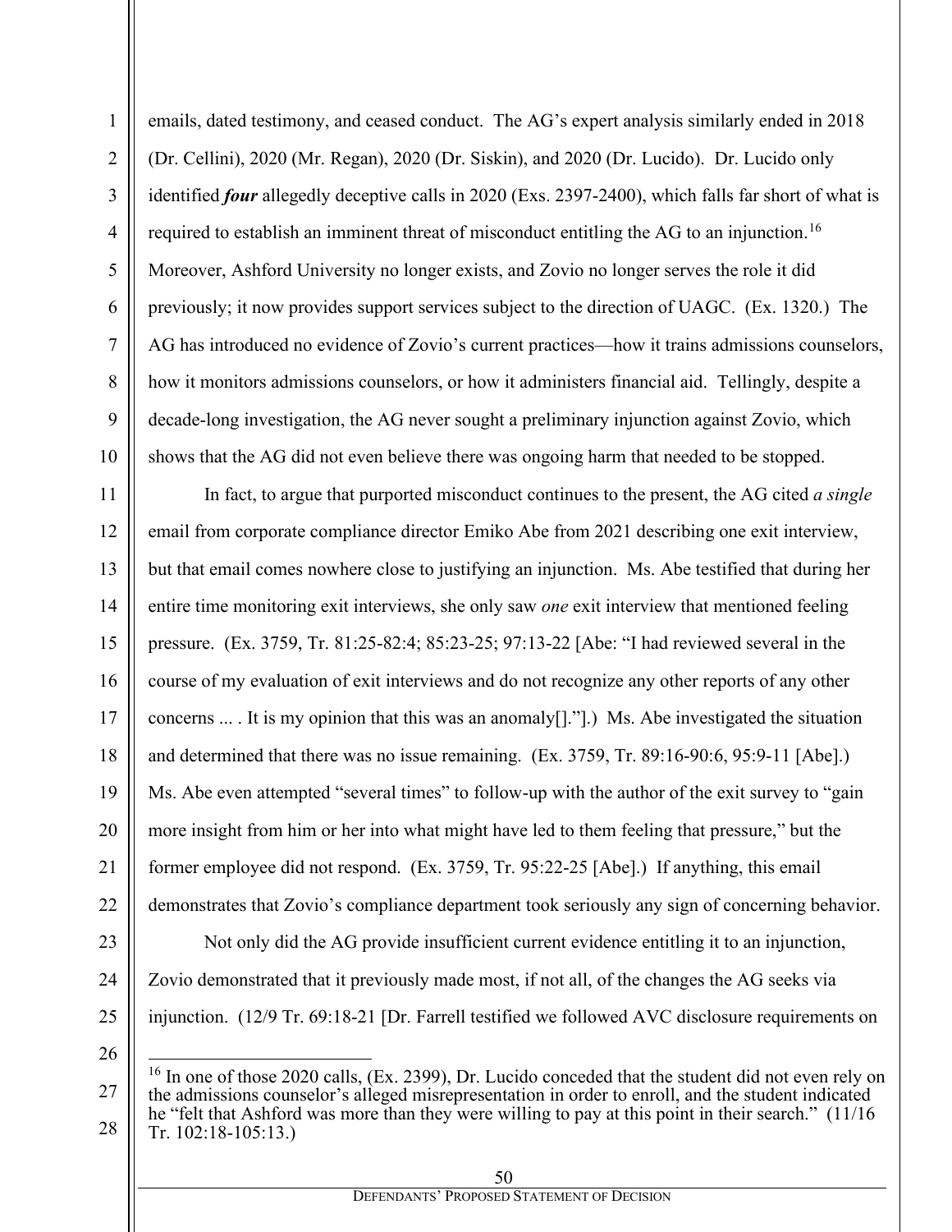emails, dated testimony, and ceased conduct. The AG's expert analysis similarly ended in 2018 (Dr. Cellini), 2020 (Mr. Regan), 2020 (Dr. Siskin), and 2020 (Dr. Lucido). Dr. Lucido only identified ***four*** allegedly deceptive calls in 2020 (Exs. 2397-2400), which falls far short of what is required to establish an imminent threat of misconduct entitling the AG to an injunction.[16] Moreover, Ashford University no longer exists, and Zovio no longer serves the role it did previously; it now provides support services subject to the direction of UAGC. (Ex. 1320.) The AG has introduced no evidence of Zovio's current practices—how it trains admissions counselors, how it monitors admissions counselors, or how it administers financial aid. Tellingly, despite a decade-long investigation, the AG never sought a preliminary injunction against Zovio, which shows that the AG did not even believe there was ongoing harm that needed to be stopped.

In fact, to argue that purported misconduct continues to the present, the AG cited *a single* email from corporate compliance director Emiko Abe from 2021 describing one exit interview, but that email comes nowhere close to justifying an injunction. Ms. Abe testified that during her entire time monitoring exit interviews, she only saw *one* exit interview that mentioned feeling pressure. (Ex. 3759, Tr. 81:25-82:4; 85:23-25; 97:13-22 [Abe: "I had reviewed several in the course of my evaluation of exit interviews and do not recognize any other reports of any other concerns ... . It is my opinion that this was an anomaly[]."].) Ms. Abe investigated the situation and determined that there was no issue remaining. (Ex. 3759, Tr. 89:16-90:6, 95:9-11 [Abe].) Ms. Abe even attempted "several times" to follow-up with the author of the exit survey to "gain more insight from him or her into what might have led to them feeling that pressure," but the former employee did not respond. (Ex. 3759, Tr. 95:22-25 [Abe].) If anything, this email demonstrates that Zovio's compliance department took seriously any sign of concerning behavior.

Not only did the AG provide insufficient current evidence entitling it to an injunction, Zovio demonstrated that it previously made most, if not all, of the changes the AG seeks via injunction. (12/9 Tr. 69:18-21 [Dr. Farrell testified we followed AVC disclosure requirements on

---

[16] In one of those 2020 calls, (Ex. 2399), Dr. Lucido conceded that the student did not even rely on the admissions counselor's alleged misrepresentation in order to enroll, and the student indicated he "felt that Ashford was more than they were willing to pay at this point in their search." (11/16 Tr. 102:18-105:13.)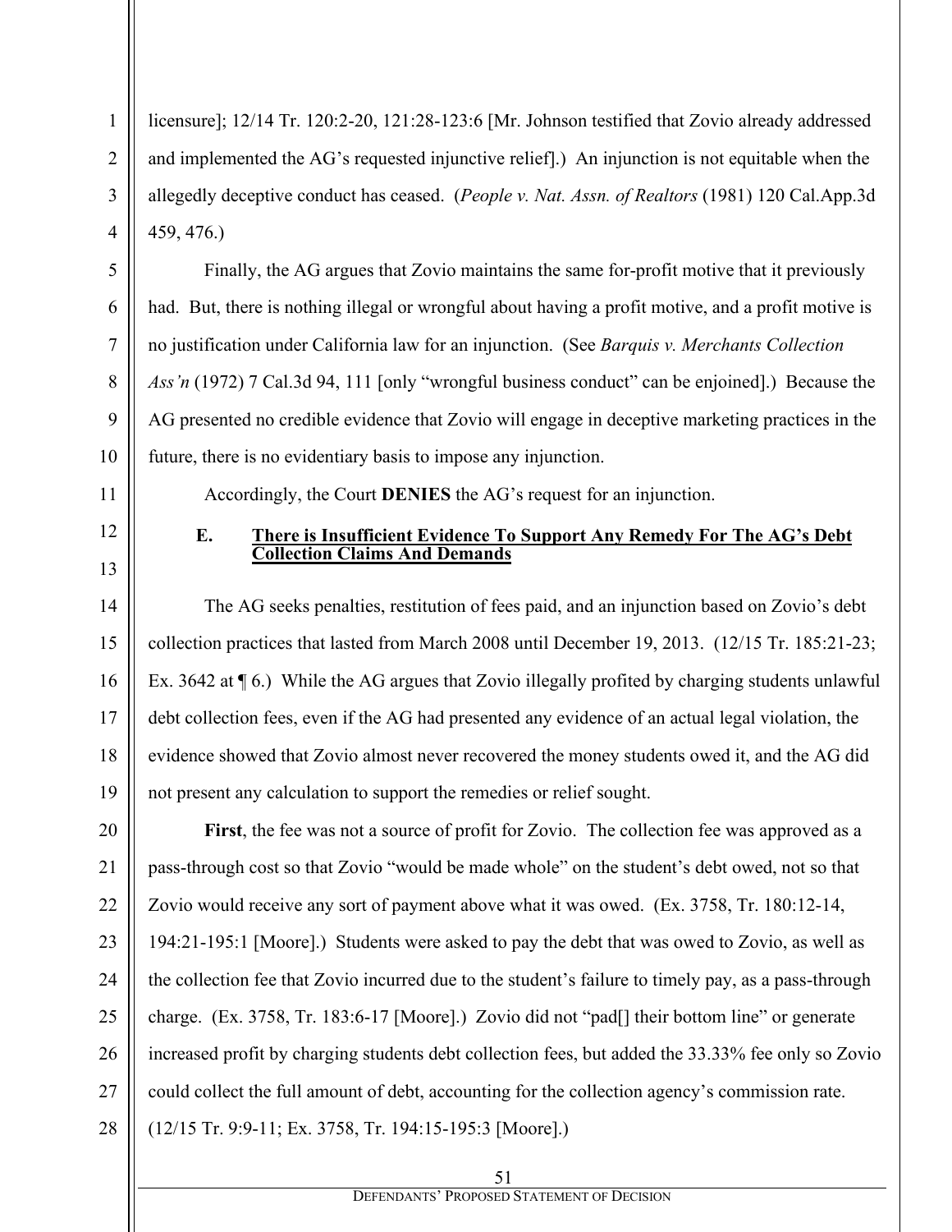licensure]; 12/14 Tr. 120:2-20, 121:28-123:6 [Mr. Johnson testified that Zovio already addressed and implemented the AG's requested injunctive relief].) An injunction is not equitable when the allegedly deceptive conduct has ceased. (*People v. Nat. Assn. of Realtors* (1981) 120 Cal.App.3d 459, 476.)

Finally, the AG argues that Zovio maintains the same for-profit motive that it previously had. But, there is nothing illegal or wrongful about having a profit motive, and a profit motive is no justification under California law for an injunction. (See *Barquis v. Merchants Collection Ass'n* (1972) 7 Cal.3d 94, 111 [only "wrongful business conduct" can be enjoined].) Because the AG presented no credible evidence that Zovio will engage in deceptive marketing practices in the future, there is no evidentiary basis to impose any injunction.

Accordingly, the Court **DENIES** the AG's request for an injunction.

### E. There is Insufficient Evidence To Support Any Remedy For The AG's Debt Collection Claims And Demands

The AG seeks penalties, restitution of fees paid, and an injunction based on Zovio's debt collection practices that lasted from March 2008 until December 19, 2013. (12/15 Tr. 185:21-23; Ex. 3642 at ¶ 6.) While the AG argues that Zovio illegally profited by charging students unlawful debt collection fees, even if the AG had presented any evidence of an actual legal violation, the evidence showed that Zovio almost never recovered the money students owed it, and the AG did not present any calculation to support the remedies or relief sought.

**First**, the fee was not a source of profit for Zovio. The collection fee was approved as a pass-through cost so that Zovio "would be made whole" on the student's debt owed, not so that Zovio would receive any sort of payment above what it was owed. (Ex. 3758, Tr. 180:12-14, 194:21-195:1 [Moore].) Students were asked to pay the debt that was owed to Zovio, as well as the collection fee that Zovio incurred due to the student's failure to timely pay, as a pass-through charge. (Ex. 3758, Tr. 183:6-17 [Moore].) Zovio did not "pad[] their bottom line" or generate increased profit by charging students debt collection fees, but added the 33.33% fee only so Zovio could collect the full amount of debt, accounting for the collection agency's commission rate. (12/15 Tr. 9:9-11; Ex. 3758, Tr. 194:15-195:3 [Moore].)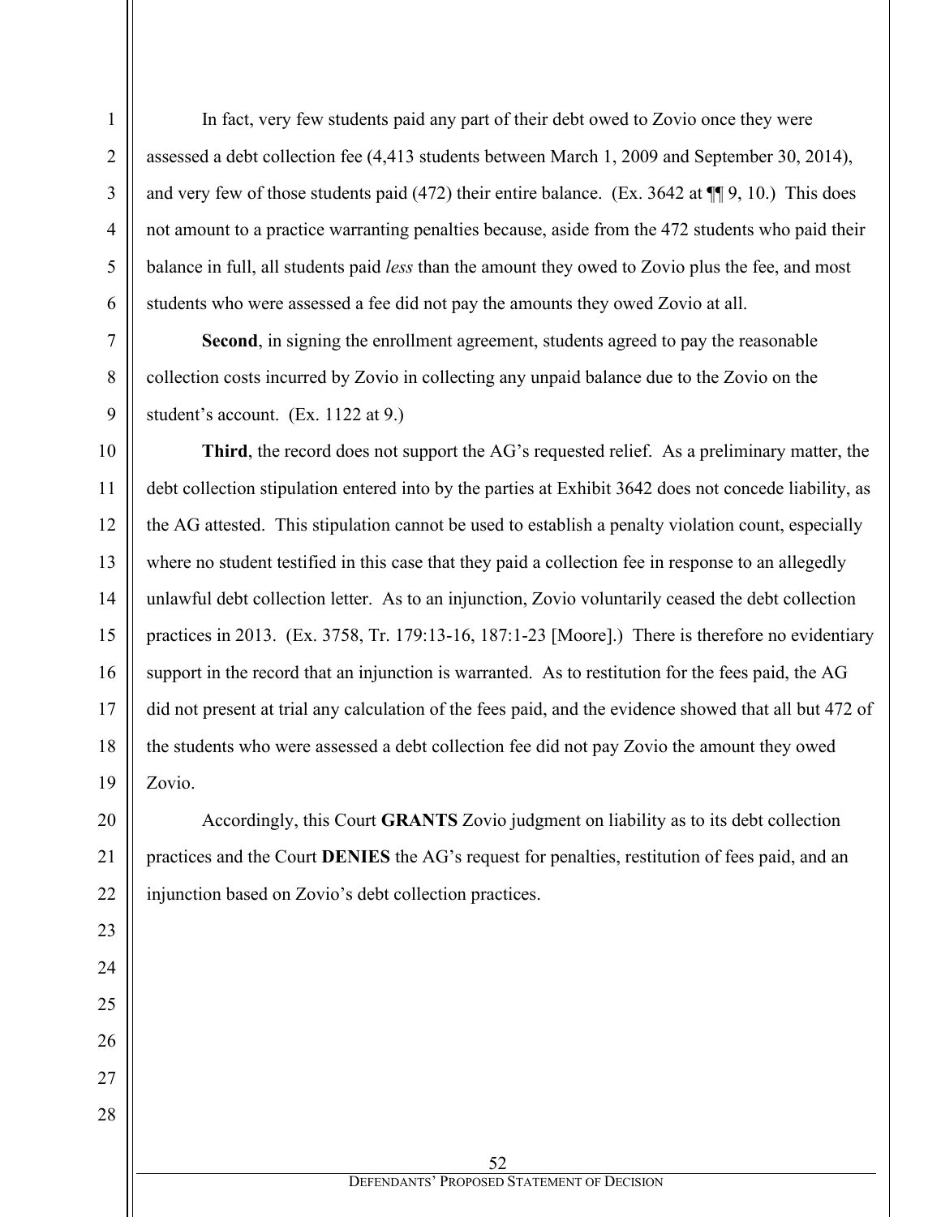In fact, very few students paid any part of their debt owed to Zovio once they were assessed a debt collection fee (4,413 students between March 1, 2009 and September 30, 2014), and very few of those students paid (472) their entire balance. (Ex. 3642 at ¶¶ 9, 10.) This does not amount to a practice warranting penalties because, aside from the 472 students who paid their balance in full, all students paid *less* than the amount they owed to Zovio plus the fee, and most students who were assessed a fee did not pay the amounts they owed Zovio at all.

**Second**, in signing the enrollment agreement, students agreed to pay the reasonable collection costs incurred by Zovio in collecting any unpaid balance due to the Zovio on the student's account. (Ex. 1122 at 9.)

**Third**, the record does not support the AG's requested relief. As a preliminary matter, the debt collection stipulation entered into by the parties at Exhibit 3642 does not concede liability, as the AG attested. This stipulation cannot be used to establish a penalty violation count, especially where no student testified in this case that they paid a collection fee in response to an allegedly unlawful debt collection letter. As to an injunction, Zovio voluntarily ceased the debt collection practices in 2013. (Ex. 3758, Tr. 179:13-16, 187:1-23 [Moore].) There is therefore no evidentiary support in the record that an injunction is warranted. As to restitution for the fees paid, the AG did not present at trial any calculation of the fees paid, and the evidence showed that all but 472 of the students who were assessed a debt collection fee did not pay Zovio the amount they owed Zovio.

Accordingly, this Court **GRANTS** Zovio judgment on liability as to its debt collection practices and the Court **DENIES** the AG's request for penalties, restitution of fees paid, and an injunction based on Zovio's debt collection practices.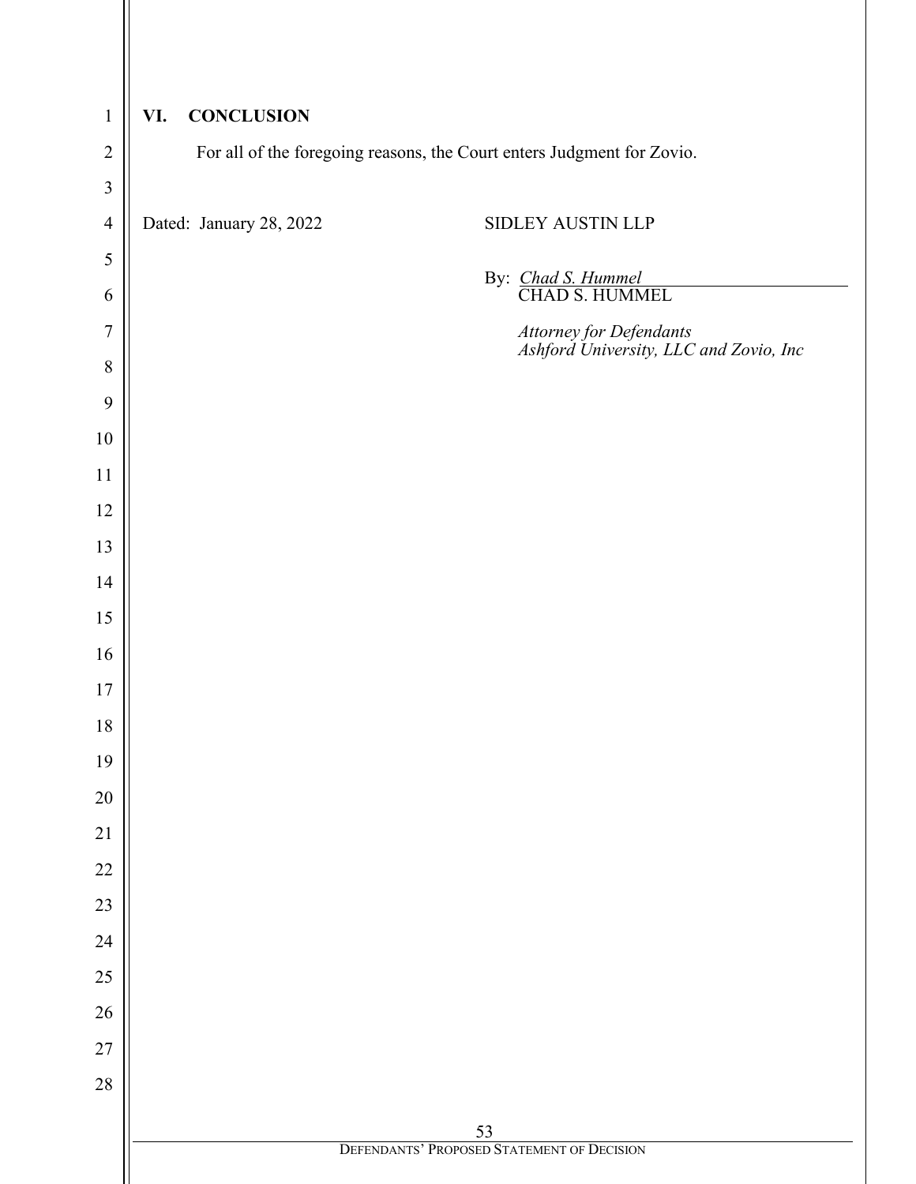## VI. CONCLUSION

For all of the foregoing reasons, the Court enters Judgment for Zovio.

Dated: January 28, 2022

SIDLEY AUSTIN LLP

By: *Chad S. Hummel*
CHAD S. HUMMEL

*Attorney for Defendants*
*Ashford University, LLC and Zovio, Inc*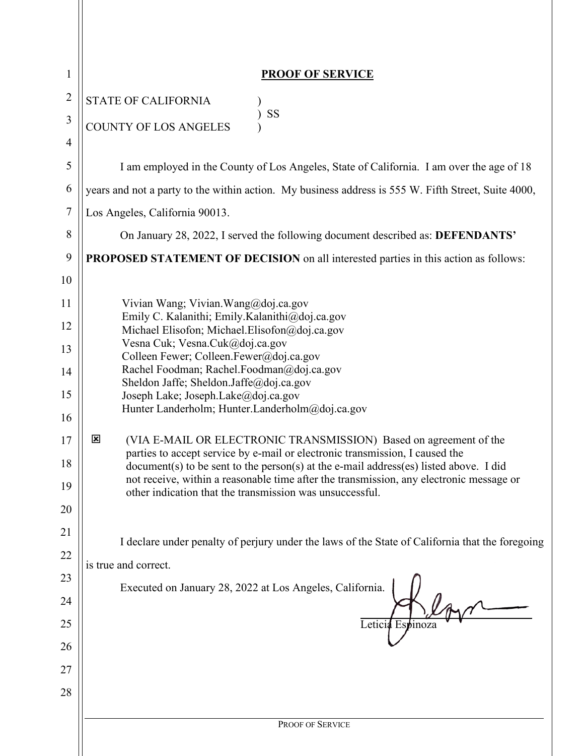# PROOF OF SERVICE

STATE OF CALIFORNIA )
) SS
COUNTY OF LOS ANGELES )

I am employed in the County of Los Angeles, State of California. I am over the age of 18 years and not a party to the within action. My business address is 555 W. Fifth Street, Suite 4000, Los Angeles, California 90013.

On January 28, 2022, I served the following document described as: **DEFENDANTS' PROPOSED STATEMENT OF DECISION** on all interested parties in this action as follows:

Vivian Wang; Vivian.Wang@doj.ca.gov
Emily C. Kalanithi; Emily.Kalanithi@doj.ca.gov
Michael Elisofon; Michael.Elisofon@doj.ca.gov
Vesna Cuk; Vesna.Cuk@doj.ca.gov
Colleen Fewer; Colleen.Fewer@doj.ca.gov
Rachel Foodman; Rachel.Foodman@doj.ca.gov
Sheldon Jaffe; Sheldon.Jaffe@doj.ca.gov
Joseph Lake; Joseph.Lake@doj.ca.gov
Hunter Landerholm; Hunter.Landerholm@doj.ca.gov

☒ (VIA E-MAIL OR ELECTRONIC TRANSMISSION) Based on agreement of the parties to accept service by e-mail or electronic transmission, I caused the document(s) to be sent to the person(s) at the e-mail address(es) listed above. I did not receive, within a reasonable time after the transmission, any electronic message or other indication that the transmission was unsuccessful.

I declare under penalty of perjury under the laws of the State of California that the foregoing is true and correct.

Executed on January 28, 2022 at Los Angeles, California.

Leticia Espinoza